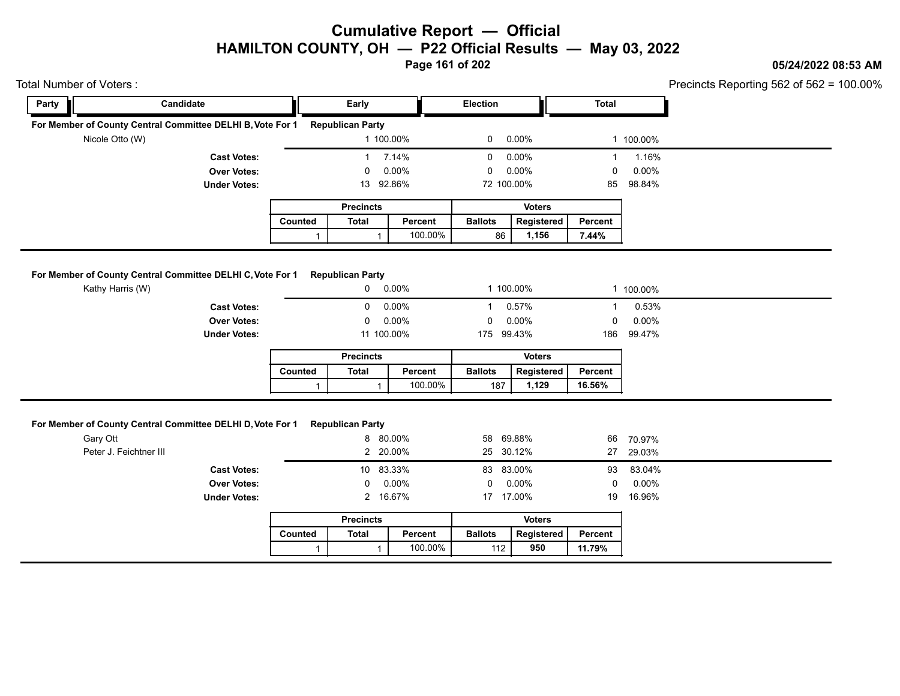# Cumulative Report — Official

## HAMILTON COUNTY, OH — P22 Official Results — May 03, 2022

05/24/2022 08:53 AM

Total Number of Voters :

Precincts Reporting 562 of 562 = 100.00%

| Party | Candidate | Early | | Election | | Total | |
|---|---|---|---|---|---|---|---|

### For Member of County Central Committee DELHI B, Vote For 1 — Republican Party

| Candidate | Early | | Election | | Total | |
|---|---|---|---|---|---|---|
| Nicole Otto (W) | 1 | 100.00% | 0 | 0.00% | 1 | 100.00% |
| **Cast Votes:** | 1 | 7.14% | 0 | 0.00% | 1 | 1.16% |
| **Over Votes:** | 0 | 0.00% | 0 | 0.00% | 0 | 0.00% |
| **Under Votes:** | 13 | 92.86% | 72 | 100.00% | 85 | 98.84% |

| Precincts | | | Voters | | |
|---|---|---|---|---|---|
| Counted | Total | Percent | Ballots | Registered | Percent |
| 1 | 1 | 100.00% | 86 | **1,156** | **7.44%** |

### For Member of County Central Committee DELHI C, Vote For 1 — Republican Party

| Candidate | Early | | Election | | Total | |
|---|---|---|---|---|---|---|
| Kathy Harris (W) | 0 | 0.00% | 1 | 100.00% | 1 | 100.00% |
| **Cast Votes:** | 0 | 0.00% | 1 | 0.57% | 1 | 0.53% |
| **Over Votes:** | 0 | 0.00% | 0 | 0.00% | 0 | 0.00% |
| **Under Votes:** | 11 | 100.00% | 175 | 99.43% | 186 | 99.47% |

| Precincts | | | Voters | | |
|---|---|---|---|---|---|
| Counted | Total | Percent | Ballots | Registered | Percent |
| 1 | 1 | 100.00% | 187 | **1,129** | **16.56%** |

### For Member of County Central Committee DELHI D, Vote For 1 — Republican Party

| Candidate | Early | | Election | | Total | |
|---|---|---|---|---|---|---|
| Gary Ott | 8 | 80.00% | 58 | 69.88% | 66 | 70.97% |
| Peter J. Feichtner III | 2 | 20.00% | 25 | 30.12% | 27 | 29.03% |
| **Cast Votes:** | 10 | 83.33% | 83 | 83.00% | 93 | 83.04% |
| **Over Votes:** | 0 | 0.00% | 0 | 0.00% | 0 | 0.00% |
| **Under Votes:** | 2 | 16.67% | 17 | 17.00% | 19 | 16.96% |

| Precincts | | | Voters | | |
|---|---|---|---|---|---|
| Counted | Total | Percent | Ballots | Registered | Percent |
| 1 | 1 | 100.00% | 112 | **950** | **11.79%** |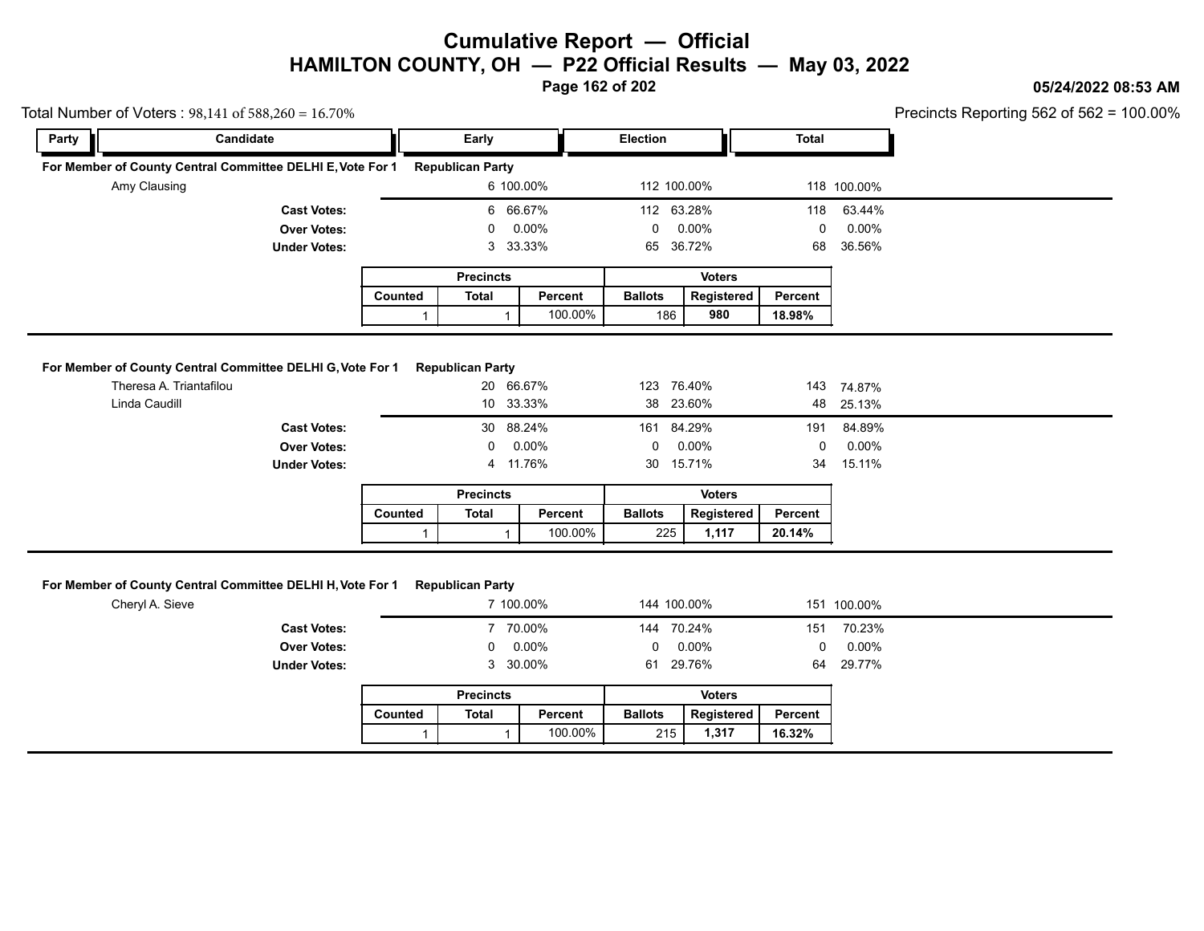# Cumulative Report — Official

## HAMILTON COUNTY, OH — P22 Official Results — May 03, 2022

05/24/2022 08:53 AM

Total Number of Voters : 98,141 of 588,260 = 16.70%

Precincts Reporting 562 of 562 = 100.00%

### For Member of County Central Committee DELHI E, Vote For 1 — Republican Party

| Party | Candidate | Early | | Election | | Total | |
|---|---|---|---|---|---|---|---|
| | Amy Clausing | 6 | 100.00% | 112 | 100.00% | 118 | 100.00% |
| | **Cast Votes:** | 6 | 66.67% | 112 | 63.28% | 118 | 63.44% |
| | **Over Votes:** | 0 | 0.00% | 0 | 0.00% | 0 | 0.00% |
| | **Under Votes:** | 3 | 33.33% | 65 | 36.72% | 68 | 36.56% |

| Precincts | | | Voters | | |
|---|---|---|---|---|---|
| Counted | Total | Percent | Ballots | Registered | Percent |
| 1 | 1 | 100.00% | 186 | **980** | **18.98%** |

### For Member of County Central Committee DELHI G, Vote For 1 — Republican Party

| Party | Candidate | Early | | Election | | Total | |
|---|---|---|---|---|---|---|---|
| | Theresa A. Triantafilou | 20 | 66.67% | 123 | 76.40% | 143 | 74.87% |
| | Linda Caudill | 10 | 33.33% | 38 | 23.60% | 48 | 25.13% |
| | **Cast Votes:** | 30 | 88.24% | 161 | 84.29% | 191 | 84.89% |
| | **Over Votes:** | 0 | 0.00% | 0 | 0.00% | 0 | 0.00% |
| | **Under Votes:** | 4 | 11.76% | 30 | 15.71% | 34 | 15.11% |

| Precincts | | | Voters | | |
|---|---|---|---|---|---|
| Counted | Total | Percent | Ballots | Registered | Percent |
| 1 | 1 | 100.00% | 225 | **1,117** | **20.14%** |

### For Member of County Central Committee DELHI H, Vote For 1 — Republican Party

| Party | Candidate | Early | | Election | | Total | |
|---|---|---|---|---|---|---|---|
| | Cheryl A. Sieve | 7 | 100.00% | 144 | 100.00% | 151 | 100.00% |
| | **Cast Votes:** | 7 | 70.00% | 144 | 70.24% | 151 | 70.23% |
| | **Over Votes:** | 0 | 0.00% | 0 | 0.00% | 0 | 0.00% |
| | **Under Votes:** | 3 | 30.00% | 61 | 29.76% | 64 | 29.77% |

| Precincts | | | Voters | | |
|---|---|---|---|---|---|
| Counted | Total | Percent | Ballots | Registered | Percent |
| 1 | 1 | 100.00% | 215 | **1,317** | **16.32%** |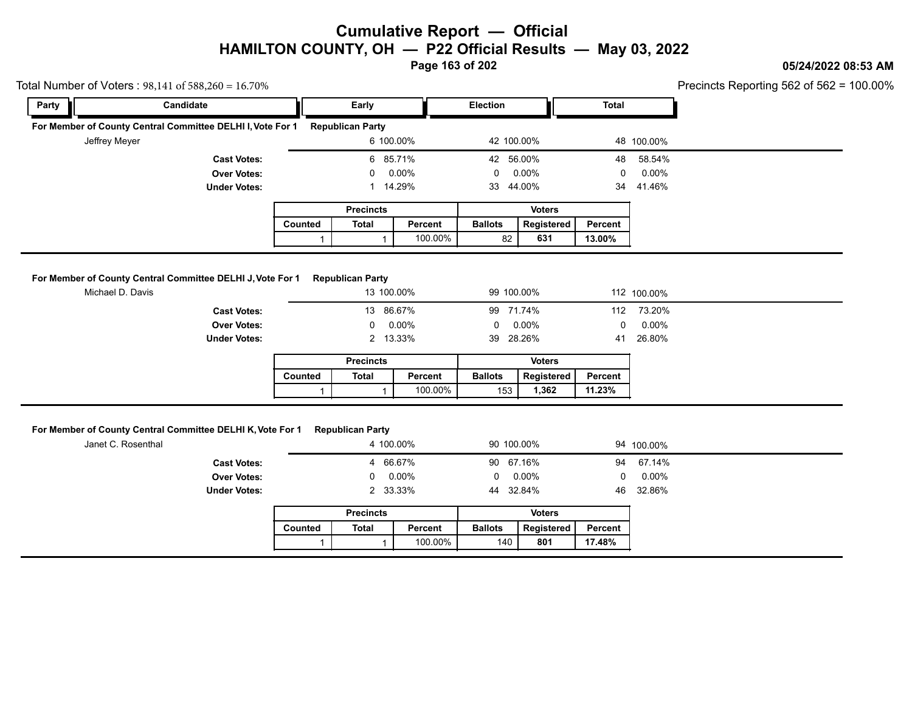# Cumulative Report — Official

## HAMILTON COUNTY, OH — P22 Official Results — May 03, 2022

05/24/2022 08:53 AM

Total Number of Voters : 98,141 of 588,260 = 16.70%

Precincts Reporting 562 of 562 = 100.00%

| Party | Candidate | Early | | Election | | Total | |
|---|---|---|---|---|---|---|---|

### For Member of County Central Committee DELHI I, Vote For 1 — Republican Party

| Candidate | Early | | Election | | Total | |
|---|---|---|---|---|---|---|
| Jeffrey Meyer | 6 | 100.00% | 42 | 100.00% | 48 | 100.00% |
| **Cast Votes:** | 6 | 85.71% | 42 | 56.00% | 48 | 58.54% |
| **Over Votes:** | 0 | 0.00% | 0 | 0.00% | 0 | 0.00% |
| **Under Votes:** | 1 | 14.29% | 33 | 44.00% | 34 | 41.46% |

| Precincts | | | Voters | | |
|---|---|---|---|---|---|
| Counted | Total | Percent | Ballots | Registered | Percent |
| 1 | 1 | 100.00% | 82 | **631** | **13.00%** |

### For Member of County Central Committee DELHI J, Vote For 1 — Republican Party

| Candidate | Early | | Election | | Total | |
|---|---|---|---|---|---|---|
| Michael D. Davis | 13 | 100.00% | 99 | 100.00% | 112 | 100.00% |
| **Cast Votes:** | 13 | 86.67% | 99 | 71.74% | 112 | 73.20% |
| **Over Votes:** | 0 | 0.00% | 0 | 0.00% | 0 | 0.00% |
| **Under Votes:** | 2 | 13.33% | 39 | 28.26% | 41 | 26.80% |

| Precincts | | | Voters | | |
|---|---|---|---|---|---|
| Counted | Total | Percent | Ballots | Registered | Percent |
| 1 | 1 | 100.00% | 153 | **1,362** | **11.23%** |

### For Member of County Central Committee DELHI K, Vote For 1 — Republican Party

| Candidate | Early | | Election | | Total | |
|---|---|---|---|---|---|---|
| Janet C. Rosenthal | 4 | 100.00% | 90 | 100.00% | 94 | 100.00% |
| **Cast Votes:** | 4 | 66.67% | 90 | 67.16% | 94 | 67.14% |
| **Over Votes:** | 0 | 0.00% | 0 | 0.00% | 0 | 0.00% |
| **Under Votes:** | 2 | 33.33% | 44 | 32.84% | 46 | 32.86% |

| Precincts | | | Voters | | |
|---|---|---|---|---|---|
| Counted | Total | Percent | Ballots | Registered | Percent |
| 1 | 1 | 100.00% | 140 | **801** | **17.48%** |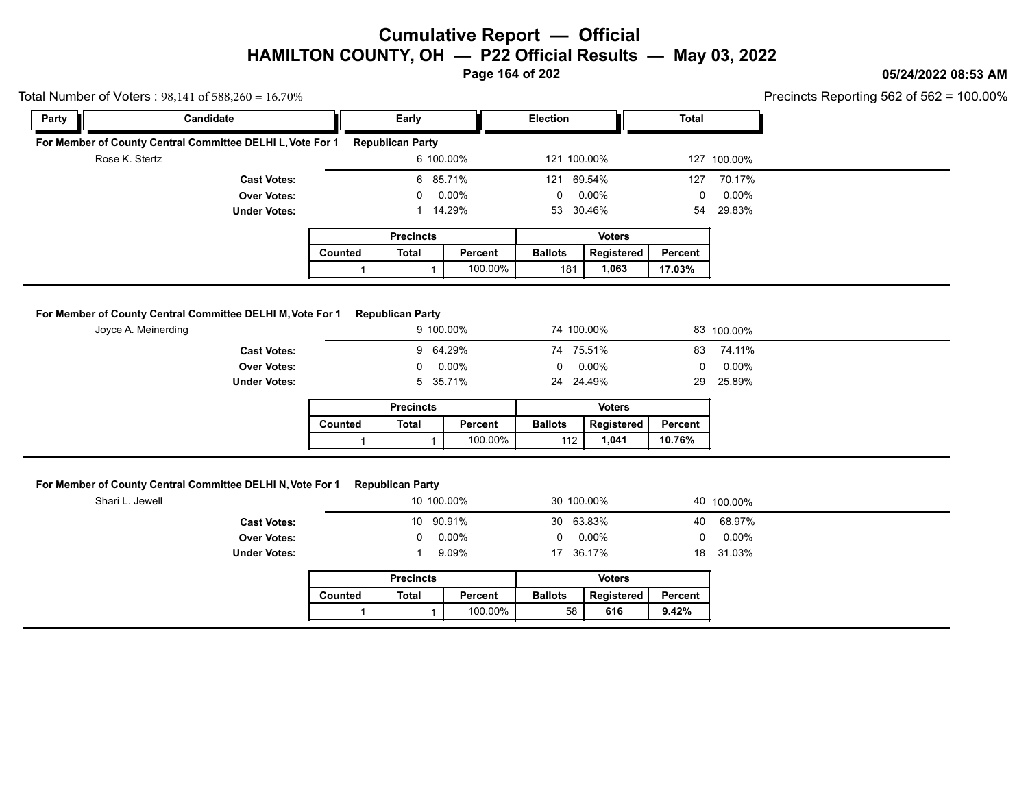# Cumulative Report — Official
## HAMILTON COUNTY, OH — P22 Official Results — May 03, 2022

05/24/2022 08:53 AM

Total Number of Voters : 98,141 of 588,260 = 16.70%

Precincts Reporting 562 of 562 = 100.00%

| Party | Candidate | Early | | Election | | Total | |
|---|---|---|---|---|---|---|---|

### For Member of County Central Committee DELHI L, Vote For 1 — Republican Party

| Candidate | Early | | Election | | Total | |
|---|---|---|---|---|---|---|
| Rose K. Stertz | 6 | 100.00% | 121 | 100.00% | 127 | 100.00% |
| **Cast Votes:** | 6 | 85.71% | 121 | 69.54% | 127 | 70.17% |
| **Over Votes:** | 0 | 0.00% | 0 | 0.00% | 0 | 0.00% |
| **Under Votes:** | 1 | 14.29% | 53 | 30.46% | 54 | 29.83% |

| Precincts | | | Voters | | |
|---|---|---|---|---|---|
| Counted | Total | Percent | Ballots | Registered | Percent |
| 1 | 1 | 100.00% | 181 | **1,063** | **17.03%** |

### For Member of County Central Committee DELHI M, Vote For 1 — Republican Party

| Candidate | Early | | Election | | Total | |
|---|---|---|---|---|---|---|
| Joyce A. Meinerding | 9 | 100.00% | 74 | 100.00% | 83 | 100.00% |
| **Cast Votes:** | 9 | 64.29% | 74 | 75.51% | 83 | 74.11% |
| **Over Votes:** | 0 | 0.00% | 0 | 0.00% | 0 | 0.00% |
| **Under Votes:** | 5 | 35.71% | 24 | 24.49% | 29 | 25.89% |

| Precincts | | | Voters | | |
|---|---|---|---|---|---|
| Counted | Total | Percent | Ballots | Registered | Percent |
| 1 | 1 | 100.00% | 112 | **1,041** | **10.76%** |

### For Member of County Central Committee DELHI N, Vote For 1 — Republican Party

| Candidate | Early | | Election | | Total | |
|---|---|---|---|---|---|---|
| Shari L. Jewell | 10 | 100.00% | 30 | 100.00% | 40 | 100.00% |
| **Cast Votes:** | 10 | 90.91% | 30 | 63.83% | 40 | 68.97% |
| **Over Votes:** | 0 | 0.00% | 0 | 0.00% | 0 | 0.00% |
| **Under Votes:** | 1 | 9.09% | 17 | 36.17% | 18 | 31.03% |

| Precincts | | | Voters | | |
|---|---|---|---|---|---|
| Counted | Total | Percent | Ballots | Registered | Percent |
| 1 | 1 | 100.00% | 58 | **616** | **9.42%** |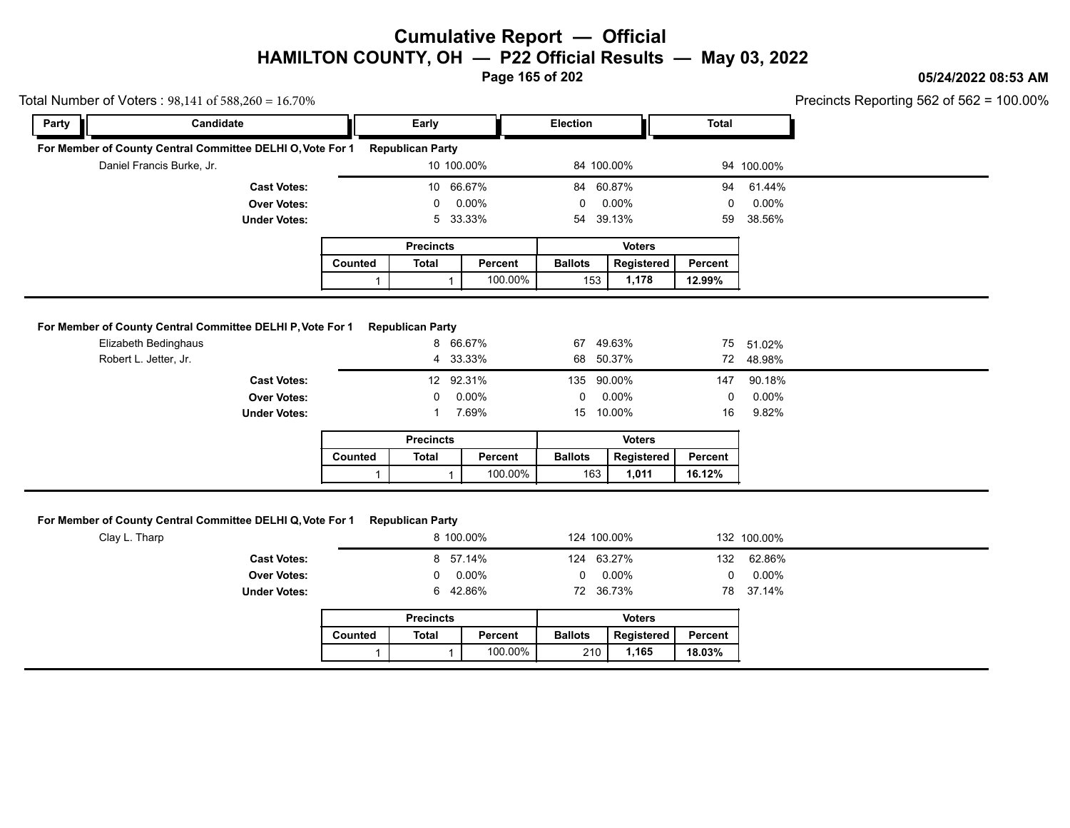# Cumulative Report — Official
## HAMILTON COUNTY, OH — P22 Official Results — May 03, 2022

**05/24/2022 08:53 AM**

Total Number of Voters : 98,141 of 588,260 = 16.70%

Precincts Reporting 562 of 562 = 100.00%

### For Member of County Central Committee DELHI O, Vote For 1 — Republican Party

| Party | Candidate | Early | | Election | | Total | |
|---|---|---|---|---|---|---|---|
| | Daniel Francis Burke, Jr. | 10 | 100.00% | 84 | 100.00% | 94 | 100.00% |
| | **Cast Votes:** | 10 | 66.67% | 84 | 60.87% | 94 | 61.44% |
| | **Over Votes:** | 0 | 0.00% | 0 | 0.00% | 0 | 0.00% |
| | **Under Votes:** | 5 | 33.33% | 54 | 39.13% | 59 | 38.56% |

| Precincts | | | Voters | | |
|---|---|---|---|---|---|
| Counted | Total | Percent | Ballots | Registered | Percent |
| 1 | 1 | 100.00% | 153 | **1,178** | **12.99%** |

### For Member of County Central Committee DELHI P, Vote For 1 — Republican Party

| Party | Candidate | Early | | Election | | Total | |
|---|---|---|---|---|---|---|---|
| | Elizabeth Bedinghaus | 8 | 66.67% | 67 | 49.63% | 75 | 51.02% |
| | Robert L. Jetter, Jr. | 4 | 33.33% | 68 | 50.37% | 72 | 48.98% |
| | **Cast Votes:** | 12 | 92.31% | 135 | 90.00% | 147 | 90.18% |
| | **Over Votes:** | 0 | 0.00% | 0 | 0.00% | 0 | 0.00% |
| | **Under Votes:** | 1 | 7.69% | 15 | 10.00% | 16 | 9.82% |

| Precincts | | | Voters | | |
|---|---|---|---|---|---|
| Counted | Total | Percent | Ballots | Registered | Percent |
| 1 | 1 | 100.00% | 163 | **1,011** | **16.12%** |

### For Member of County Central Committee DELHI Q, Vote For 1 — Republican Party

| Party | Candidate | Early | | Election | | Total | |
|---|---|---|---|---|---|---|---|
| | Clay L. Tharp | 8 | 100.00% | 124 | 100.00% | 132 | 100.00% |
| | **Cast Votes:** | 8 | 57.14% | 124 | 63.27% | 132 | 62.86% |
| | **Over Votes:** | 0 | 0.00% | 0 | 0.00% | 0 | 0.00% |
| | **Under Votes:** | 6 | 42.86% | 72 | 36.73% | 78 | 37.14% |

| Precincts | | | Voters | | |
|---|---|---|---|---|---|
| Counted | Total | Percent | Ballots | Registered | Percent |
| 1 | 1 | 100.00% | 210 | **1,165** | **18.03%** |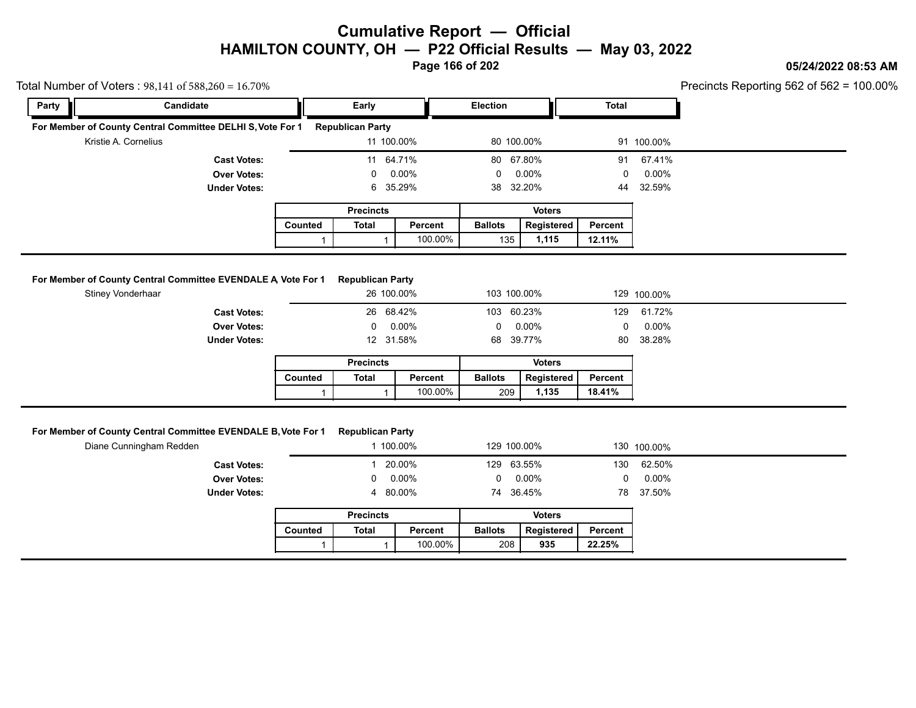# Cumulative Report — Official

## HAMILTON COUNTY, OH — P22 Official Results — May 03, 2022

05/24/2022 08:53 AM

Total Number of Voters : 98,141 of 588,260 = 16.70%

Precincts Reporting 562 of 562 = 100.00%

### For Member of County Central Committee DELHI S, Vote For 1 — Republican Party

| Party | Candidate | Early | | Election | | Total | |
|---|---|---|---|---|---|---|---|
| | Kristie A. Cornelius | 11 | 100.00% | 80 | 100.00% | 91 | 100.00% |
| | **Cast Votes:** | 11 | 64.71% | 80 | 67.80% | 91 | 67.41% |
| | **Over Votes:** | 0 | 0.00% | 0 | 0.00% | 0 | 0.00% |
| | **Under Votes:** | 6 | 35.29% | 38 | 32.20% | 44 | 32.59% |

| Precincts | | | Voters | | |
|---|---|---|---|---|---|
| Counted | Total | Percent | Ballots | Registered | Percent |
| 1 | 1 | 100.00% | 135 | **1,115** | **12.11%** |

### For Member of County Central Committee EVENDALE A, Vote For 1 — Republican Party

| Party | Candidate | Early | | Election | | Total | |
|---|---|---|---|---|---|---|---|
| | Stiney Vonderhaar | 26 | 100.00% | 103 | 100.00% | 129 | 100.00% |
| | **Cast Votes:** | 26 | 68.42% | 103 | 60.23% | 129 | 61.72% |
| | **Over Votes:** | 0 | 0.00% | 0 | 0.00% | 0 | 0.00% |
| | **Under Votes:** | 12 | 31.58% | 68 | 39.77% | 80 | 38.28% |

| Precincts | | | Voters | | |
|---|---|---|---|---|---|
| Counted | Total | Percent | Ballots | Registered | Percent |
| 1 | 1 | 100.00% | 209 | **1,135** | **18.41%** |

### For Member of County Central Committee EVENDALE B, Vote For 1 — Republican Party

| Party | Candidate | Early | | Election | | Total | |
|---|---|---|---|---|---|---|---|
| | Diane Cunningham Redden | 1 | 100.00% | 129 | 100.00% | 130 | 100.00% |
| | **Cast Votes:** | 1 | 20.00% | 129 | 63.55% | 130 | 62.50% |
| | **Over Votes:** | 0 | 0.00% | 0 | 0.00% | 0 | 0.00% |
| | **Under Votes:** | 4 | 80.00% | 74 | 36.45% | 78 | 37.50% |

| Precincts | | | Voters | | |
|---|---|---|---|---|---|
| Counted | Total | Percent | Ballots | Registered | Percent |
| 1 | 1 | 100.00% | 208 | **935** | **22.25%** |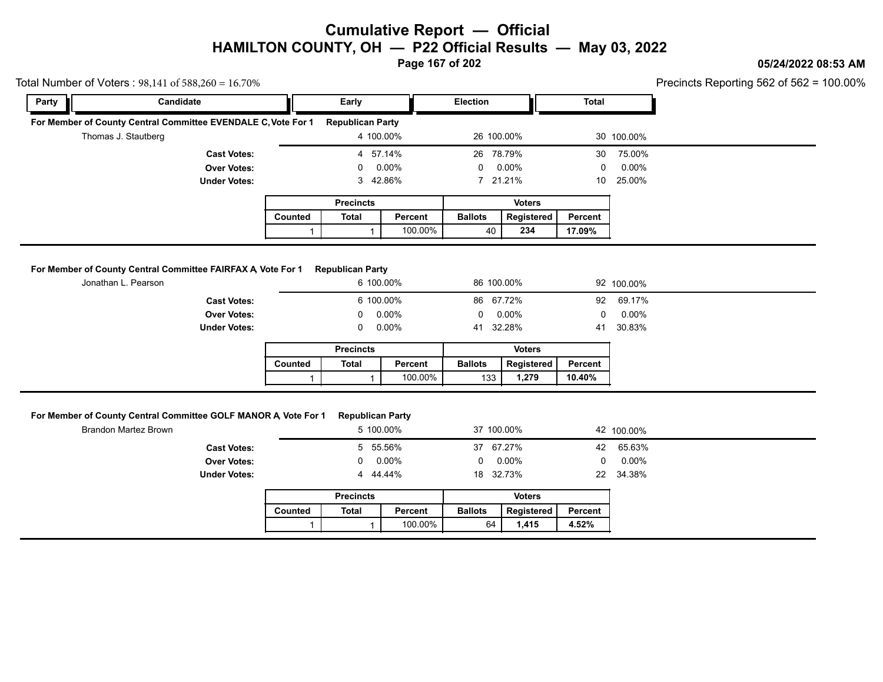# Cumulative Report — Official
## HAMILTON COUNTY, OH — P22 Official Results — May 03, 2022

05/24/2022 08:53 AM

Total Number of Voters : 98,141 of 588,260 = 16.70%

Precincts Reporting 562 of 562 = 100.00%

| Party | Candidate | Early | | Election | | Total | |
|---|---|---|---|---|---|---|---|

### For Member of County Central Committee EVENDALE C, Vote For 1 — Republican Party

| Candidate | Early | | Election | | Total | |
|---|---|---|---|---|---|---|
| Thomas J. Stautberg | 4 | 100.00% | 26 | 100.00% | 30 | 100.00% |
| **Cast Votes:** | 4 | 57.14% | 26 | 78.79% | 30 | 75.00% |
| **Over Votes:** | 0 | 0.00% | 0 | 0.00% | 0 | 0.00% |
| **Under Votes:** | 3 | 42.86% | 7 | 21.21% | 10 | 25.00% |

| Precincts | | | Voters | | |
|---|---|---|---|---|---|
| Counted | Total | Percent | Ballots | Registered | Percent |
| 1 | 1 | 100.00% | 40 | **234** | **17.09%** |

### For Member of County Central Committee FAIRFAX A, Vote For 1 — Republican Party

| Candidate | Early | | Election | | Total | |
|---|---|---|---|---|---|---|
| Jonathan L. Pearson | 6 | 100.00% | 86 | 100.00% | 92 | 100.00% |
| **Cast Votes:** | 6 | 100.00% | 86 | 67.72% | 92 | 69.17% |
| **Over Votes:** | 0 | 0.00% | 0 | 0.00% | 0 | 0.00% |
| **Under Votes:** | 0 | 0.00% | 41 | 32.28% | 41 | 30.83% |

| Precincts | | | Voters | | |
|---|---|---|---|---|---|
| Counted | Total | Percent | Ballots | Registered | Percent |
| 1 | 1 | 100.00% | 133 | **1,279** | **10.40%** |

### For Member of County Central Committee GOLF MANOR A, Vote For 1 — Republican Party

| Candidate | Early | | Election | | Total | |
|---|---|---|---|---|---|---|
| Brandon Martez Brown | 5 | 100.00% | 37 | 100.00% | 42 | 100.00% |
| **Cast Votes:** | 5 | 55.56% | 37 | 67.27% | 42 | 65.63% |
| **Over Votes:** | 0 | 0.00% | 0 | 0.00% | 0 | 0.00% |
| **Under Votes:** | 4 | 44.44% | 18 | 32.73% | 22 | 34.38% |

| Precincts | | | Voters | | |
|---|---|---|---|---|---|
| Counted | Total | Percent | Ballots | Registered | Percent |
| 1 | 1 | 100.00% | 64 | **1,415** | **4.52%** |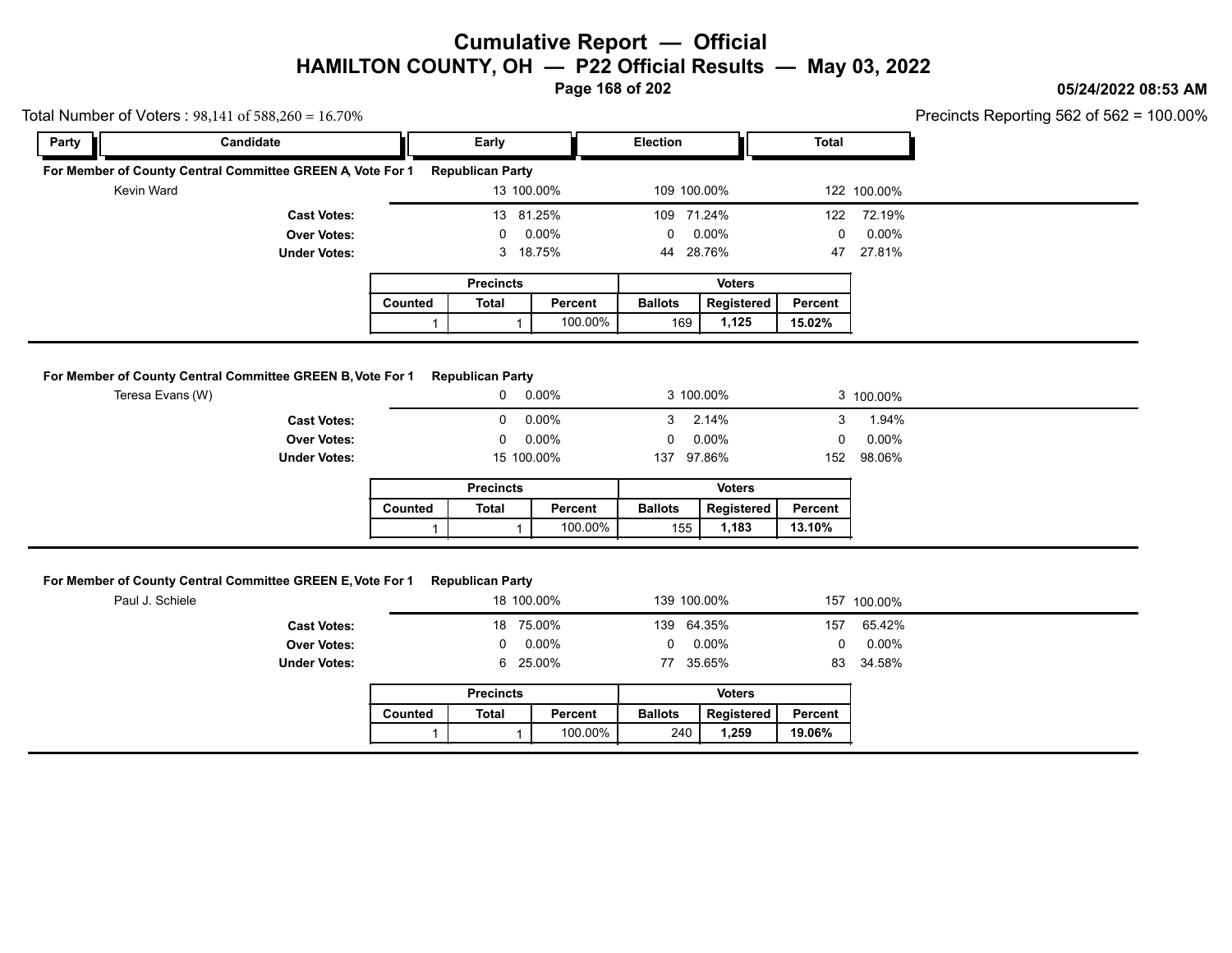# Cumulative Report — Official
## HAMILTON COUNTY, OH — P22 Official Results — May 03, 2022

05/24/2022 08:53 AM

Total Number of Voters : 98,141 of 588,260 = 16.70%

Precincts Reporting 562 of 562 = 100.00%

| Party | Candidate | Early | | Election | | Total | |
|---|---|---|---|---|---|---|---|

### For Member of County Central Committee GREEN A, Vote For 1 — Republican Party

| Candidate | Early | | Election | | Total | |
|---|---|---|---|---|---|---|
| Kevin Ward | 13 | 100.00% | 109 | 100.00% | 122 | 100.00% |
| **Cast Votes:** | 13 | 81.25% | 109 | 71.24% | 122 | 72.19% |
| **Over Votes:** | 0 | 0.00% | 0 | 0.00% | 0 | 0.00% |
| **Under Votes:** | 3 | 18.75% | 44 | 28.76% | 47 | 27.81% |

| Precincts | | | Voters | | |
|---|---|---|---|---|---|
| Counted | Total | Percent | Ballots | Registered | Percent |
| 1 | 1 | 100.00% | 169 | **1,125** | **15.02%** |

### For Member of County Central Committee GREEN B, Vote For 1 — Republican Party

| Candidate | Early | | Election | | Total | |
|---|---|---|---|---|---|---|
| Teresa Evans (W) | 0 | 0.00% | 3 | 100.00% | 3 | 100.00% |
| **Cast Votes:** | 0 | 0.00% | 3 | 2.14% | 3 | 1.94% |
| **Over Votes:** | 0 | 0.00% | 0 | 0.00% | 0 | 0.00% |
| **Under Votes:** | 15 | 100.00% | 137 | 97.86% | 152 | 98.06% |

| Precincts | | | Voters | | |
|---|---|---|---|---|---|
| Counted | Total | Percent | Ballots | Registered | Percent |
| 1 | 1 | 100.00% | 155 | **1,183** | **13.10%** |

### For Member of County Central Committee GREEN E, Vote For 1 — Republican Party

| Candidate | Early | | Election | | Total | |
|---|---|---|---|---|---|---|
| Paul J. Schiele | 18 | 100.00% | 139 | 100.00% | 157 | 100.00% |
| **Cast Votes:** | 18 | 75.00% | 139 | 64.35% | 157 | 65.42% |
| **Over Votes:** | 0 | 0.00% | 0 | 0.00% | 0 | 0.00% |
| **Under Votes:** | 6 | 25.00% | 77 | 35.65% | 83 | 34.58% |

| Precincts | | | Voters | | |
|---|---|---|---|---|---|
| Counted | Total | Percent | Ballots | Registered | Percent |
| 1 | 1 | 100.00% | 240 | **1,259** | **19.06%** |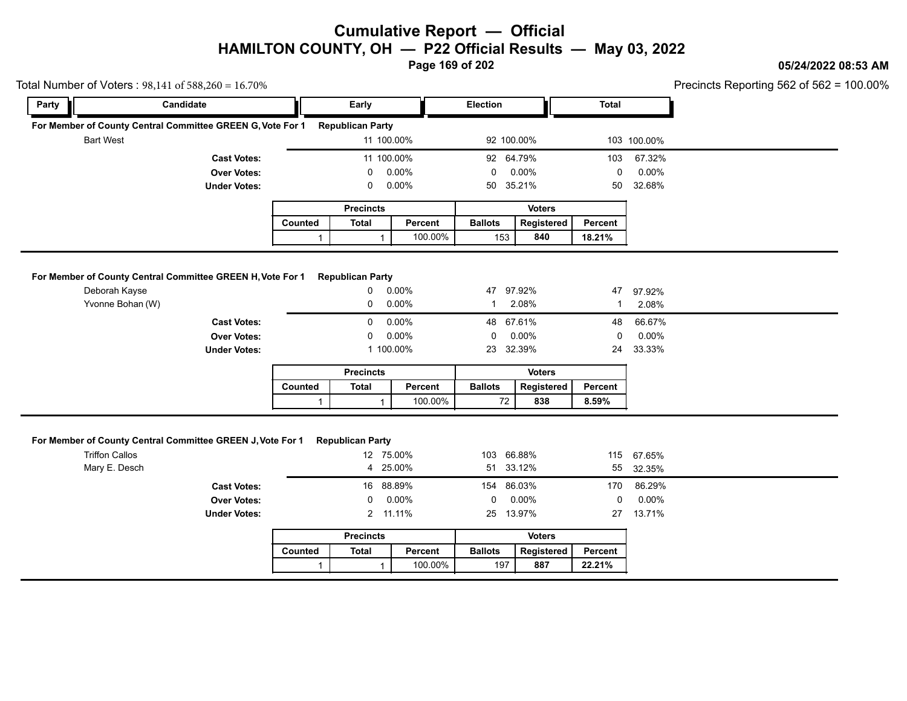# Cumulative Report — Official
## HAMILTON COUNTY, OH — P22 Official Results — May 03, 2022

05/24/2022 08:53 AM

Total Number of Voters : 98,141 of 588,260 = 16.70%

Precincts Reporting 562 of 562 = 100.00%

### For Member of County Central Committee GREEN G, Vote For 1 — Republican Party

| Party | Candidate | Early | | Election | | Total | |
|---|---|---|---|---|---|---|---|
| | Bart West | 11 | 100.00% | 92 | 100.00% | 103 | 100.00% |
| | **Cast Votes:** | 11 | 100.00% | 92 | 64.79% | 103 | 67.32% |
| | **Over Votes:** | 0 | 0.00% | 0 | 0.00% | 0 | 0.00% |
| | **Under Votes:** | 0 | 0.00% | 50 | 35.21% | 50 | 32.68% |

| Precincts | | | Voters | | |
|---|---|---|---|---|---|
| Counted | Total | Percent | Ballots | Registered | Percent |
| 1 | 1 | 100.00% | 153 | 840 | 18.21% |

### For Member of County Central Committee GREEN H, Vote For 1 — Republican Party

| Party | Candidate | Early | | Election | | Total | |
|---|---|---|---|---|---|---|---|
| | Deborah Kayse | 0 | 0.00% | 47 | 97.92% | 47 | 97.92% |
| | Yvonne Bohan (W) | 0 | 0.00% | 1 | 2.08% | 1 | 2.08% |
| | **Cast Votes:** | 0 | 0.00% | 48 | 67.61% | 48 | 66.67% |
| | **Over Votes:** | 0 | 0.00% | 0 | 0.00% | 0 | 0.00% |
| | **Under Votes:** | 1 | 100.00% | 23 | 32.39% | 24 | 33.33% |

| Precincts | | | Voters | | |
|---|---|---|---|---|---|
| Counted | Total | Percent | Ballots | Registered | Percent |
| 1 | 1 | 100.00% | 72 | 838 | 8.59% |

### For Member of County Central Committee GREEN J, Vote For 1 — Republican Party

| Party | Candidate | Early | | Election | | Total | |
|---|---|---|---|---|---|---|---|
| | Triffon Callos | 12 | 75.00% | 103 | 66.88% | 115 | 67.65% |
| | Mary E. Desch | 4 | 25.00% | 51 | 33.12% | 55 | 32.35% |
| | **Cast Votes:** | 16 | 88.89% | 154 | 86.03% | 170 | 86.29% |
| | **Over Votes:** | 0 | 0.00% | 0 | 0.00% | 0 | 0.00% |
| | **Under Votes:** | 2 | 11.11% | 25 | 13.97% | 27 | 13.71% |

| Precincts | | | Voters | | |
|---|---|---|---|---|---|
| Counted | Total | Percent | Ballots | Registered | Percent |
| 1 | 1 | 100.00% | 197 | 887 | 22.21% |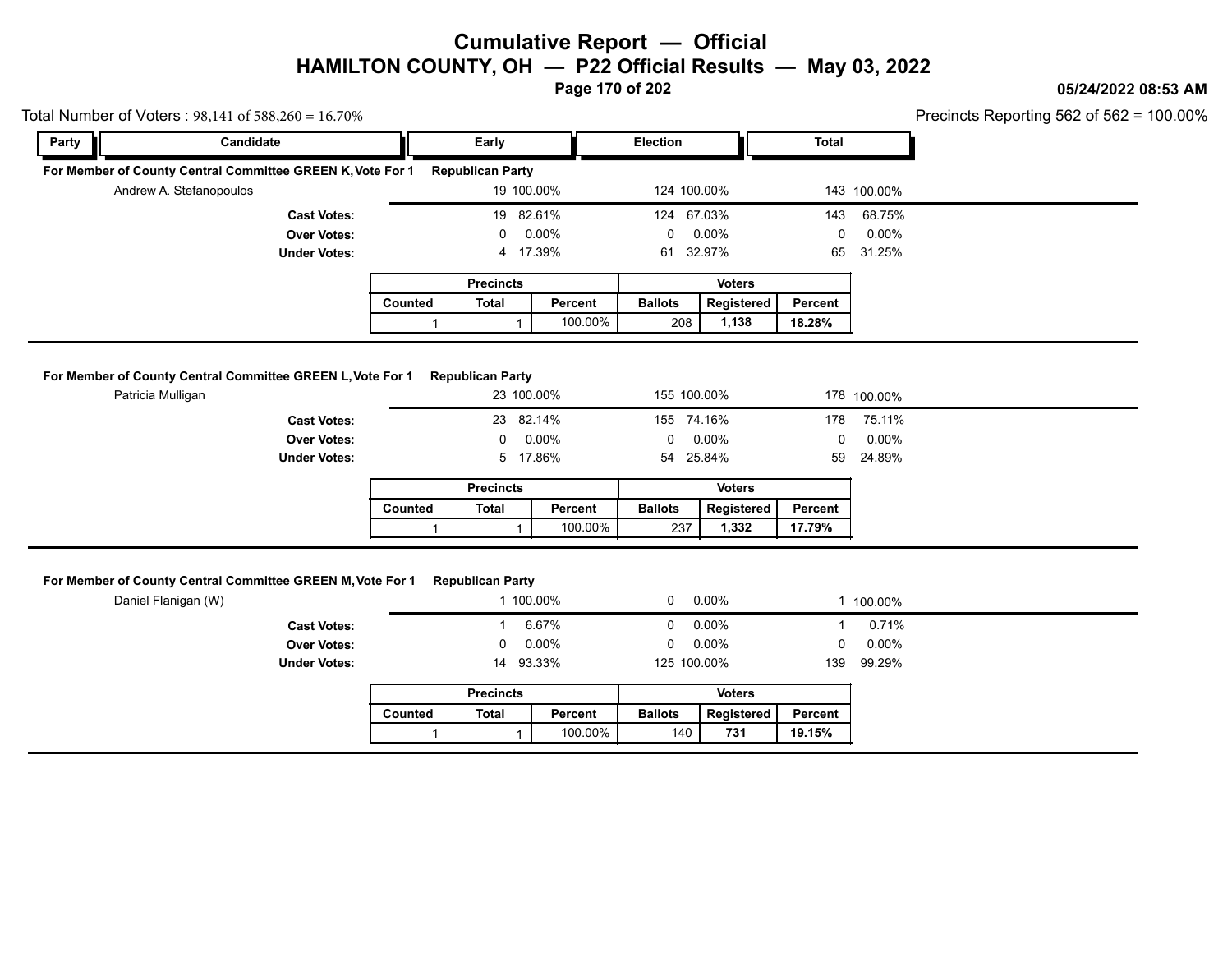# Cumulative Report — Official
## HAMILTON COUNTY, OH — P22 Official Results — May 03, 2022

05/24/2022 08:53 AM

Total Number of Voters : 98,141 of 588,260 = 16.70%

Precincts Reporting 562 of 562 = 100.00%

| Party | Candidate | Early | | Election | | Total | |
|---|---|---|---|---|---|---|---|
| **For Member of County Central Committee GREEN K, Vote For 1** | | **Republican Party** | | | | | |
| | Andrew A. Stefanopoulos | 19 | 100.00% | 124 | 100.00% | 143 | 100.00% |
| | **Cast Votes:** | 19 | 82.61% | 124 | 67.03% | 143 | 68.75% |
| | **Over Votes:** | 0 | 0.00% | 0 | 0.00% | 0 | 0.00% |
| | **Under Votes:** | 4 | 17.39% | 61 | 32.97% | 65 | 31.25% |

| Precincts | | | Voters | | |
|---|---|---|---|---|---|
| Counted | Total | Percent | Ballots | Registered | Percent |
| 1 | 1 | 100.00% | 208 | **1,138** | **18.28%** |

| Party | Candidate | Early | | Election | | Total | |
|---|---|---|---|---|---|---|---|
| **For Member of County Central Committee GREEN L, Vote For 1** | | **Republican Party** | | | | | |
| | Patricia Mulligan | 23 | 100.00% | 155 | 100.00% | 178 | 100.00% |
| | **Cast Votes:** | 23 | 82.14% | 155 | 74.16% | 178 | 75.11% |
| | **Over Votes:** | 0 | 0.00% | 0 | 0.00% | 0 | 0.00% |
| | **Under Votes:** | 5 | 17.86% | 54 | 25.84% | 59 | 24.89% |

| Precincts | | | Voters | | |
|---|---|---|---|---|---|
| Counted | Total | Percent | Ballots | Registered | Percent |
| 1 | 1 | 100.00% | 237 | **1,332** | **17.79%** |

| Party | Candidate | Early | | Election | | Total | |
|---|---|---|---|---|---|---|---|
| **For Member of County Central Committee GREEN M, Vote For 1** | | **Republican Party** | | | | | |
| | Daniel Flanigan (W) | 1 | 100.00% | 0 | 0.00% | 1 | 100.00% |
| | **Cast Votes:** | 1 | 6.67% | 0 | 0.00% | 1 | 0.71% |
| | **Over Votes:** | 0 | 0.00% | 0 | 0.00% | 0 | 0.00% |
| | **Under Votes:** | 14 | 93.33% | 125 | 100.00% | 139 | 99.29% |

| Precincts | | | Voters | | |
|---|---|---|---|---|---|
| Counted | Total | Percent | Ballots | Registered | Percent |
| 1 | 1 | 100.00% | 140 | **731** | **19.15%** |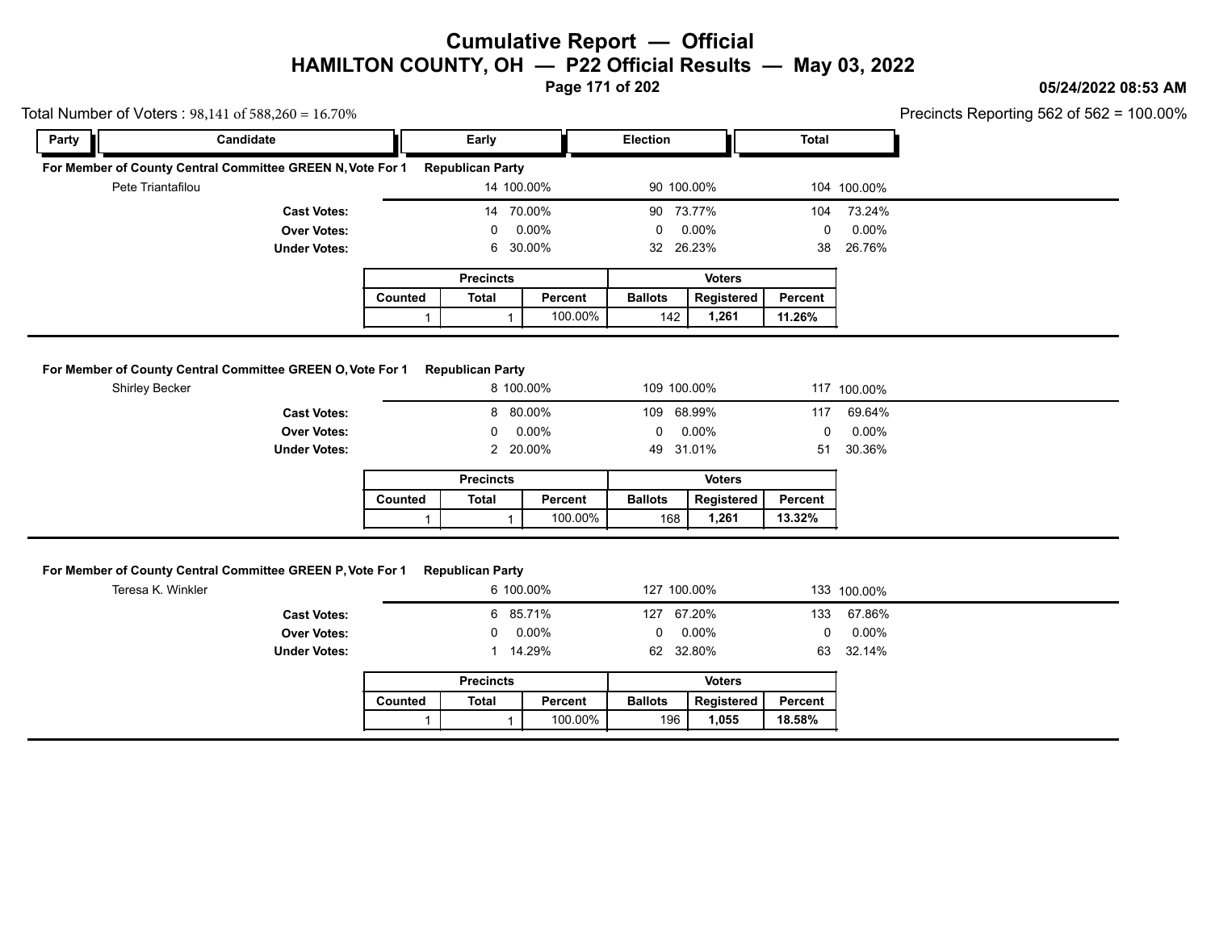# Cumulative Report — Official

## HAMILTON COUNTY, OH — P22 Official Results — May 03, 2022

05/24/2022 08:53 AM

Total Number of Voters : 98,141 of 588,260 = 16.70%

Precincts Reporting 562 of 562 = 100.00%

| Party | Candidate | Early | | Election | | Total | |
|---|---|---|---|---|---|---|---|

### For Member of County Central Committee GREEN N, Vote For 1 — Republican Party

| Candidate | Early | | Election | | Total | |
|---|---|---|---|---|---|---|
| Pete Triantafilou | 14 | 100.00% | 90 | 100.00% | 104 | 100.00% |
| **Cast Votes:** | 14 | 70.00% | 90 | 73.77% | 104 | 73.24% |
| **Over Votes:** | 0 | 0.00% | 0 | 0.00% | 0 | 0.00% |
| **Under Votes:** | 6 | 30.00% | 32 | 26.23% | 38 | 26.76% |

| Precincts | | | Voters | | |
|---|---|---|---|---|---|
| Counted | Total | Percent | Ballots | Registered | Percent |
| 1 | 1 | 100.00% | 142 | **1,261** | **11.26%** |

### For Member of County Central Committee GREEN O, Vote For 1 — Republican Party

| Candidate | Early | | Election | | Total | |
|---|---|---|---|---|---|---|
| Shirley Becker | 8 | 100.00% | 109 | 100.00% | 117 | 100.00% |
| **Cast Votes:** | 8 | 80.00% | 109 | 68.99% | 117 | 69.64% |
| **Over Votes:** | 0 | 0.00% | 0 | 0.00% | 0 | 0.00% |
| **Under Votes:** | 2 | 20.00% | 49 | 31.01% | 51 | 30.36% |

| Precincts | | | Voters | | |
|---|---|---|---|---|---|
| Counted | Total | Percent | Ballots | Registered | Percent |
| 1 | 1 | 100.00% | 168 | **1,261** | **13.32%** |

### For Member of County Central Committee GREEN P, Vote For 1 — Republican Party

| Candidate | Early | | Election | | Total | |
|---|---|---|---|---|---|---|
| Teresa K. Winkler | 6 | 100.00% | 127 | 100.00% | 133 | 100.00% |
| **Cast Votes:** | 6 | 85.71% | 127 | 67.20% | 133 | 67.86% |
| **Over Votes:** | 0 | 0.00% | 0 | 0.00% | 0 | 0.00% |
| **Under Votes:** | 1 | 14.29% | 62 | 32.80% | 63 | 32.14% |

| Precincts | | | Voters | | |
|---|---|---|---|---|---|
| Counted | Total | Percent | Ballots | Registered | Percent |
| 1 | 1 | 100.00% | 196 | **1,055** | **18.58%** |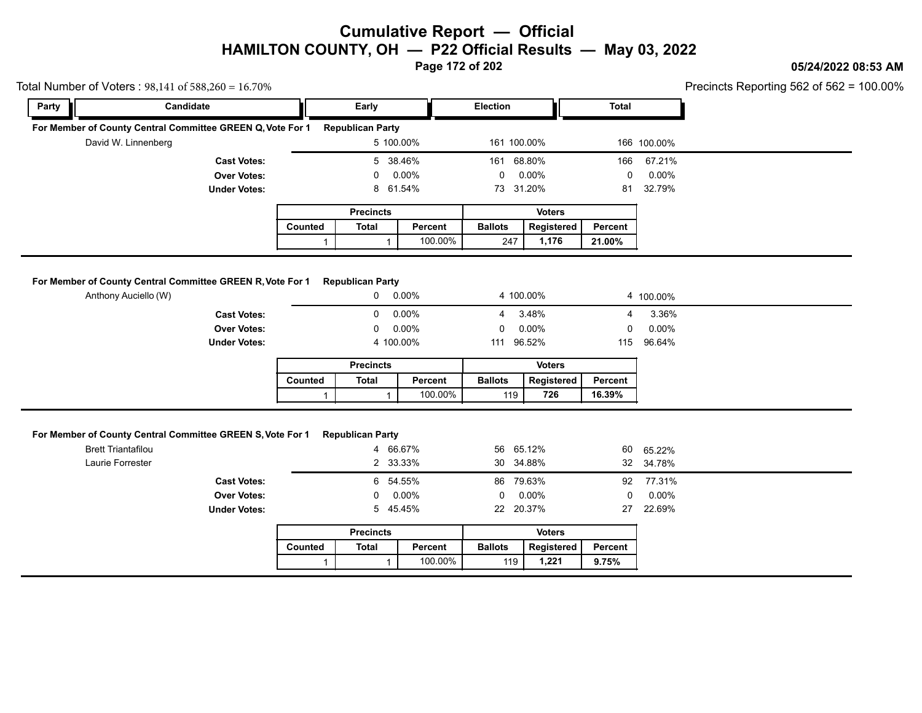# Cumulative Report — Official
## HAMILTON COUNTY, OH — P22 Official Results — May 03, 2022

05/24/2022 08:53 AM

Total Number of Voters : 98,141 of 588,260 = 16.70%

Precincts Reporting 562 of 562 = 100.00%

### For Member of County Central Committee GREEN Q, Vote For 1 — Republican Party

| Party | Candidate | Early | | Election | | Total | |
|---|---|---|---|---|---|---|---|
| | David W. Linnenberg | 5 | 100.00% | 161 | 100.00% | 166 | 100.00% |
| | **Cast Votes:** | 5 | 38.46% | 161 | 68.80% | 166 | 67.21% |
| | **Over Votes:** | 0 | 0.00% | 0 | 0.00% | 0 | 0.00% |
| | **Under Votes:** | 8 | 61.54% | 73 | 31.20% | 81 | 32.79% |

| Precincts | | | Voters | | |
|---|---|---|---|---|---|
| Counted | Total | Percent | Ballots | Registered | Percent |
| 1 | 1 | 100.00% | 247 | **1,176** | **21.00%** |

### For Member of County Central Committee GREEN R, Vote For 1 — Republican Party

| Party | Candidate | Early | | Election | | Total | |
|---|---|---|---|---|---|---|---|
| | Anthony Auciello (W) | 0 | 0.00% | 4 | 100.00% | 4 | 100.00% |
| | **Cast Votes:** | 0 | 0.00% | 4 | 3.48% | 4 | 3.36% |
| | **Over Votes:** | 0 | 0.00% | 0 | 0.00% | 0 | 0.00% |
| | **Under Votes:** | 4 | 100.00% | 111 | 96.52% | 115 | 96.64% |

| Precincts | | | Voters | | |
|---|---|---|---|---|---|
| Counted | Total | Percent | Ballots | Registered | Percent |
| 1 | 1 | 100.00% | 119 | **726** | **16.39%** |

### For Member of County Central Committee GREEN S, Vote For 1 — Republican Party

| Party | Candidate | Early | | Election | | Total | |
|---|---|---|---|---|---|---|---|
| | Brett Triantafilou | 4 | 66.67% | 56 | 65.12% | 60 | 65.22% |
| | Laurie Forrester | 2 | 33.33% | 30 | 34.88% | 32 | 34.78% |
| | **Cast Votes:** | 6 | 54.55% | 86 | 79.63% | 92 | 77.31% |
| | **Over Votes:** | 0 | 0.00% | 0 | 0.00% | 0 | 0.00% |
| | **Under Votes:** | 5 | 45.45% | 22 | 20.37% | 27 | 22.69% |

| Precincts | | | Voters | | |
|---|---|---|---|---|---|
| Counted | Total | Percent | Ballots | Registered | Percent |
| 1 | 1 | 100.00% | 119 | **1,221** | **9.75%** |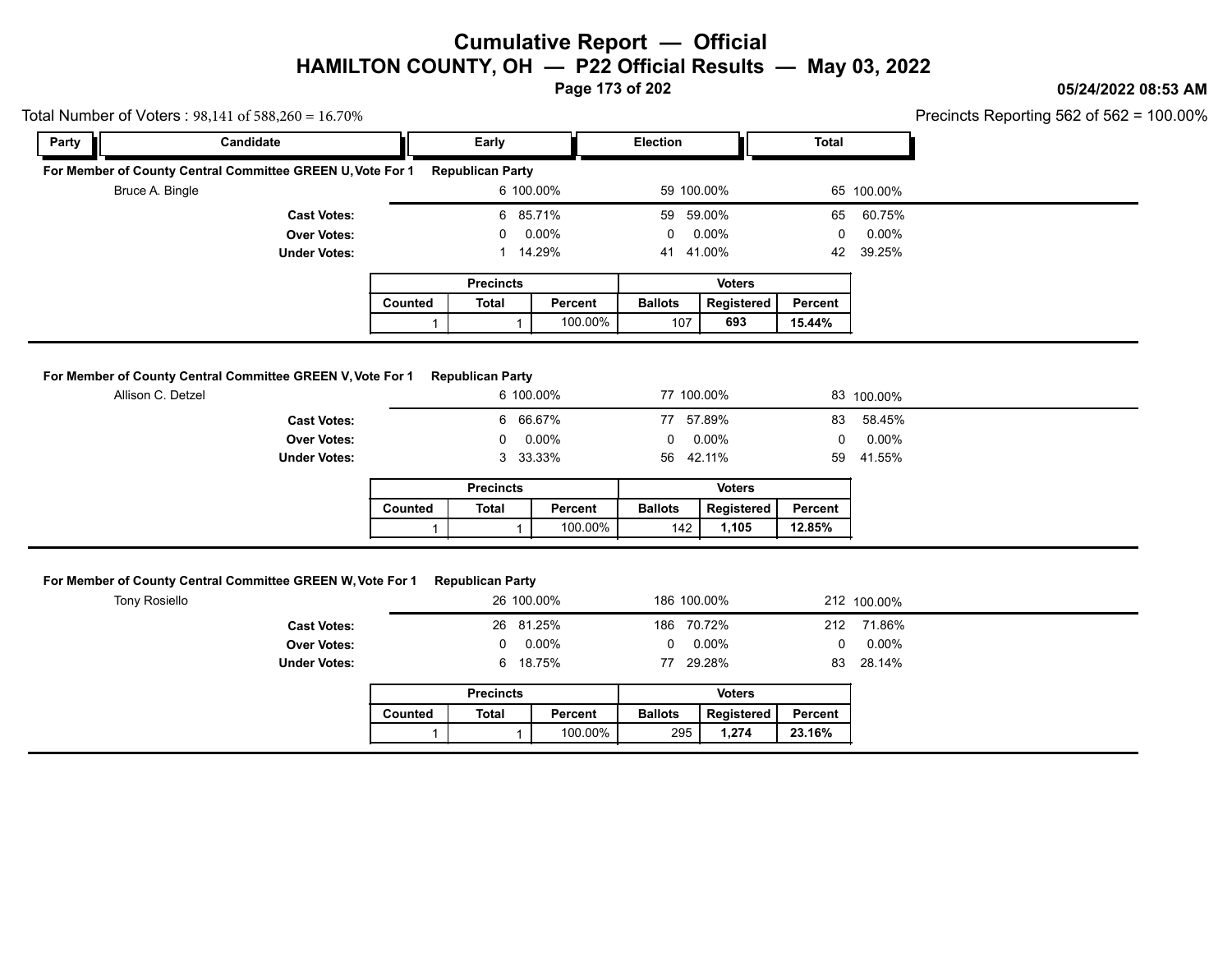# Cumulative Report — Official
## HAMILTON COUNTY, OH — P22 Official Results — May 03, 2022

05/24/2022 08:53 AM

Total Number of Voters : 98,141 of 588,260 = 16.70%

Precincts Reporting 562 of 562 = 100.00%

### For Member of County Central Committee GREEN U, Vote For 1 — Republican Party

| Party | Candidate | Early | | Election | | Total | |
|---|---|---|---|---|---|---|---|
| | Bruce A. Bingle | 6 | 100.00% | 59 | 100.00% | 65 | 100.00% |
| | **Cast Votes:** | 6 | 85.71% | 59 | 59.00% | 65 | 60.75% |
| | **Over Votes:** | 0 | 0.00% | 0 | 0.00% | 0 | 0.00% |
| | **Under Votes:** | 1 | 14.29% | 41 | 41.00% | 42 | 39.25% |

| Precincts | | | Voters | | |
|---|---|---|---|---|---|
| Counted | Total | Percent | Ballots | Registered | Percent |
| 1 | 1 | 100.00% | 107 | **693** | **15.44%** |

### For Member of County Central Committee GREEN V, Vote For 1 — Republican Party

| Party | Candidate | Early | | Election | | Total | |
|---|---|---|---|---|---|---|---|
| | Allison C. Detzel | 6 | 100.00% | 77 | 100.00% | 83 | 100.00% |
| | **Cast Votes:** | 6 | 66.67% | 77 | 57.89% | 83 | 58.45% |
| | **Over Votes:** | 0 | 0.00% | 0 | 0.00% | 0 | 0.00% |
| | **Under Votes:** | 3 | 33.33% | 56 | 42.11% | 59 | 41.55% |

| Precincts | | | Voters | | |
|---|---|---|---|---|---|
| Counted | Total | Percent | Ballots | Registered | Percent |
| 1 | 1 | 100.00% | 142 | **1,105** | **12.85%** |

### For Member of County Central Committee GREEN W, Vote For 1 — Republican Party

| Party | Candidate | Early | | Election | | Total | |
|---|---|---|---|---|---|---|---|
| | Tony Rosiello | 26 | 100.00% | 186 | 100.00% | 212 | 100.00% |
| | **Cast Votes:** | 26 | 81.25% | 186 | 70.72% | 212 | 71.86% |
| | **Over Votes:** | 0 | 0.00% | 0 | 0.00% | 0 | 0.00% |
| | **Under Votes:** | 6 | 18.75% | 77 | 29.28% | 83 | 28.14% |

| Precincts | | | Voters | | |
|---|---|---|---|---|---|
| Counted | Total | Percent | Ballots | Registered | Percent |
| 1 | 1 | 100.00% | 295 | **1,274** | **23.16%** |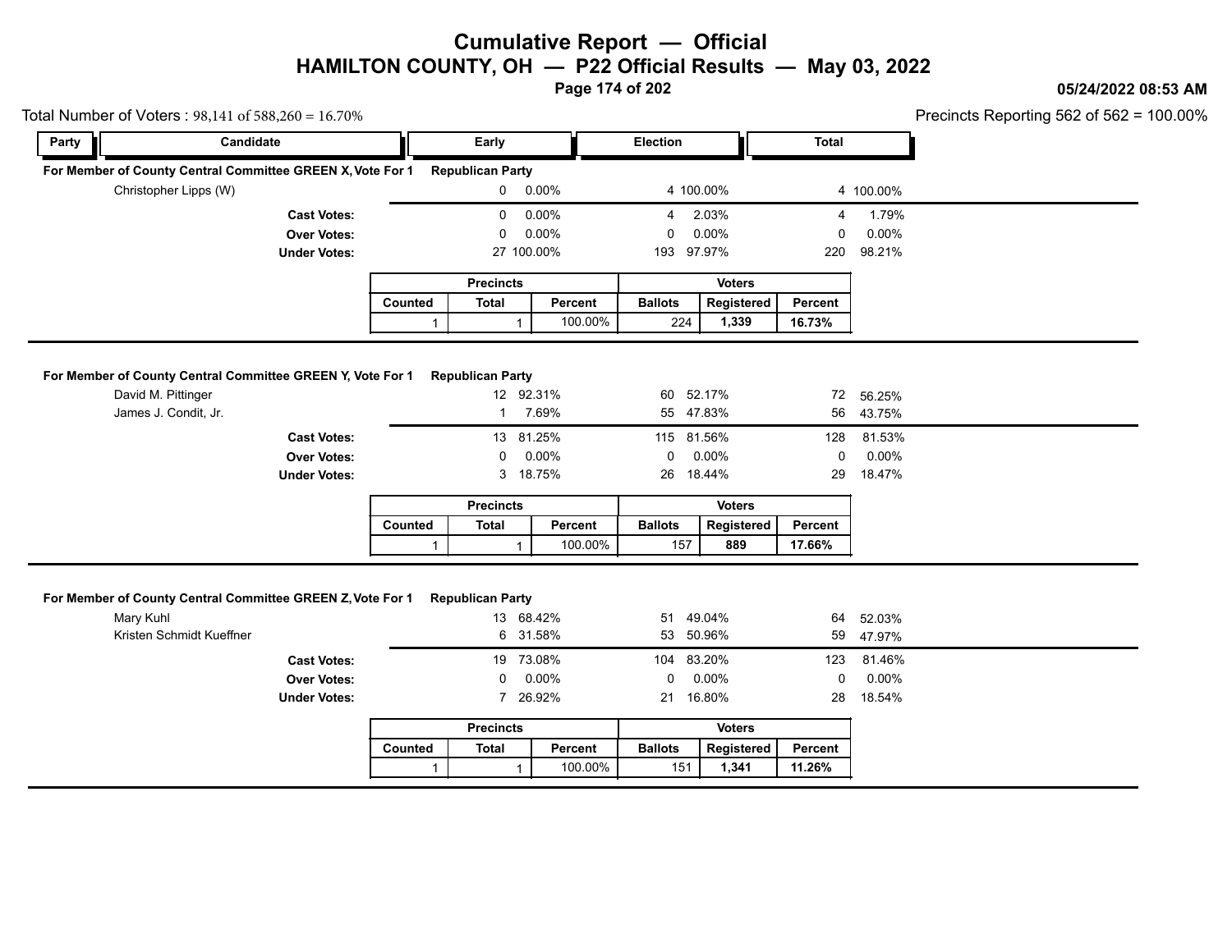# Cumulative Report — Official

## HAMILTON COUNTY, OH — P22 Official Results — May 03, 2022

05/24/2022 08:53 AM

Total Number of Voters : 98,141 of 588,260 = 16.70%

Precincts Reporting 562 of 562 = 100.00%

### For Member of County Central Committee GREEN X, Vote For 1 — Republican Party

| Party | Candidate | Early | | Election | | Total | |
|---|---|---|---|---|---|---|---|
| | Christopher Lipps (W) | 0 | 0.00% | 4 | 100.00% | 4 | 100.00% |
| | **Cast Votes:** | 0 | 0.00% | 4 | 2.03% | 4 | 1.79% |
| | **Over Votes:** | 0 | 0.00% | 0 | 0.00% | 0 | 0.00% |
| | **Under Votes:** | 27 | 100.00% | 193 | 97.97% | 220 | 98.21% |

| Precincts | | | Voters | | |
|---|---|---|---|---|---|
| Counted | Total | Percent | Ballots | Registered | Percent |
| 1 | 1 | 100.00% | 224 | 1,339 | 16.73% |

### For Member of County Central Committee GREEN Y, Vote For 1 — Republican Party

| Party | Candidate | Early | | Election | | Total | |
|---|---|---|---|---|---|---|---|
| | David M. Pittinger | 12 | 92.31% | 60 | 52.17% | 72 | 56.25% |
| | James J. Condit, Jr. | 1 | 7.69% | 55 | 47.83% | 56 | 43.75% |
| | **Cast Votes:** | 13 | 81.25% | 115 | 81.56% | 128 | 81.53% |
| | **Over Votes:** | 0 | 0.00% | 0 | 0.00% | 0 | 0.00% |
| | **Under Votes:** | 3 | 18.75% | 26 | 18.44% | 29 | 18.47% |

| Precincts | | | Voters | | |
|---|---|---|---|---|---|
| Counted | Total | Percent | Ballots | Registered | Percent |
| 1 | 1 | 100.00% | 157 | 889 | 17.66% |

### For Member of County Central Committee GREEN Z, Vote For 1 — Republican Party

| Party | Candidate | Early | | Election | | Total | |
|---|---|---|---|---|---|---|---|
| | Mary Kuhl | 13 | 68.42% | 51 | 49.04% | 64 | 52.03% |
| | Kristen Schmidt Kueffner | 6 | 31.58% | 53 | 50.96% | 59 | 47.97% |
| | **Cast Votes:** | 19 | 73.08% | 104 | 83.20% | 123 | 81.46% |
| | **Over Votes:** | 0 | 0.00% | 0 | 0.00% | 0 | 0.00% |
| | **Under Votes:** | 7 | 26.92% | 21 | 16.80% | 28 | 18.54% |

| Precincts | | | Voters | | |
|---|---|---|---|---|---|
| Counted | Total | Percent | Ballots | Registered | Percent |
| 1 | 1 | 100.00% | 151 | 1,341 | 11.26% |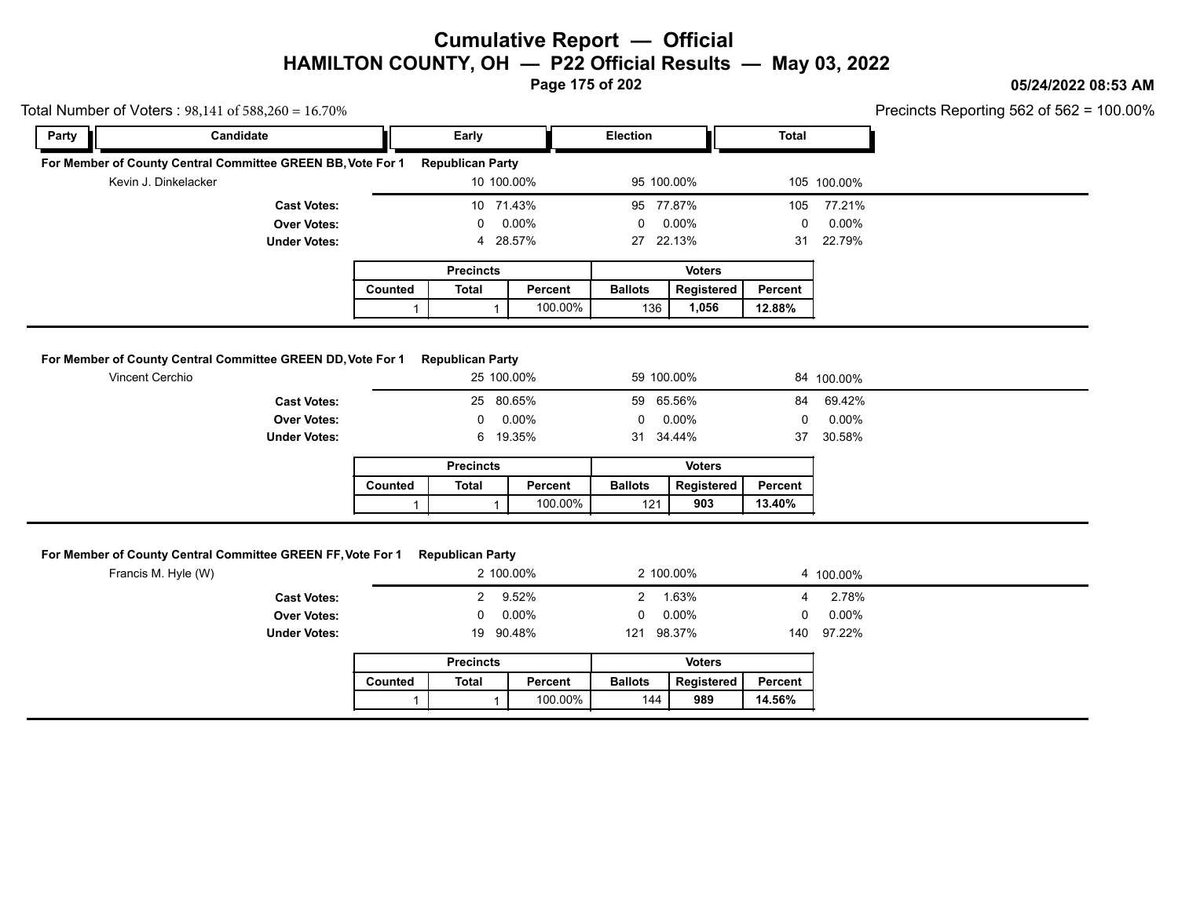# Cumulative Report — Official

## HAMILTON COUNTY, OH — P22 Official Results — May 03, 2022

05/24/2022 08:53 AM

Total Number of Voters : 98,141 of 588,260 = 16.70%

Precincts Reporting 562 of 562 = 100.00%

### For Member of County Central Committee GREEN BB, Vote For 1 — Republican Party

| Party | Candidate | Early | | Election | | Total | |
|---|---|---|---|---|---|---|---|
| | Kevin J. Dinkelacker | 10 | 100.00% | 95 | 100.00% | 105 | 100.00% |
| | **Cast Votes:** | 10 | 71.43% | 95 | 77.87% | 105 | 77.21% |
| | **Over Votes:** | 0 | 0.00% | 0 | 0.00% | 0 | 0.00% |
| | **Under Votes:** | 4 | 28.57% | 27 | 22.13% | 31 | 22.79% |

| Precincts | | | Voters | | |
|---|---|---|---|---|---|
| Counted | Total | Percent | Ballots | Registered | Percent |
| 1 | 1 | 100.00% | 136 | 1,056 | 12.88% |

### For Member of County Central Committee GREEN DD, Vote For 1 — Republican Party

| Party | Candidate | Early | | Election | | Total | |
|---|---|---|---|---|---|---|---|
| | Vincent Cerchio | 25 | 100.00% | 59 | 100.00% | 84 | 100.00% |
| | **Cast Votes:** | 25 | 80.65% | 59 | 65.56% | 84 | 69.42% |
| | **Over Votes:** | 0 | 0.00% | 0 | 0.00% | 0 | 0.00% |
| | **Under Votes:** | 6 | 19.35% | 31 | 34.44% | 37 | 30.58% |

| Precincts | | | Voters | | |
|---|---|---|---|---|---|
| Counted | Total | Percent | Ballots | Registered | Percent |
| 1 | 1 | 100.00% | 121 | 903 | 13.40% |

### For Member of County Central Committee GREEN FF, Vote For 1 — Republican Party

| Party | Candidate | Early | | Election | | Total | |
|---|---|---|---|---|---|---|---|
| | Francis M. Hyle (W) | 2 | 100.00% | 2 | 100.00% | 4 | 100.00% |
| | **Cast Votes:** | 2 | 9.52% | 2 | 1.63% | 4 | 2.78% |
| | **Over Votes:** | 0 | 0.00% | 0 | 0.00% | 0 | 0.00% |
| | **Under Votes:** | 19 | 90.48% | 121 | 98.37% | 140 | 97.22% |

| Precincts | | | Voters | | |
|---|---|---|---|---|---|
| Counted | Total | Percent | Ballots | Registered | Percent |
| 1 | 1 | 100.00% | 144 | 989 | 14.56% |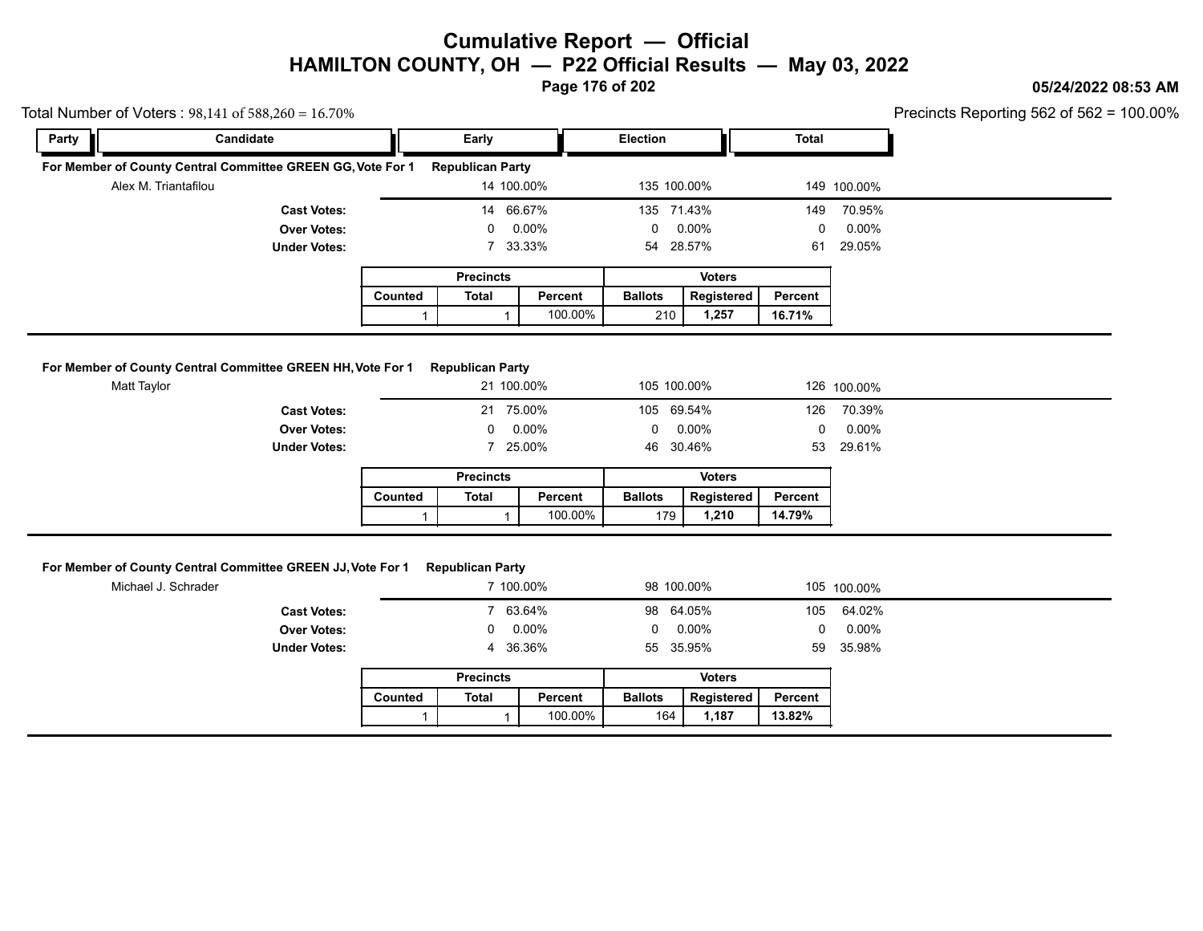# Cumulative Report — Official

## HAMILTON COUNTY, OH — P22 Official Results — May 03, 2022

05/24/2022 08:53 AM

Total Number of Voters : 98,141 of 588,260 = 16.70%

Precincts Reporting 562 of 562 = 100.00%

| Party | Candidate | Early | | Election | | Total | |
|---|---|---|---|---|---|---|---|

### For Member of County Central Committee GREEN GG, Vote For 1 — Republican Party

| Candidate | Early | | Election | | Total | |
|---|---|---|---|---|---|---|
| Alex M. Triantafilou | 14 | 100.00% | 135 | 100.00% | 149 | 100.00% |
| **Cast Votes:** | 14 | 66.67% | 135 | 71.43% | 149 | 70.95% |
| **Over Votes:** | 0 | 0.00% | 0 | 0.00% | 0 | 0.00% |
| **Under Votes:** | 7 | 33.33% | 54 | 28.57% | 61 | 29.05% |

| Precincts | | | Voters | | |
|---|---|---|---|---|---|
| Counted | Total | Percent | Ballots | Registered | Percent |
| 1 | 1 | 100.00% | 210 | **1,257** | **16.71%** |

### For Member of County Central Committee GREEN HH, Vote For 1 — Republican Party

| Candidate | Early | | Election | | Total | |
|---|---|---|---|---|---|---|
| Matt Taylor | 21 | 100.00% | 105 | 100.00% | 126 | 100.00% |
| **Cast Votes:** | 21 | 75.00% | 105 | 69.54% | 126 | 70.39% |
| **Over Votes:** | 0 | 0.00% | 0 | 0.00% | 0 | 0.00% |
| **Under Votes:** | 7 | 25.00% | 46 | 30.46% | 53 | 29.61% |

| Precincts | | | Voters | | |
|---|---|---|---|---|---|
| Counted | Total | Percent | Ballots | Registered | Percent |
| 1 | 1 | 100.00% | 179 | **1,210** | **14.79%** |

### For Member of County Central Committee GREEN JJ, Vote For 1 — Republican Party

| Candidate | Early | | Election | | Total | |
|---|---|---|---|---|---|---|
| Michael J. Schrader | 7 | 100.00% | 98 | 100.00% | 105 | 100.00% |
| **Cast Votes:** | 7 | 63.64% | 98 | 64.05% | 105 | 64.02% |
| **Over Votes:** | 0 | 0.00% | 0 | 0.00% | 0 | 0.00% |
| **Under Votes:** | 4 | 36.36% | 55 | 35.95% | 59 | 35.98% |

| Precincts | | | Voters | | |
|---|---|---|---|---|---|
| Counted | Total | Percent | Ballots | Registered | Percent |
| 1 | 1 | 100.00% | 164 | **1,187** | **13.82%** |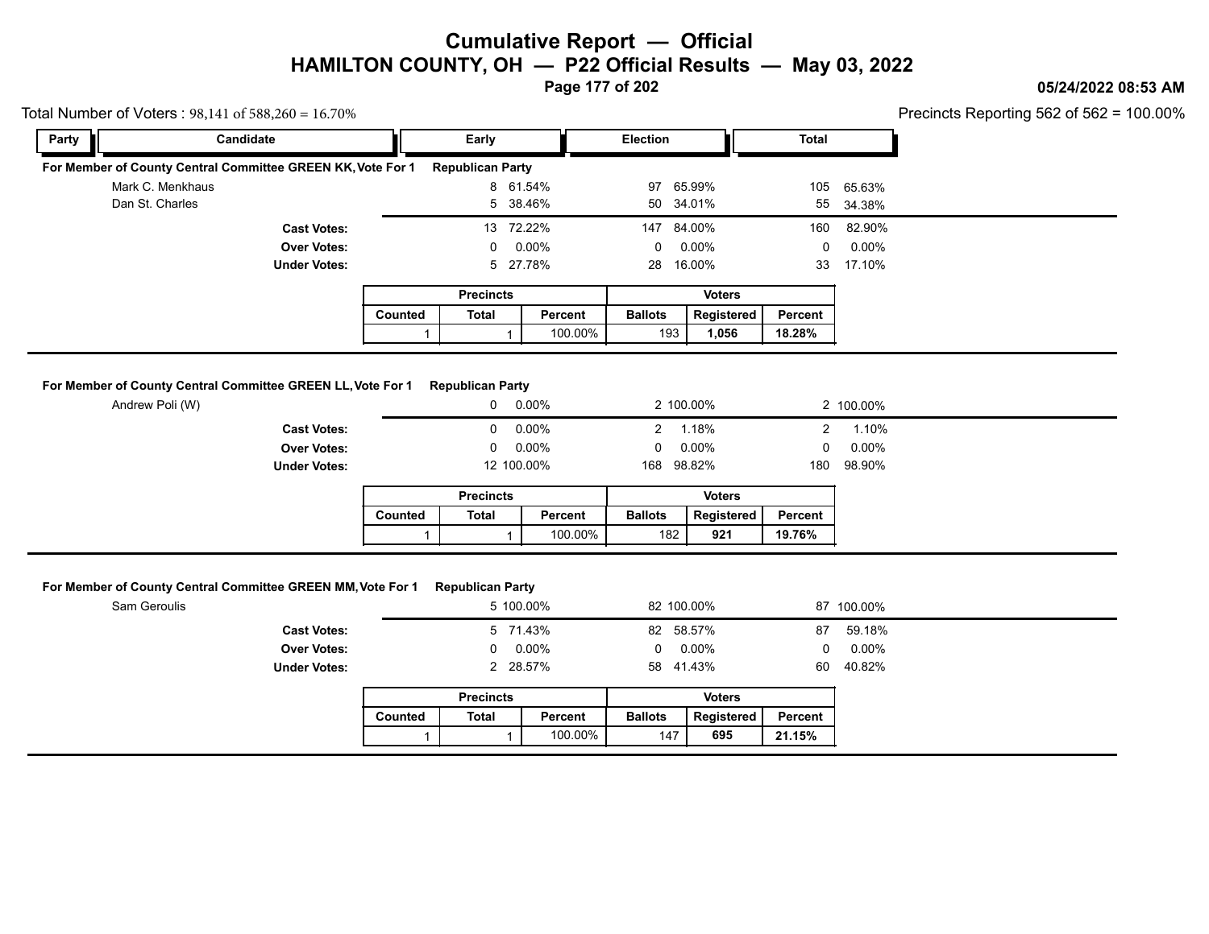# Cumulative Report — Official

## HAMILTON COUNTY, OH — P22 Official Results — May 03, 2022

05/24/2022 08:53 AM

Total Number of Voters : 98,141 of 588,260 = 16.70%

Precincts Reporting 562 of 562 = 100.00%

### For Member of County Central Committee GREEN KK, Vote For 1 — Republican Party

| Party | Candidate | Early | | Election | | Total | |
|---|---|---|---|---|---|---|---|
| | Mark C. Menkhaus | 8 | 61.54% | 97 | 65.99% | 105 | 65.63% |
| | Dan St. Charles | 5 | 38.46% | 50 | 34.01% | 55 | 34.38% |
| | **Cast Votes:** | 13 | 72.22% | 147 | 84.00% | 160 | 82.90% |
| | **Over Votes:** | 0 | 0.00% | 0 | 0.00% | 0 | 0.00% |
| | **Under Votes:** | 5 | 27.78% | 28 | 16.00% | 33 | 17.10% |

| Precincts | | | Voters | | |
|---|---|---|---|---|---|
| Counted | Total | Percent | Ballots | Registered | Percent |
| 1 | 1 | 100.00% | 193 | **1,056** | **18.28%** |

### For Member of County Central Committee GREEN LL, Vote For 1 — Republican Party

| Party | Candidate | Early | | Election | | Total | |
|---|---|---|---|---|---|---|---|
| | Andrew Poli (W) | 0 | 0.00% | 2 | 100.00% | 2 | 100.00% |
| | **Cast Votes:** | 0 | 0.00% | 2 | 1.18% | 2 | 1.10% |
| | **Over Votes:** | 0 | 0.00% | 0 | 0.00% | 0 | 0.00% |
| | **Under Votes:** | 12 | 100.00% | 168 | 98.82% | 180 | 98.90% |

| Precincts | | | Voters | | |
|---|---|---|---|---|---|
| Counted | Total | Percent | Ballots | Registered | Percent |
| 1 | 1 | 100.00% | 182 | **921** | **19.76%** |

### For Member of County Central Committee GREEN MM, Vote For 1 — Republican Party

| Party | Candidate | Early | | Election | | Total | |
|---|---|---|---|---|---|---|---|
| | Sam Geroulis | 5 | 100.00% | 82 | 100.00% | 87 | 100.00% |
| | **Cast Votes:** | 5 | 71.43% | 82 | 58.57% | 87 | 59.18% |
| | **Over Votes:** | 0 | 0.00% | 0 | 0.00% | 0 | 0.00% |
| | **Under Votes:** | 2 | 28.57% | 58 | 41.43% | 60 | 40.82% |

| Precincts | | | Voters | | |
|---|---|---|---|---|---|
| Counted | Total | Percent | Ballots | Registered | Percent |
| 1 | 1 | 100.00% | 147 | **695** | **21.15%** |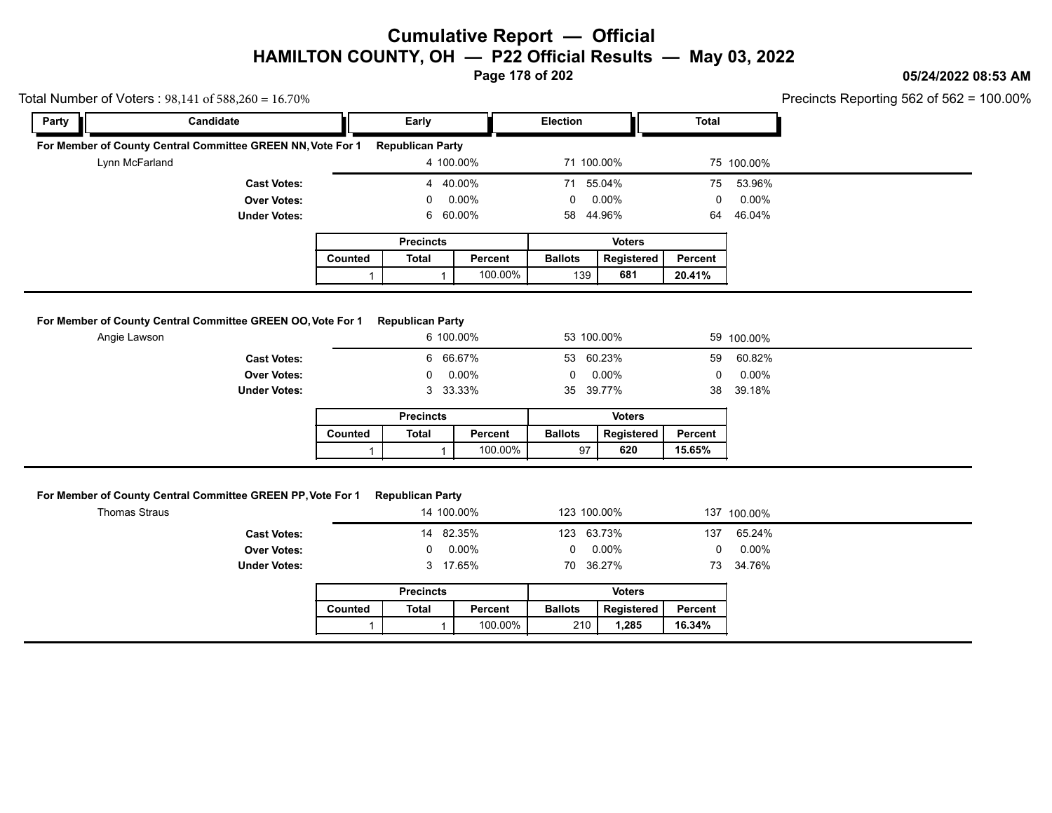# Cumulative Report — Official
## HAMILTON COUNTY, OH — P22 Official Results — May 03, 2022

05/24/2022 08:53 AM

Total Number of Voters : 98,141 of 588,260 = 16.70%

Precincts Reporting 562 of 562 = 100.00%

### For Member of County Central Committee GREEN NN, Vote For 1 — Republican Party

| Party | Candidate | Early | | Election | | Total | |
|---|---|---|---|---|---|---|---|
| | Lynn McFarland | 4 | 100.00% | 71 | 100.00% | 75 | 100.00% |
| | **Cast Votes:** | 4 | 40.00% | 71 | 55.04% | 75 | 53.96% |
| | **Over Votes:** | 0 | 0.00% | 0 | 0.00% | 0 | 0.00% |
| | **Under Votes:** | 6 | 60.00% | 58 | 44.96% | 64 | 46.04% |

| Precincts | | | Voters | | |
|---|---|---|---|---|---|
| Counted | Total | Percent | Ballots | Registered | Percent |
| 1 | 1 | 100.00% | 139 | **681** | **20.41%** |

### For Member of County Central Committee GREEN OO, Vote For 1 — Republican Party

| Party | Candidate | Early | | Election | | Total | |
|---|---|---|---|---|---|---|---|
| | Angie Lawson | 6 | 100.00% | 53 | 100.00% | 59 | 100.00% |
| | **Cast Votes:** | 6 | 66.67% | 53 | 60.23% | 59 | 60.82% |
| | **Over Votes:** | 0 | 0.00% | 0 | 0.00% | 0 | 0.00% |
| | **Under Votes:** | 3 | 33.33% | 35 | 39.77% | 38 | 39.18% |

| Precincts | | | Voters | | |
|---|---|---|---|---|---|
| Counted | Total | Percent | Ballots | Registered | Percent |
| 1 | 1 | 100.00% | 97 | **620** | **15.65%** |

### For Member of County Central Committee GREEN PP, Vote For 1 — Republican Party

| Party | Candidate | Early | | Election | | Total | |
|---|---|---|---|---|---|---|---|
| | Thomas Straus | 14 | 100.00% | 123 | 100.00% | 137 | 100.00% |
| | **Cast Votes:** | 14 | 82.35% | 123 | 63.73% | 137 | 65.24% |
| | **Over Votes:** | 0 | 0.00% | 0 | 0.00% | 0 | 0.00% |
| | **Under Votes:** | 3 | 17.65% | 70 | 36.27% | 73 | 34.76% |

| Precincts | | | Voters | | |
|---|---|---|---|---|---|
| Counted | Total | Percent | Ballots | Registered | Percent |
| 1 | 1 | 100.00% | 210 | **1,285** | **16.34%** |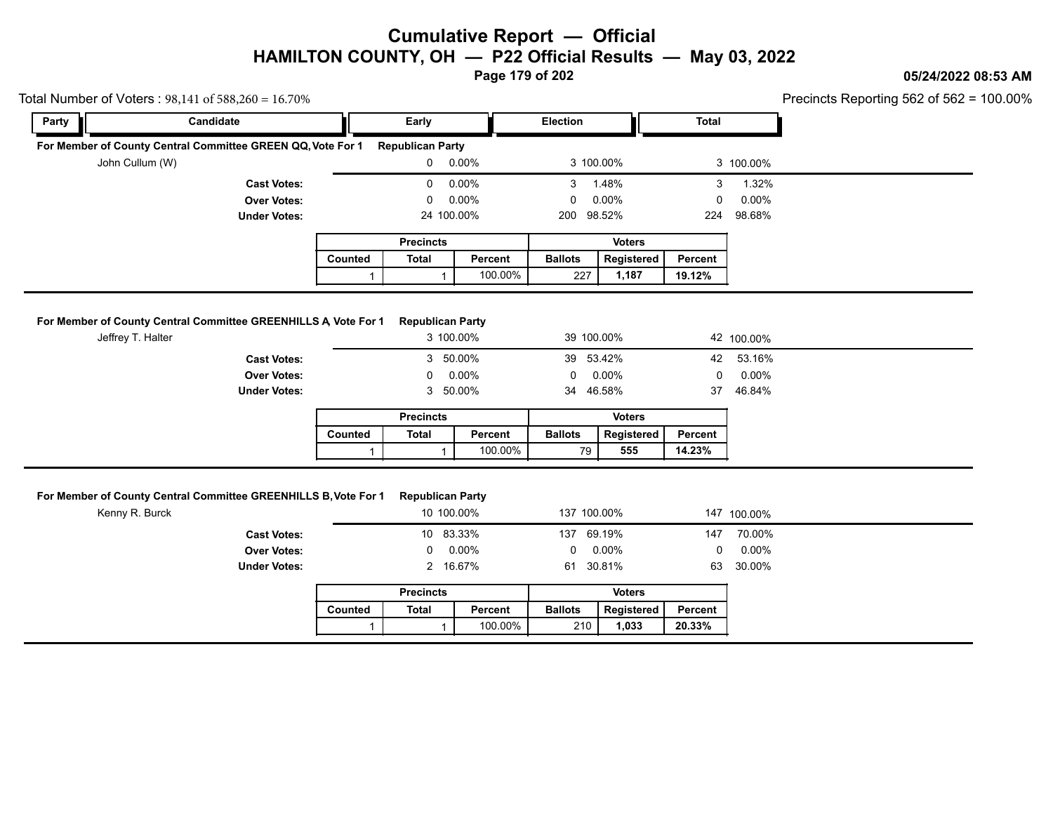# Cumulative Report — Official
## HAMILTON COUNTY, OH — P22 Official Results — May 03, 2022

05/24/2022 08:53 AM

Total Number of Voters : 98,141 of 588,260 = 16.70%

Precincts Reporting 562 of 562 = 100.00%

### For Member of County Central Committee GREEN QQ, Vote For 1 — Republican Party

| Party | Candidate | Early | | Election | | Total | |
|---|---|---|---|---|---|---|---|
| | John Cullum (W) | 0 | 0.00% | 3 | 100.00% | 3 | 100.00% |
| | **Cast Votes:** | 0 | 0.00% | 3 | 1.48% | 3 | 1.32% |
| | **Over Votes:** | 0 | 0.00% | 0 | 0.00% | 0 | 0.00% |
| | **Under Votes:** | 24 | 100.00% | 200 | 98.52% | 224 | 98.68% |

| Precincts | | | Voters | | |
|---|---|---|---|---|---|
| Counted | Total | Percent | Ballots | Registered | Percent |
| 1 | 1 | 100.00% | 227 | **1,187** | **19.12%** |

### For Member of County Central Committee GREENHILLS A, Vote For 1 — Republican Party

| Party | Candidate | Early | | Election | | Total | |
|---|---|---|---|---|---|---|---|
| | Jeffrey T. Halter | 3 | 100.00% | 39 | 100.00% | 42 | 100.00% |
| | **Cast Votes:** | 3 | 50.00% | 39 | 53.42% | 42 | 53.16% |
| | **Over Votes:** | 0 | 0.00% | 0 | 0.00% | 0 | 0.00% |
| | **Under Votes:** | 3 | 50.00% | 34 | 46.58% | 37 | 46.84% |

| Precincts | | | Voters | | |
|---|---|---|---|---|---|
| Counted | Total | Percent | Ballots | Registered | Percent |
| 1 | 1 | 100.00% | 79 | **555** | **14.23%** |

### For Member of County Central Committee GREENHILLS B, Vote For 1 — Republican Party

| Party | Candidate | Early | | Election | | Total | |
|---|---|---|---|---|---|---|---|
| | Kenny R. Burck | 10 | 100.00% | 137 | 100.00% | 147 | 100.00% |
| | **Cast Votes:** | 10 | 83.33% | 137 | 69.19% | 147 | 70.00% |
| | **Over Votes:** | 0 | 0.00% | 0 | 0.00% | 0 | 0.00% |
| | **Under Votes:** | 2 | 16.67% | 61 | 30.81% | 63 | 30.00% |

| Precincts | | | Voters | | |
|---|---|---|---|---|---|
| Counted | Total | Percent | Ballots | Registered | Percent |
| 1 | 1 | 100.00% | 210 | **1,033** | **20.33%** |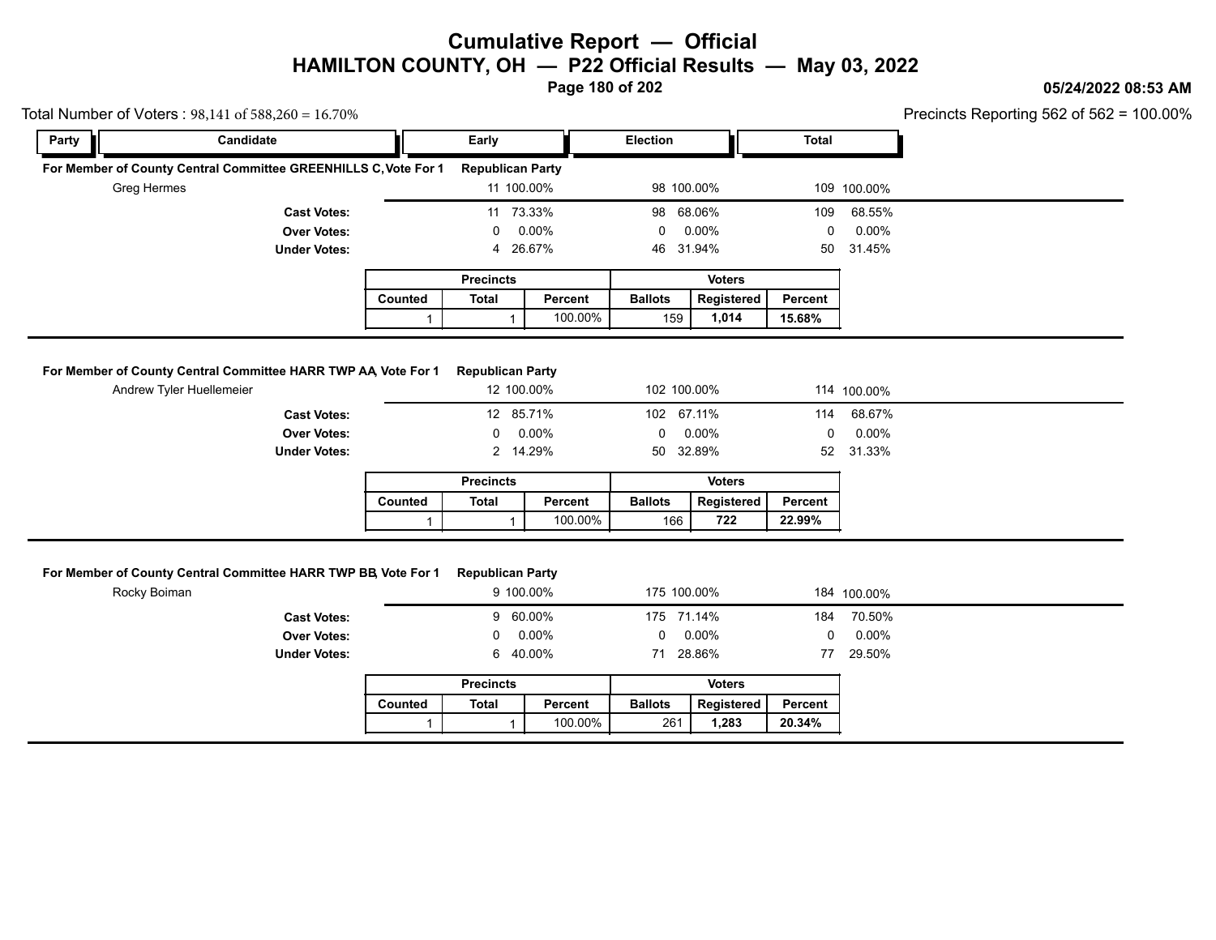# Cumulative Report — Official
## HAMILTON COUNTY, OH — P22 Official Results — May 03, 2022

05/24/2022 08:53 AM

Total Number of Voters : 98,141 of 588,260 = 16.70%

Precincts Reporting 562 of 562 = 100.00%

### For Member of County Central Committee GREENHILLS C, Vote For 1 — Republican Party

| Party | Candidate | Early | | Election | | Total | |
|---|---|---|---|---|---|---|---|
| | Greg Hermes | 11 | 100.00% | 98 | 100.00% | 109 | 100.00% |
| | **Cast Votes:** | 11 | 73.33% | 98 | 68.06% | 109 | 68.55% |
| | **Over Votes:** | 0 | 0.00% | 0 | 0.00% | 0 | 0.00% |
| | **Under Votes:** | 4 | 26.67% | 46 | 31.94% | 50 | 31.45% |

| Precincts | | | Voters | | |
|---|---|---|---|---|---|
| Counted | Total | Percent | Ballots | Registered | Percent |
| 1 | 1 | 100.00% | 159 | **1,014** | **15.68%** |

### For Member of County Central Committee HARR TWP AA, Vote For 1 — Republican Party

| Party | Candidate | Early | | Election | | Total | |
|---|---|---|---|---|---|---|---|
| | Andrew Tyler Huellemeier | 12 | 100.00% | 102 | 100.00% | 114 | 100.00% |
| | **Cast Votes:** | 12 | 85.71% | 102 | 67.11% | 114 | 68.67% |
| | **Over Votes:** | 0 | 0.00% | 0 | 0.00% | 0 | 0.00% |
| | **Under Votes:** | 2 | 14.29% | 50 | 32.89% | 52 | 31.33% |

| Precincts | | | Voters | | |
|---|---|---|---|---|---|
| Counted | Total | Percent | Ballots | Registered | Percent |
| 1 | 1 | 100.00% | 166 | **722** | **22.99%** |

### For Member of County Central Committee HARR TWP BB, Vote For 1 — Republican Party

| Party | Candidate | Early | | Election | | Total | |
|---|---|---|---|---|---|---|---|
| | Rocky Boiman | 9 | 100.00% | 175 | 100.00% | 184 | 100.00% |
| | **Cast Votes:** | 9 | 60.00% | 175 | 71.14% | 184 | 70.50% |
| | **Over Votes:** | 0 | 0.00% | 0 | 0.00% | 0 | 0.00% |
| | **Under Votes:** | 6 | 40.00% | 71 | 28.86% | 77 | 29.50% |

| Precincts | | | Voters | | |
|---|---|---|---|---|---|
| Counted | Total | Percent | Ballots | Registered | Percent |
| 1 | 1 | 100.00% | 261 | **1,283** | **20.34%** |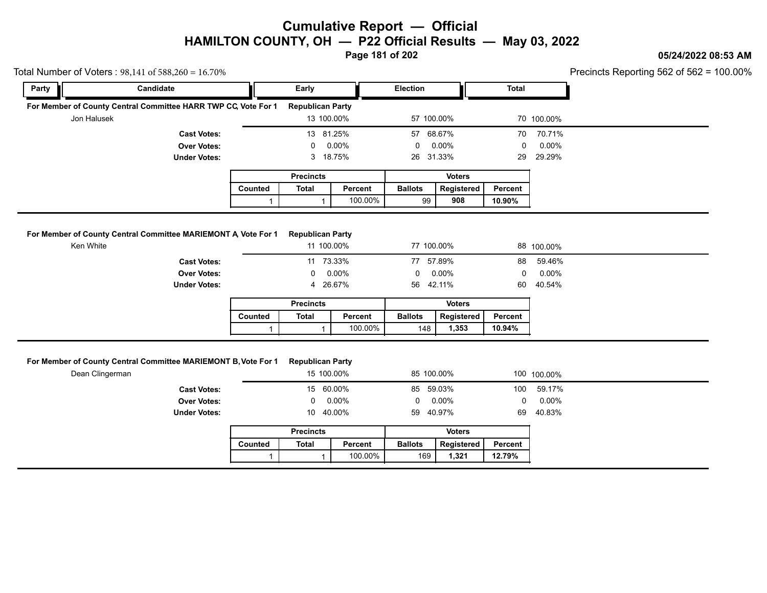# Cumulative Report — Official

## HAMILTON COUNTY, OH — P22 Official Results — May 03, 2022

05/24/2022 08:53 AM

Total Number of Voters : 98,141 of 588,260 = 16.70%

Precincts Reporting 562 of 562 = 100.00%

| Party | Candidate | Early | | Election | | Total | |
|---|---|---|---|---|---|---|---|

### For Member of County Central Committee HARR TWP CC, Vote For 1 — Republican Party

| Candidate | Early | | Election | | Total | |
|---|---|---|---|---|---|---|
| Jon Halusek | 13 | 100.00% | 57 | 100.00% | 70 | 100.00% |
| **Cast Votes:** | 13 | 81.25% | 57 | 68.67% | 70 | 70.71% |
| **Over Votes:** | 0 | 0.00% | 0 | 0.00% | 0 | 0.00% |
| **Under Votes:** | 3 | 18.75% | 26 | 31.33% | 29 | 29.29% |

| Precincts | | | Voters | | |
|---|---|---|---|---|---|
| Counted | Total | Percent | Ballots | Registered | Percent |
| 1 | 1 | 100.00% | 99 | **908** | **10.90%** |

### For Member of County Central Committee MARIEMONT A, Vote For 1 — Republican Party

| Candidate | Early | | Election | | Total | |
|---|---|---|---|---|---|---|
| Ken White | 11 | 100.00% | 77 | 100.00% | 88 | 100.00% |
| **Cast Votes:** | 11 | 73.33% | 77 | 57.89% | 88 | 59.46% |
| **Over Votes:** | 0 | 0.00% | 0 | 0.00% | 0 | 0.00% |
| **Under Votes:** | 4 | 26.67% | 56 | 42.11% | 60 | 40.54% |

| Precincts | | | Voters | | |
|---|---|---|---|---|---|
| Counted | Total | Percent | Ballots | Registered | Percent |
| 1 | 1 | 100.00% | 148 | **1,353** | **10.94%** |

### For Member of County Central Committee MARIEMONT B, Vote For 1 — Republican Party

| Candidate | Early | | Election | | Total | |
|---|---|---|---|---|---|---|
| Dean Clingerman | 15 | 100.00% | 85 | 100.00% | 100 | 100.00% |
| **Cast Votes:** | 15 | 60.00% | 85 | 59.03% | 100 | 59.17% |
| **Over Votes:** | 0 | 0.00% | 0 | 0.00% | 0 | 0.00% |
| **Under Votes:** | 10 | 40.00% | 59 | 40.97% | 69 | 40.83% |

| Precincts | | | Voters | | |
|---|---|---|---|---|---|
| Counted | Total | Percent | Ballots | Registered | Percent |
| 1 | 1 | 100.00% | 169 | **1,321** | **12.79%** |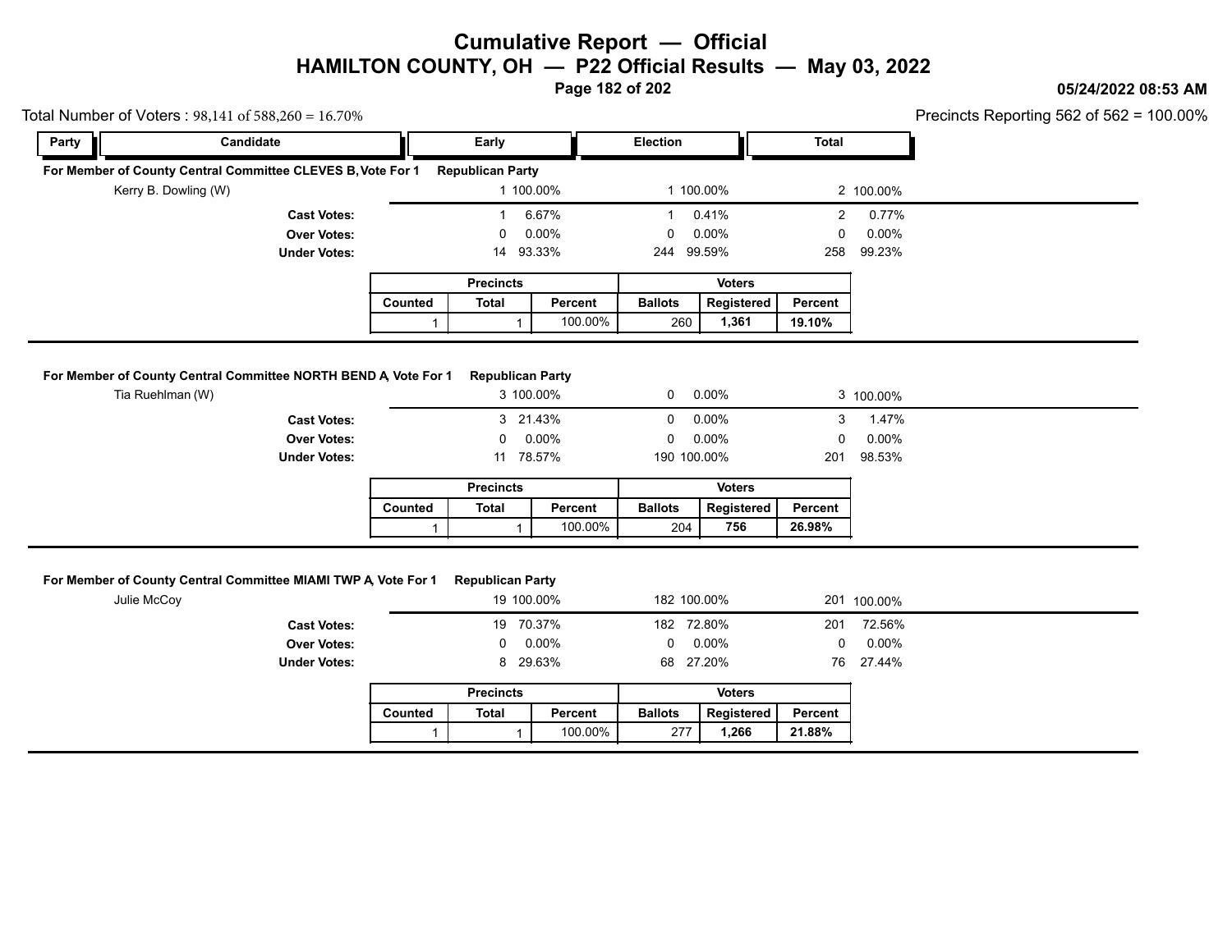# Cumulative Report — Official
## HAMILTON COUNTY, OH — P22 Official Results — May 03, 2022

05/24/2022 08:53 AM

Total Number of Voters : 98,141 of 588,260 = 16.70%

Precincts Reporting 562 of 562 = 100.00%

### For Member of County Central Committee CLEVES B, Vote For 1 — Republican Party

| Party | Candidate | Early | | Election | | Total | |
|---|---|---|---|---|---|---|---|
| | Kerry B. Dowling (W) | 1 | 100.00% | 1 | 100.00% | 2 | 100.00% |
| | **Cast Votes:** | 1 | 6.67% | 1 | 0.41% | 2 | 0.77% |
| | **Over Votes:** | 0 | 0.00% | 0 | 0.00% | 0 | 0.00% |
| | **Under Votes:** | 14 | 93.33% | 244 | 99.59% | 258 | 99.23% |

| Precincts | | | Voters | | |
|---|---|---|---|---|---|
| Counted | Total | Percent | Ballots | Registered | Percent |
| 1 | 1 | 100.00% | 260 | **1,361** | **19.10%** |

### For Member of County Central Committee NORTH BEND A, Vote For 1 — Republican Party

| Party | Candidate | Early | | Election | | Total | |
|---|---|---|---|---|---|---|---|
| | Tia Ruehlman (W) | 3 | 100.00% | 0 | 0.00% | 3 | 100.00% |
| | **Cast Votes:** | 3 | 21.43% | 0 | 0.00% | 3 | 1.47% |
| | **Over Votes:** | 0 | 0.00% | 0 | 0.00% | 0 | 0.00% |
| | **Under Votes:** | 11 | 78.57% | 190 | 100.00% | 201 | 98.53% |

| Precincts | | | Voters | | |
|---|---|---|---|---|---|
| Counted | Total | Percent | Ballots | Registered | Percent |
| 1 | 1 | 100.00% | 204 | **756** | **26.98%** |

### For Member of County Central Committee MIAMI TWP A, Vote For 1 — Republican Party

| Party | Candidate | Early | | Election | | Total | |
|---|---|---|---|---|---|---|---|
| | Julie McCoy | 19 | 100.00% | 182 | 100.00% | 201 | 100.00% |
| | **Cast Votes:** | 19 | 70.37% | 182 | 72.80% | 201 | 72.56% |
| | **Over Votes:** | 0 | 0.00% | 0 | 0.00% | 0 | 0.00% |
| | **Under Votes:** | 8 | 29.63% | 68 | 27.20% | 76 | 27.44% |

| Precincts | | | Voters | | |
|---|---|---|---|---|---|
| Counted | Total | Percent | Ballots | Registered | Percent |
| 1 | 1 | 100.00% | 277 | **1,266** | **21.88%** |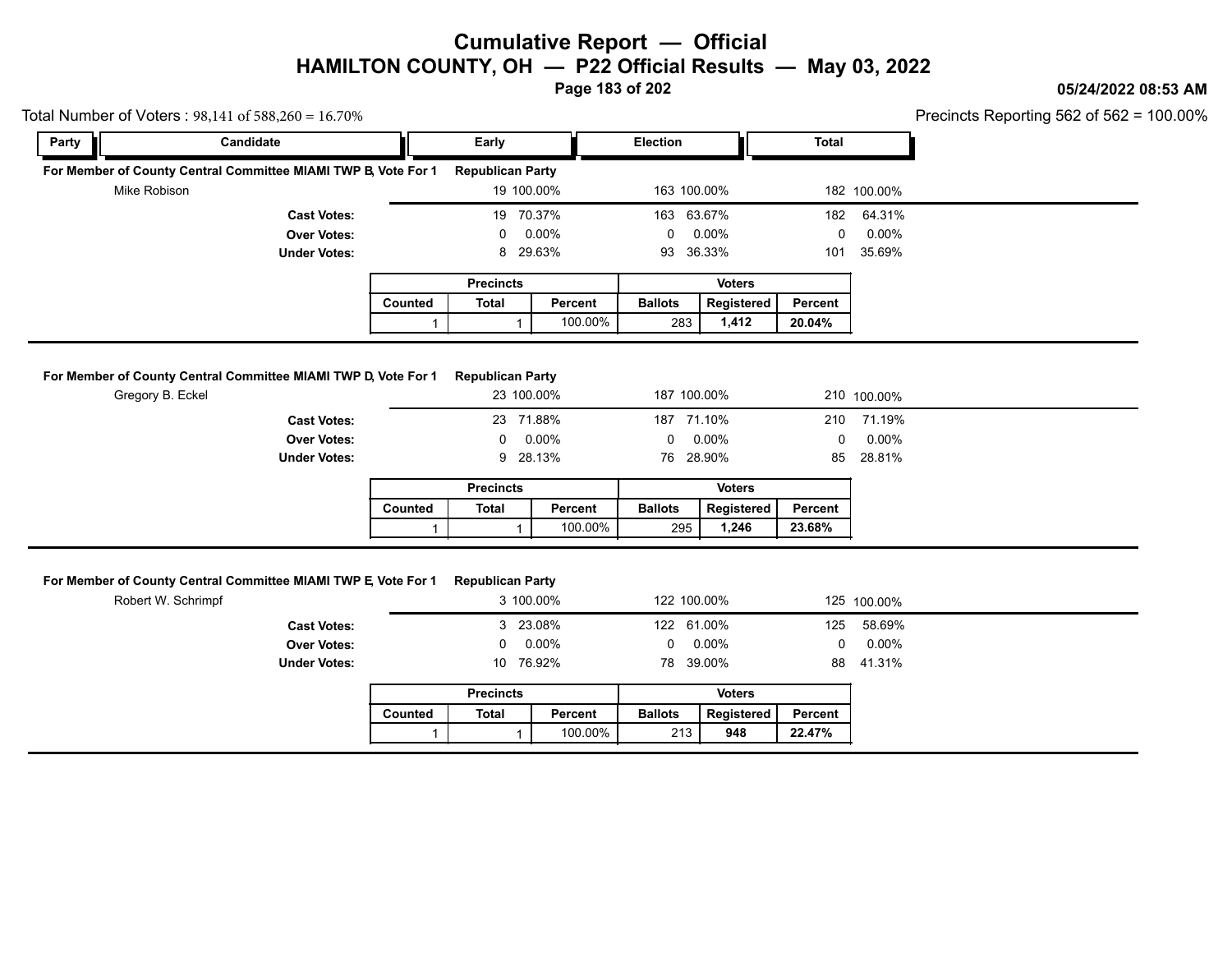# Cumulative Report — Official
## HAMILTON COUNTY, OH — P22 Official Results — May 03, 2022

05/24/2022 08:53 AM

Total Number of Voters : 98,141 of 588,260 = 16.70%

Precincts Reporting 562 of 562 = 100.00%

| Party | Candidate | Early | | Election | | Total | |
|---|---|---|---|---|---|---|---|

### For Member of County Central Committee MIAMI TWP B, Vote For 1 — Republican Party

| Candidate | Early | | Election | | Total | |
|---|---|---|---|---|---|---|
| Mike Robison | 19 | 100.00% | 163 | 100.00% | 182 | 100.00% |
| **Cast Votes:** | 19 | 70.37% | 163 | 63.67% | 182 | 64.31% |
| **Over Votes:** | 0 | 0.00% | 0 | 0.00% | 0 | 0.00% |
| **Under Votes:** | 8 | 29.63% | 93 | 36.33% | 101 | 35.69% |

| Precincts | | | Voters | | |
|---|---|---|---|---|---|
| Counted | Total | Percent | Ballots | Registered | Percent |
| 1 | 1 | 100.00% | 283 | **1,412** | **20.04%** |

### For Member of County Central Committee MIAMI TWP D, Vote For 1 — Republican Party

| Candidate | Early | | Election | | Total | |
|---|---|---|---|---|---|---|
| Gregory B. Eckel | 23 | 100.00% | 187 | 100.00% | 210 | 100.00% |
| **Cast Votes:** | 23 | 71.88% | 187 | 71.10% | 210 | 71.19% |
| **Over Votes:** | 0 | 0.00% | 0 | 0.00% | 0 | 0.00% |
| **Under Votes:** | 9 | 28.13% | 76 | 28.90% | 85 | 28.81% |

| Precincts | | | Voters | | |
|---|---|---|---|---|---|
| Counted | Total | Percent | Ballots | Registered | Percent |
| 1 | 1 | 100.00% | 295 | **1,246** | **23.68%** |

### For Member of County Central Committee MIAMI TWP E, Vote For 1 — Republican Party

| Candidate | Early | | Election | | Total | |
|---|---|---|---|---|---|---|
| Robert W. Schrimpf | 3 | 100.00% | 122 | 100.00% | 125 | 100.00% |
| **Cast Votes:** | 3 | 23.08% | 122 | 61.00% | 125 | 58.69% |
| **Over Votes:** | 0 | 0.00% | 0 | 0.00% | 0 | 0.00% |
| **Under Votes:** | 10 | 76.92% | 78 | 39.00% | 88 | 41.31% |

| Precincts | | | Voters | | |
|---|---|---|---|---|---|
| Counted | Total | Percent | Ballots | Registered | Percent |
| 1 | 1 | 100.00% | 213 | **948** | **22.47%** |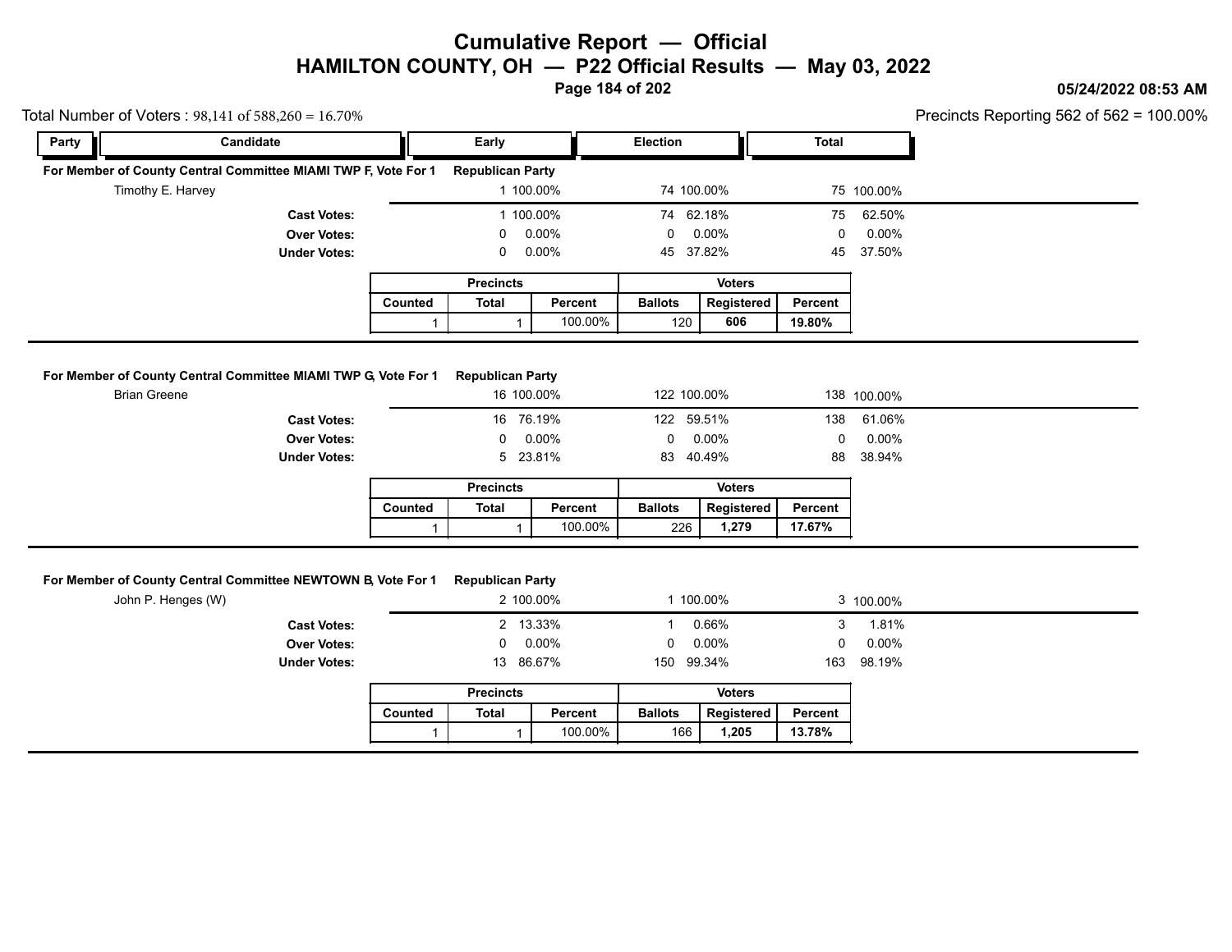# Cumulative Report — Official
## HAMILTON COUNTY, OH — P22 Official Results — May 03, 2022

05/24/2022 08:53 AM

Total Number of Voters : 98,141 of 588,260 = 16.70%

Precincts Reporting 562 of 562 = 100.00%

### For Member of County Central Committee MIAMI TWP F, Vote For 1 — Republican Party

| Party | Candidate | Early | | Election | | Total | |
|---|---|---|---|---|---|---|---|
| | Timothy E. Harvey | 1 | 100.00% | 74 | 100.00% | 75 | 100.00% |
| | **Cast Votes:** | 1 | 100.00% | 74 | 62.18% | 75 | 62.50% |
| | **Over Votes:** | 0 | 0.00% | 0 | 0.00% | 0 | 0.00% |
| | **Under Votes:** | 0 | 0.00% | 45 | 37.82% | 45 | 37.50% |

| Precincts | | | Voters | | |
|---|---|---|---|---|---|
| Counted | Total | Percent | Ballots | Registered | Percent |
| 1 | 1 | 100.00% | 120 | 606 | 19.80% |

### For Member of County Central Committee MIAMI TWP G, Vote For 1 — Republican Party

| Party | Candidate | Early | | Election | | Total | |
|---|---|---|---|---|---|---|---|
| | Brian Greene | 16 | 100.00% | 122 | 100.00% | 138 | 100.00% |
| | **Cast Votes:** | 16 | 76.19% | 122 | 59.51% | 138 | 61.06% |
| | **Over Votes:** | 0 | 0.00% | 0 | 0.00% | 0 | 0.00% |
| | **Under Votes:** | 5 | 23.81% | 83 | 40.49% | 88 | 38.94% |

| Precincts | | | Voters | | |
|---|---|---|---|---|---|
| Counted | Total | Percent | Ballots | Registered | Percent |
| 1 | 1 | 100.00% | 226 | 1,279 | 17.67% |

### For Member of County Central Committee NEWTOWN B, Vote For 1 — Republican Party

| Party | Candidate | Early | | Election | | Total | |
|---|---|---|---|---|---|---|---|
| | John P. Henges (W) | 2 | 100.00% | 1 | 100.00% | 3 | 100.00% |
| | **Cast Votes:** | 2 | 13.33% | 1 | 0.66% | 3 | 1.81% |
| | **Over Votes:** | 0 | 0.00% | 0 | 0.00% | 0 | 0.00% |
| | **Under Votes:** | 13 | 86.67% | 150 | 99.34% | 163 | 98.19% |

| Precincts | | | Voters | | |
|---|---|---|---|---|---|
| Counted | Total | Percent | Ballots | Registered | Percent |
| 1 | 1 | 100.00% | 166 | 1,205 | 13.78% |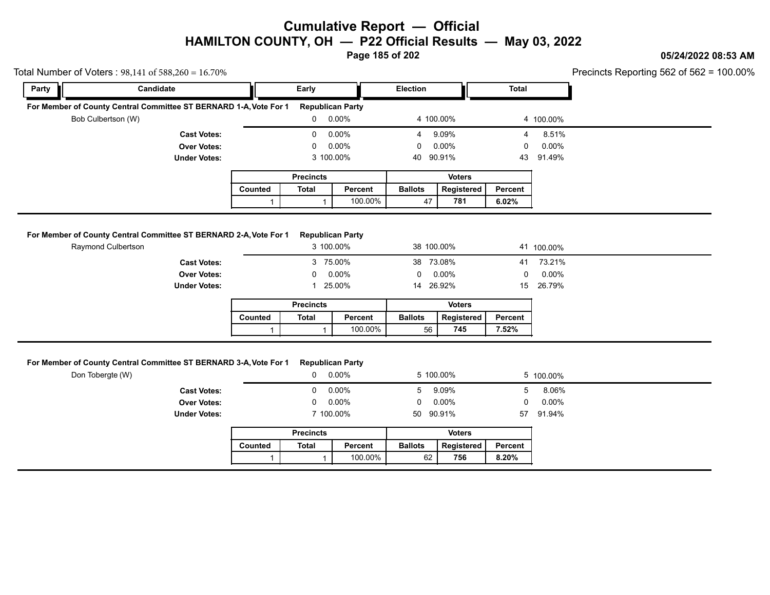# Cumulative Report — Official
## HAMILTON COUNTY, OH — P22 Official Results — May 03, 2022

**05/24/2022 08:53 AM**

Total Number of Voters : 98,141 of 588,260 = 16.70%

Precincts Reporting 562 of 562 = 100.00%

| Party | Candidate | Early | | Election | | Total | |
|---|---|---|---|---|---|---|---|
| **For Member of County Central Committee ST BERNARD 1-A, Vote For 1** | | **Republican Party** | | | | | |
| | Bob Culbertson (W) | 0 | 0.00% | 4 | 100.00% | 4 | 100.00% |
| | **Cast Votes:** | 0 | 0.00% | 4 | 9.09% | 4 | 8.51% |
| | **Over Votes:** | 0 | 0.00% | 0 | 0.00% | 0 | 0.00% |
| | **Under Votes:** | 3 | 100.00% | 40 | 90.91% | 43 | 91.49% |

| Precincts | | | Voters | | |
|---|---|---|---|---|---|
| Counted | Total | Percent | Ballots | Registered | Percent |
| 1 | 1 | 100.00% | 47 | **781** | **6.02%** |

| Party | Candidate | Early | | Election | | Total | |
|---|---|---|---|---|---|---|---|
| **For Member of County Central Committee ST BERNARD 2-A, Vote For 1** | | **Republican Party** | | | | | |
| | Raymond Culbertson | 3 | 100.00% | 38 | 100.00% | 41 | 100.00% |
| | **Cast Votes:** | 3 | 75.00% | 38 | 73.08% | 41 | 73.21% |
| | **Over Votes:** | 0 | 0.00% | 0 | 0.00% | 0 | 0.00% |
| | **Under Votes:** | 1 | 25.00% | 14 | 26.92% | 15 | 26.79% |

| Precincts | | | Voters | | |
|---|---|---|---|---|---|
| Counted | Total | Percent | Ballots | Registered | Percent |
| 1 | 1 | 100.00% | 56 | **745** | **7.52%** |

| Party | Candidate | Early | | Election | | Total | |
|---|---|---|---|---|---|---|---|
| **For Member of County Central Committee ST BERNARD 3-A, Vote For 1** | | **Republican Party** | | | | | |
| | Don Tobergte (W) | 0 | 0.00% | 5 | 100.00% | 5 | 100.00% |
| | **Cast Votes:** | 0 | 0.00% | 5 | 9.09% | 5 | 8.06% |
| | **Over Votes:** | 0 | 0.00% | 0 | 0.00% | 0 | 0.00% |
| | **Under Votes:** | 7 | 100.00% | 50 | 90.91% | 57 | 91.94% |

| Precincts | | | Voters | | |
|---|---|---|---|---|---|
| Counted | Total | Percent | Ballots | Registered | Percent |
| 1 | 1 | 100.00% | 62 | **756** | **8.20%** |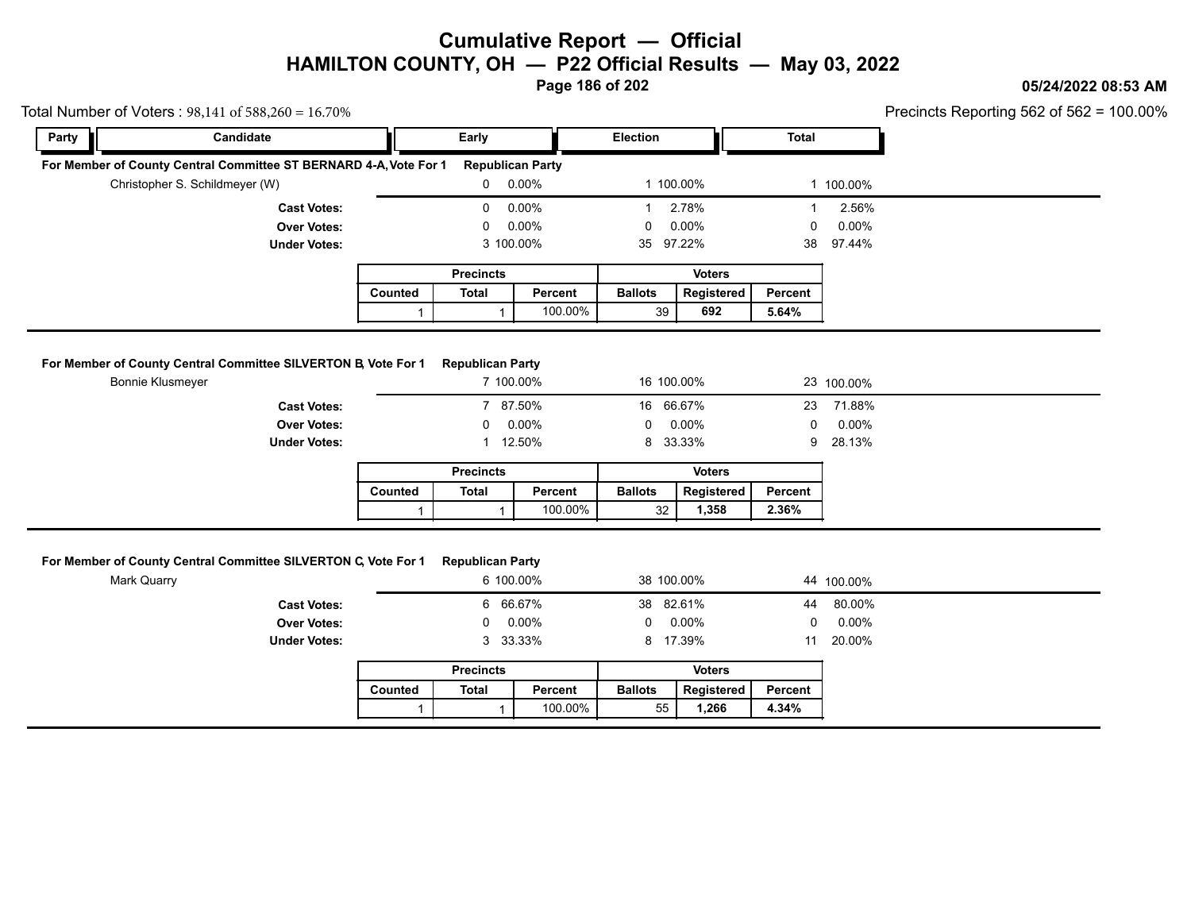# Cumulative Report — Official
## HAMILTON COUNTY, OH — P22 Official Results — May 03, 2022

05/24/2022 08:53 AM

Total Number of Voters : 98,141 of 588,260 = 16.70%

Precincts Reporting 562 of 562 = 100.00%

### For Member of County Central Committee ST BERNARD 4-A, Vote For 1 — Republican Party

| Party | Candidate | Early | | Election | | Total | |
|---|---|---|---|---|---|---|---|
| | Christopher S. Schildmeyer (W) | 0 | 0.00% | 1 | 100.00% | 1 | 100.00% |
| | **Cast Votes:** | 0 | 0.00% | 1 | 2.78% | 1 | 2.56% |
| | **Over Votes:** | 0 | 0.00% | 0 | 0.00% | 0 | 0.00% |
| | **Under Votes:** | 3 | 100.00% | 35 | 97.22% | 38 | 97.44% |

| Precincts | | | Voters | | |
|---|---|---|---|---|---|
| Counted | Total | Percent | Ballots | Registered | Percent |
| 1 | 1 | 100.00% | 39 | **692** | **5.64%** |

### For Member of County Central Committee SILVERTON B, Vote For 1 — Republican Party

| Party | Candidate | Early | | Election | | Total | |
|---|---|---|---|---|---|---|---|
| | Bonnie Klusmeyer | 7 | 100.00% | 16 | 100.00% | 23 | 100.00% |
| | **Cast Votes:** | 7 | 87.50% | 16 | 66.67% | 23 | 71.88% |
| | **Over Votes:** | 0 | 0.00% | 0 | 0.00% | 0 | 0.00% |
| | **Under Votes:** | 1 | 12.50% | 8 | 33.33% | 9 | 28.13% |

| Precincts | | | Voters | | |
|---|---|---|---|---|---|
| Counted | Total | Percent | Ballots | Registered | Percent |
| 1 | 1 | 100.00% | 32 | **1,358** | **2.36%** |

### For Member of County Central Committee SILVERTON C, Vote For 1 — Republican Party

| Party | Candidate | Early | | Election | | Total | |
|---|---|---|---|---|---|---|---|
| | Mark Quarry | 6 | 100.00% | 38 | 100.00% | 44 | 100.00% |
| | **Cast Votes:** | 6 | 66.67% | 38 | 82.61% | 44 | 80.00% |
| | **Over Votes:** | 0 | 0.00% | 0 | 0.00% | 0 | 0.00% |
| | **Under Votes:** | 3 | 33.33% | 8 | 17.39% | 11 | 20.00% |

| Precincts | | | Voters | | |
|---|---|---|---|---|---|
| Counted | Total | Percent | Ballots | Registered | Percent |
| 1 | 1 | 100.00% | 55 | **1,266** | **4.34%** |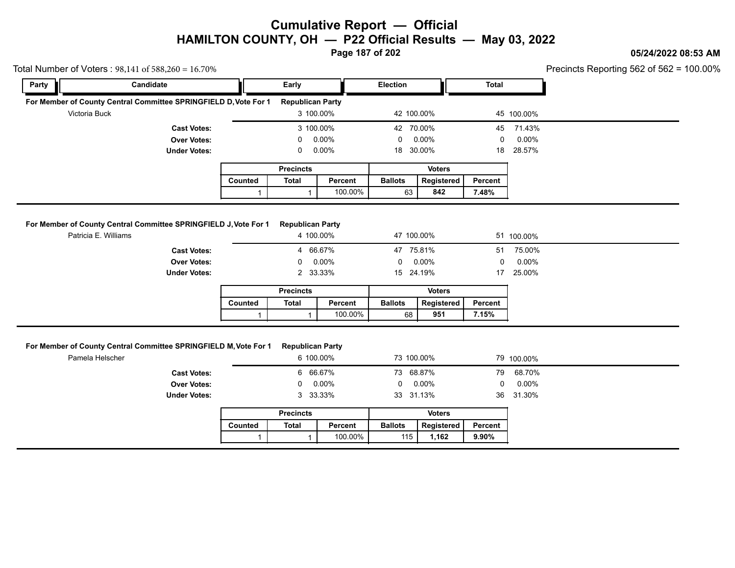# Cumulative Report — Official

## HAMILTON COUNTY, OH — P22 Official Results — May 03, 2022

05/24/2022 08:53 AM

Total Number of Voters : 98,141 of 588,260 = 16.70%

Precincts Reporting 562 of 562 = 100.00%

### For Member of County Central Committee SPRINGFIELD D, Vote For 1 — Republican Party

| Party | Candidate | Early | | Election | | Total | |
|---|---|---|---|---|---|---|---|
| | Victoria Buck | 3 | 100.00% | 42 | 100.00% | 45 | 100.00% |
| | **Cast Votes:** | 3 | 100.00% | 42 | 70.00% | 45 | 71.43% |
| | **Over Votes:** | 0 | 0.00% | 0 | 0.00% | 0 | 0.00% |
| | **Under Votes:** | 0 | 0.00% | 18 | 30.00% | 18 | 28.57% |

| Precincts | | | Voters | | |
|---|---|---|---|---|---|
| Counted | Total | Percent | Ballots | Registered | Percent |
| 1 | 1 | 100.00% | 63 | **842** | **7.48%** |

### For Member of County Central Committee SPRINGFIELD J, Vote For 1 — Republican Party

| Party | Candidate | Early | | Election | | Total | |
|---|---|---|---|---|---|---|---|
| | Patricia E. Williams | 4 | 100.00% | 47 | 100.00% | 51 | 100.00% |
| | **Cast Votes:** | 4 | 66.67% | 47 | 75.81% | 51 | 75.00% |
| | **Over Votes:** | 0 | 0.00% | 0 | 0.00% | 0 | 0.00% |
| | **Under Votes:** | 2 | 33.33% | 15 | 24.19% | 17 | 25.00% |

| Precincts | | | Voters | | |
|---|---|---|---|---|---|
| Counted | Total | Percent | Ballots | Registered | Percent |
| 1 | 1 | 100.00% | 68 | **951** | **7.15%** |

### For Member of County Central Committee SPRINGFIELD M, Vote For 1 — Republican Party

| Party | Candidate | Early | | Election | | Total | |
|---|---|---|---|---|---|---|---|
| | Pamela Helscher | 6 | 100.00% | 73 | 100.00% | 79 | 100.00% |
| | **Cast Votes:** | 6 | 66.67% | 73 | 68.87% | 79 | 68.70% |
| | **Over Votes:** | 0 | 0.00% | 0 | 0.00% | 0 | 0.00% |
| | **Under Votes:** | 3 | 33.33% | 33 | 31.13% | 36 | 31.30% |

| Precincts | | | Voters | | |
|---|---|---|---|---|---|
| Counted | Total | Percent | Ballots | Registered | Percent |
| 1 | 1 | 100.00% | 115 | **1,162** | **9.90%** |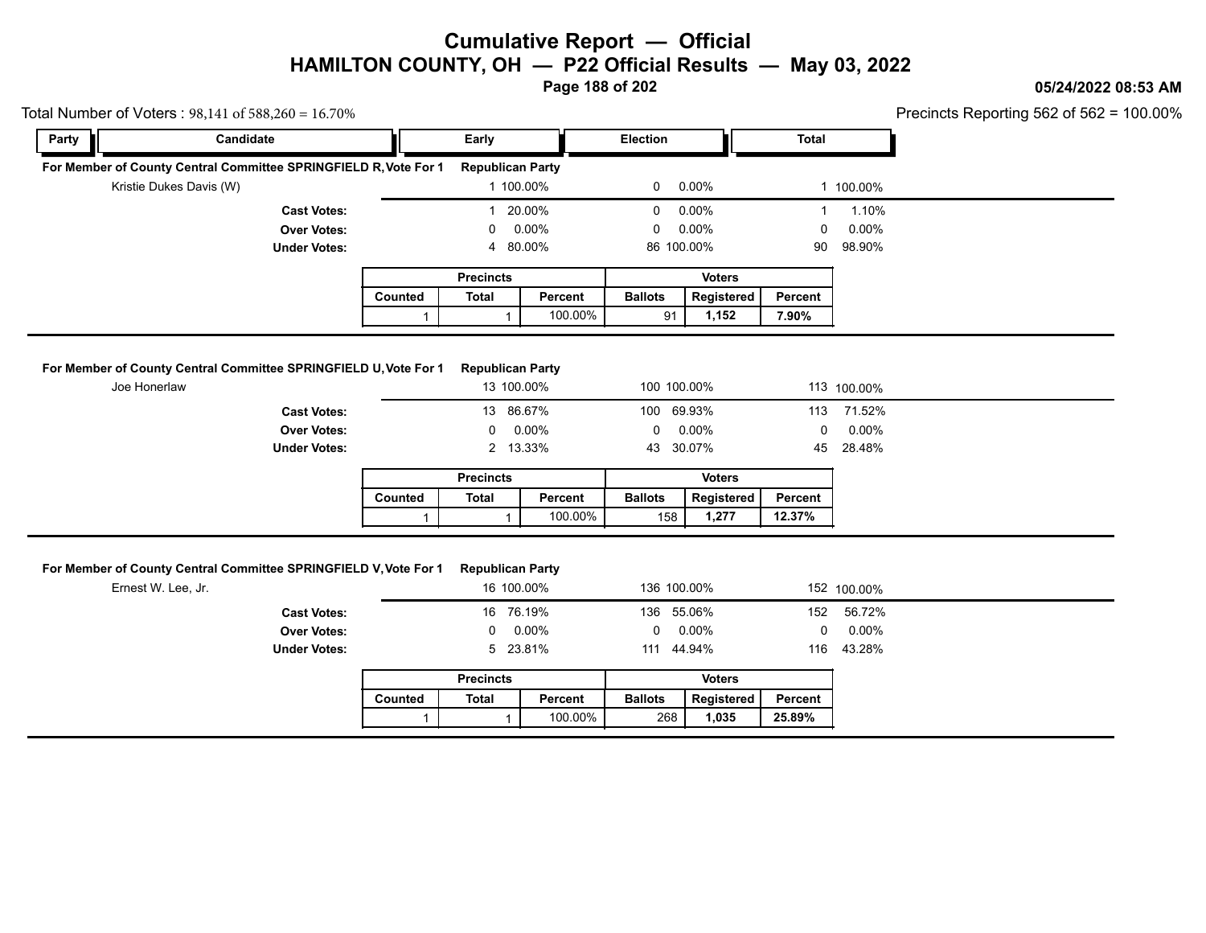# Cumulative Report — Official
## HAMILTON COUNTY, OH — P22 Official Results — May 03, 2022

05/24/2022 08:53 AM

Total Number of Voters : 98,141 of 588,260 = 16.70%

Precincts Reporting 562 of 562 = 100.00%

### For Member of County Central Committee SPRINGFIELD R, Vote For 1 — Republican Party

| Party | Candidate | Early | | Election | | Total | |
|---|---|---|---|---|---|---|---|
| | Kristie Dukes Davis (W) | 1 | 100.00% | 0 | 0.00% | 1 | 100.00% |
| | **Cast Votes:** | 1 | 20.00% | 0 | 0.00% | 1 | 1.10% |
| | **Over Votes:** | 0 | 0.00% | 0 | 0.00% | 0 | 0.00% |
| | **Under Votes:** | 4 | 80.00% | 86 | 100.00% | 90 | 98.90% |

| Precincts | | | Voters | | |
|---|---|---|---|---|---|
| Counted | Total | Percent | Ballots | Registered | Percent |
| 1 | 1 | 100.00% | 91 | **1,152** | **7.90%** |

### For Member of County Central Committee SPRINGFIELD U, Vote For 1 — Republican Party

| Party | Candidate | Early | | Election | | Total | |
|---|---|---|---|---|---|---|---|
| | Joe Honerlaw | 13 | 100.00% | 100 | 100.00% | 113 | 100.00% |
| | **Cast Votes:** | 13 | 86.67% | 100 | 69.93% | 113 | 71.52% |
| | **Over Votes:** | 0 | 0.00% | 0 | 0.00% | 0 | 0.00% |
| | **Under Votes:** | 2 | 13.33% | 43 | 30.07% | 45 | 28.48% |

| Precincts | | | Voters | | |
|---|---|---|---|---|---|
| Counted | Total | Percent | Ballots | Registered | Percent |
| 1 | 1 | 100.00% | 158 | **1,277** | **12.37%** |

### For Member of County Central Committee SPRINGFIELD V, Vote For 1 — Republican Party

| Party | Candidate | Early | | Election | | Total | |
|---|---|---|---|---|---|---|---|
| | Ernest W. Lee, Jr. | 16 | 100.00% | 136 | 100.00% | 152 | 100.00% |
| | **Cast Votes:** | 16 | 76.19% | 136 | 55.06% | 152 | 56.72% |
| | **Over Votes:** | 0 | 0.00% | 0 | 0.00% | 0 | 0.00% |
| | **Under Votes:** | 5 | 23.81% | 111 | 44.94% | 116 | 43.28% |

| Precincts | | | Voters | | |
|---|---|---|---|---|---|
| Counted | Total | Percent | Ballots | Registered | Percent |
| 1 | 1 | 100.00% | 268 | **1,035** | **25.89%** |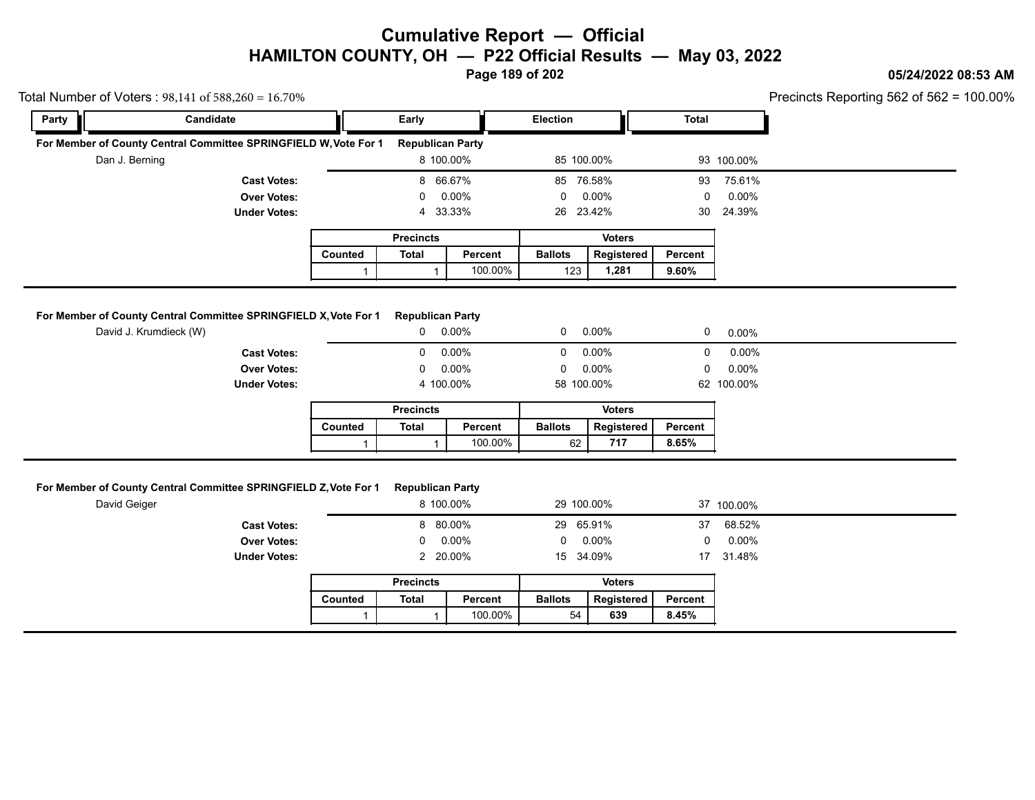# Cumulative Report — Official
## HAMILTON COUNTY, OH — P22 Official Results — May 03, 2022

05/24/2022 08:53 AM

Total Number of Voters : 98,141 of 588,260 = 16.70%

Precincts Reporting 562 of 562 = 100.00%

### For Member of County Central Committee SPRINGFIELD W, Vote For 1 — Republican Party

| Party | Candidate | Early | | Election | | Total | |
|---|---|---|---|---|---|---|---|
| | Dan J. Berning | 8 | 100.00% | 85 | 100.00% | 93 | 100.00% |
| | **Cast Votes:** | 8 | 66.67% | 85 | 76.58% | 93 | 75.61% |
| | **Over Votes:** | 0 | 0.00% | 0 | 0.00% | 0 | 0.00% |
| | **Under Votes:** | 4 | 33.33% | 26 | 23.42% | 30 | 24.39% |

| Precincts | | | Voters | | |
|---|---|---|---|---|---|
| Counted | Total | Percent | Ballots | Registered | Percent |
| 1 | 1 | 100.00% | 123 | **1,281** | **9.60%** |

### For Member of County Central Committee SPRINGFIELD X, Vote For 1 — Republican Party

| Party | Candidate | Early | | Election | | Total | |
|---|---|---|---|---|---|---|---|
| | David J. Krumdieck (W) | 0 | 0.00% | 0 | 0.00% | 0 | 0.00% |
| | **Cast Votes:** | 0 | 0.00% | 0 | 0.00% | 0 | 0.00% |
| | **Over Votes:** | 0 | 0.00% | 0 | 0.00% | 0 | 0.00% |
| | **Under Votes:** | 4 | 100.00% | 58 | 100.00% | 62 | 100.00% |

| Precincts | | | Voters | | |
|---|---|---|---|---|---|
| Counted | Total | Percent | Ballots | Registered | Percent |
| 1 | 1 | 100.00% | 62 | **717** | **8.65%** |

### For Member of County Central Committee SPRINGFIELD Z, Vote For 1 — Republican Party

| Party | Candidate | Early | | Election | | Total | |
|---|---|---|---|---|---|---|---|
| | David Geiger | 8 | 100.00% | 29 | 100.00% | 37 | 100.00% |
| | **Cast Votes:** | 8 | 80.00% | 29 | 65.91% | 37 | 68.52% |
| | **Over Votes:** | 0 | 0.00% | 0 | 0.00% | 0 | 0.00% |
| | **Under Votes:** | 2 | 20.00% | 15 | 34.09% | 17 | 31.48% |

| Precincts | | | Voters | | |
|---|---|---|---|---|---|
| Counted | Total | Percent | Ballots | Registered | Percent |
| 1 | 1 | 100.00% | 54 | **639** | **8.45%** |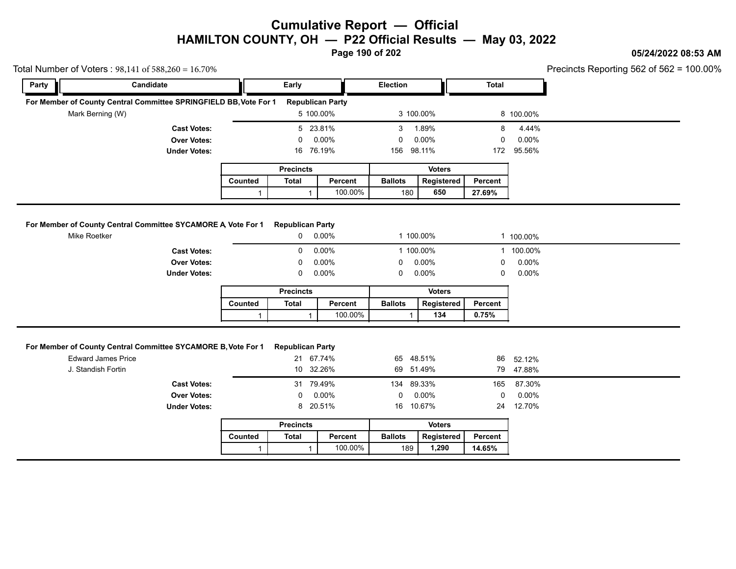# Cumulative Report — Official
## HAMILTON COUNTY, OH — P22 Official Results — May 03, 2022

05/24/2022 08:53 AM

Total Number of Voters : 98,141 of 588,260 = 16.70%

Precincts Reporting 562 of 562 = 100.00%

### For Member of County Central Committee SPRINGFIELD BB, Vote For 1 — Republican Party

| Party | Candidate | Early | | Election | | Total | |
|---|---|---|---|---|---|---|---|
| | Mark Berning (W) | 5 | 100.00% | 3 | 100.00% | 8 | 100.00% |
| | **Cast Votes:** | 5 | 23.81% | 3 | 1.89% | 8 | 4.44% |
| | **Over Votes:** | 0 | 0.00% | 0 | 0.00% | 0 | 0.00% |
| | **Under Votes:** | 16 | 76.19% | 156 | 98.11% | 172 | 95.56% |

| Precincts | | | Voters | | |
|---|---|---|---|---|---|
| Counted | Total | Percent | Ballots | Registered | Percent |
| 1 | 1 | 100.00% | 180 | **650** | **27.69%** |

### For Member of County Central Committee SYCAMORE A, Vote For 1 — Republican Party

| Party | Candidate | Early | | Election | | Total | |
|---|---|---|---|---|---|---|---|
| | Mike Roetker | 0 | 0.00% | 1 | 100.00% | 1 | 100.00% |
| | **Cast Votes:** | 0 | 0.00% | 1 | 100.00% | 1 | 100.00% |
| | **Over Votes:** | 0 | 0.00% | 0 | 0.00% | 0 | 0.00% |
| | **Under Votes:** | 0 | 0.00% | 0 | 0.00% | 0 | 0.00% |

| Precincts | | | Voters | | |
|---|---|---|---|---|---|
| Counted | Total | Percent | Ballots | Registered | Percent |
| 1 | 1 | 100.00% | 1 | **134** | **0.75%** |

### For Member of County Central Committee SYCAMORE B, Vote For 1 — Republican Party

| Party | Candidate | Early | | Election | | Total | |
|---|---|---|---|---|---|---|---|
| | Edward James Price | 21 | 67.74% | 65 | 48.51% | 86 | 52.12% |
| | J. Standish Fortin | 10 | 32.26% | 69 | 51.49% | 79 | 47.88% |
| | **Cast Votes:** | 31 | 79.49% | 134 | 89.33% | 165 | 87.30% |
| | **Over Votes:** | 0 | 0.00% | 0 | 0.00% | 0 | 0.00% |
| | **Under Votes:** | 8 | 20.51% | 16 | 10.67% | 24 | 12.70% |

| Precincts | | | Voters | | |
|---|---|---|---|---|---|
| Counted | Total | Percent | Ballots | Registered | Percent |
| 1 | 1 | 100.00% | 189 | **1,290** | **14.65%** |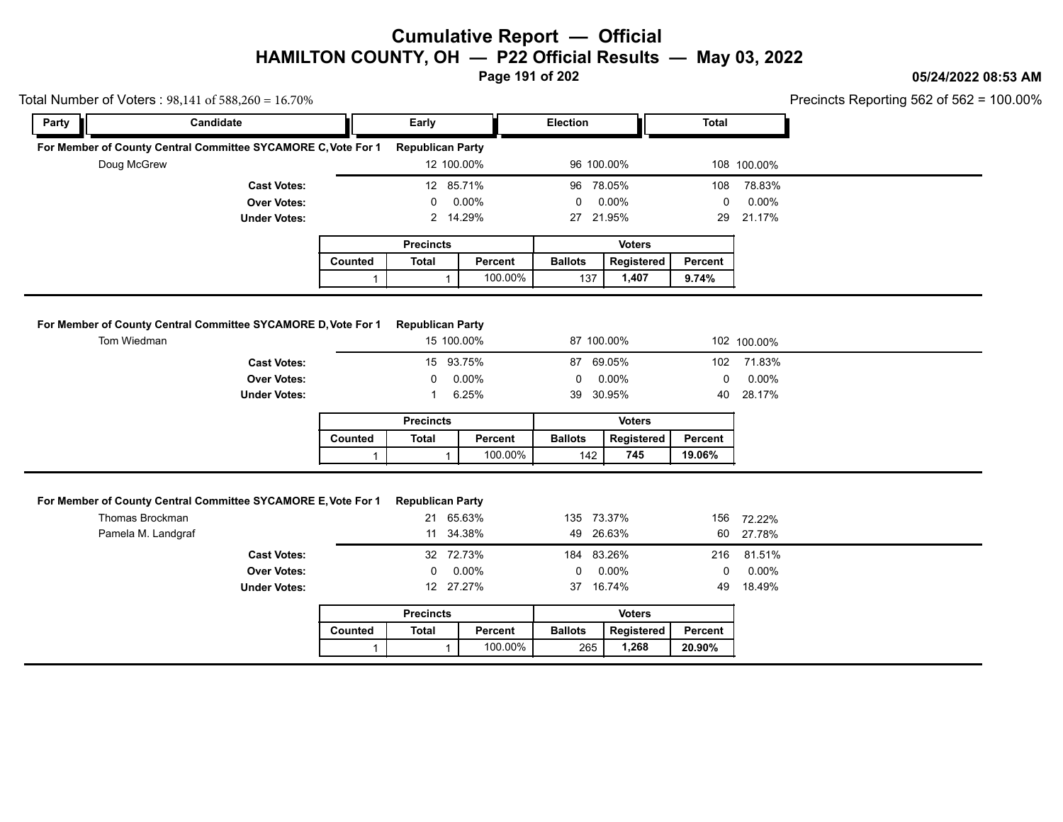# Cumulative Report — Official

## HAMILTON COUNTY, OH — P22 Official Results — May 03, 2022

05/24/2022 08:53 AM

Total Number of Voters : 98,141 of 588,260 = 16.70%

Precincts Reporting 562 of 562 = 100.00%

### For Member of County Central Committee SYCAMORE C, Vote For 1 — Republican Party

| Party | Candidate | Early | | Election | | Total | |
|---|---|---|---|---|---|---|---|
| | Doug McGrew | 12 | 100.00% | 96 | 100.00% | 108 | 100.00% |
| | **Cast Votes:** | 12 | 85.71% | 96 | 78.05% | 108 | 78.83% |
| | **Over Votes:** | 0 | 0.00% | 0 | 0.00% | 0 | 0.00% |
| | **Under Votes:** | 2 | 14.29% | 27 | 21.95% | 29 | 21.17% |

| Precincts | | | Voters | | |
|---|---|---|---|---|---|
| Counted | Total | Percent | Ballots | Registered | Percent |
| 1 | 1 | 100.00% | 137 | **1,407** | **9.74%** |

### For Member of County Central Committee SYCAMORE D, Vote For 1 — Republican Party

| Party | Candidate | Early | | Election | | Total | |
|---|---|---|---|---|---|---|---|
| | Tom Wiedman | 15 | 100.00% | 87 | 100.00% | 102 | 100.00% |
| | **Cast Votes:** | 15 | 93.75% | 87 | 69.05% | 102 | 71.83% |
| | **Over Votes:** | 0 | 0.00% | 0 | 0.00% | 0 | 0.00% |
| | **Under Votes:** | 1 | 6.25% | 39 | 30.95% | 40 | 28.17% |

| Precincts | | | Voters | | |
|---|---|---|---|---|---|
| Counted | Total | Percent | Ballots | Registered | Percent |
| 1 | 1 | 100.00% | 142 | **745** | **19.06%** |

### For Member of County Central Committee SYCAMORE E, Vote For 1 — Republican Party

| Party | Candidate | Early | | Election | | Total | |
|---|---|---|---|---|---|---|---|
| | Thomas Brockman | 21 | 65.63% | 135 | 73.37% | 156 | 72.22% |
| | Pamela M. Landgraf | 11 | 34.38% | 49 | 26.63% | 60 | 27.78% |
| | **Cast Votes:** | 32 | 72.73% | 184 | 83.26% | 216 | 81.51% |
| | **Over Votes:** | 0 | 0.00% | 0 | 0.00% | 0 | 0.00% |
| | **Under Votes:** | 12 | 27.27% | 37 | 16.74% | 49 | 18.49% |

| Precincts | | | Voters | | |
|---|---|---|---|---|---|
| Counted | Total | Percent | Ballots | Registered | Percent |
| 1 | 1 | 100.00% | 265 | **1,268** | **20.90%** |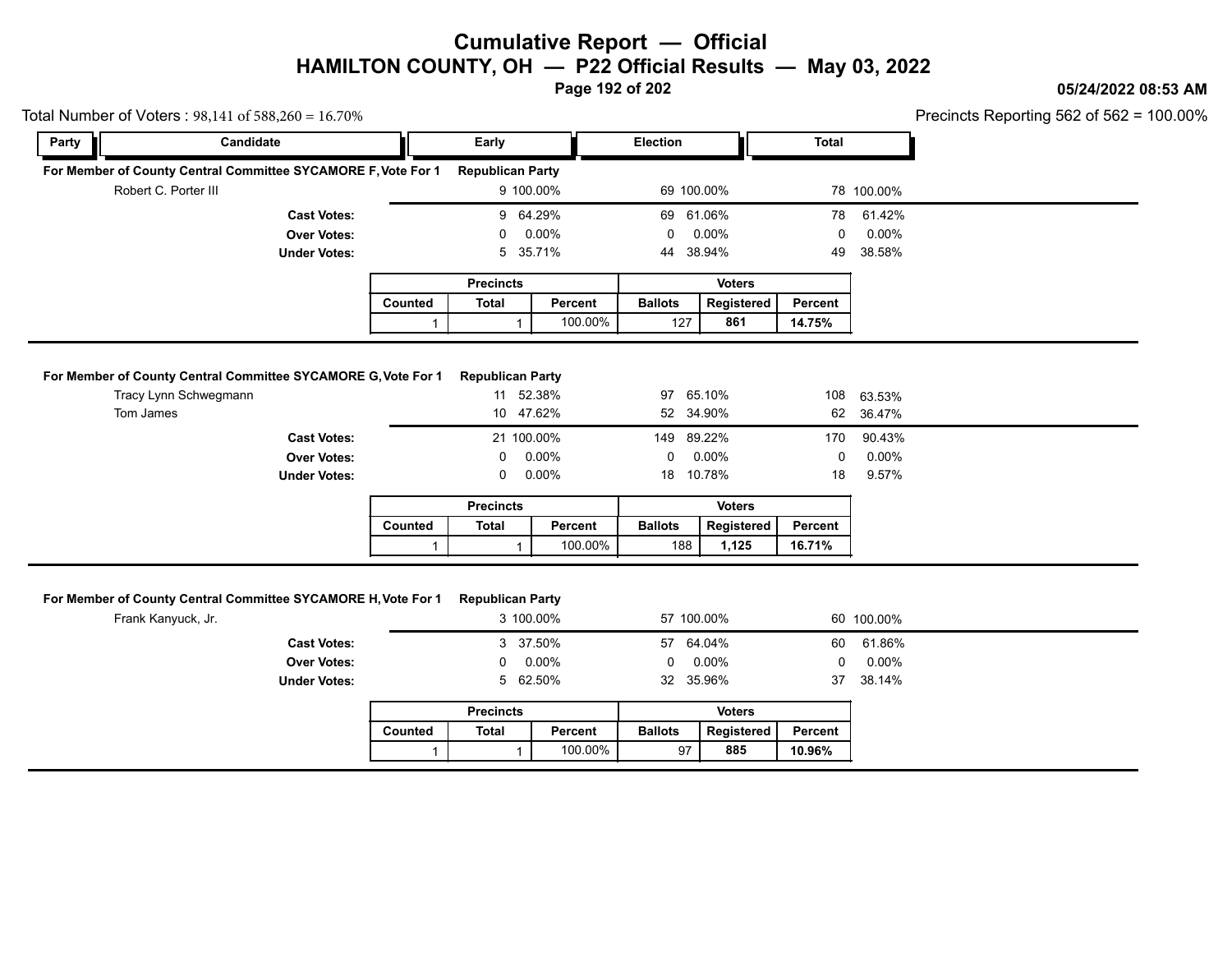# Cumulative Report — Official
## HAMILTON COUNTY, OH — P22 Official Results — May 03, 2022

05/24/2022 08:53 AM

Total Number of Voters : 98,141 of 588,260 = 16.70%

Precincts Reporting 562 of 562 = 100.00%

### For Member of County Central Committee SYCAMORE F, Vote For 1 — Republican Party

| Candidate | Early | | Election | | Total | |
|---|---|---|---|---|---|---|
| Robert C. Porter III | 9 | 100.00% | 69 | 100.00% | 78 | 100.00% |
| **Cast Votes:** | 9 | 64.29% | 69 | 61.06% | 78 | 61.42% |
| **Over Votes:** | 0 | 0.00% | 0 | 0.00% | 0 | 0.00% |
| **Under Votes:** | 5 | 35.71% | 44 | 38.94% | 49 | 38.58% |

| Precincts | | | Voters | | |
|---|---|---|---|---|---|
| Counted | Total | Percent | Ballots | Registered | Percent |
| 1 | 1 | 100.00% | 127 | **861** | **14.75%** |

### For Member of County Central Committee SYCAMORE G, Vote For 1 — Republican Party

| Candidate | Early | | Election | | Total | |
|---|---|---|---|---|---|---|
| Tracy Lynn Schwegmann | 11 | 52.38% | 97 | 65.10% | 108 | 63.53% |
| Tom James | 10 | 47.62% | 52 | 34.90% | 62 | 36.47% |
| **Cast Votes:** | 21 | 100.00% | 149 | 89.22% | 170 | 90.43% |
| **Over Votes:** | 0 | 0.00% | 0 | 0.00% | 0 | 0.00% |
| **Under Votes:** | 0 | 0.00% | 18 | 10.78% | 18 | 9.57% |

| Precincts | | | Voters | | |
|---|---|---|---|---|---|
| Counted | Total | Percent | Ballots | Registered | Percent |
| 1 | 1 | 100.00% | 188 | **1,125** | **16.71%** |

### For Member of County Central Committee SYCAMORE H, Vote For 1 — Republican Party

| Candidate | Early | | Election | | Total | |
|---|---|---|---|---|---|---|
| Frank Kanyuck, Jr. | 3 | 100.00% | 57 | 100.00% | 60 | 100.00% |
| **Cast Votes:** | 3 | 37.50% | 57 | 64.04% | 60 | 61.86% |
| **Over Votes:** | 0 | 0.00% | 0 | 0.00% | 0 | 0.00% |
| **Under Votes:** | 5 | 62.50% | 32 | 35.96% | 37 | 38.14% |

| Precincts | | | Voters | | |
|---|---|---|---|---|---|
| Counted | Total | Percent | Ballots | Registered | Percent |
| 1 | 1 | 100.00% | 97 | **885** | **10.96%** |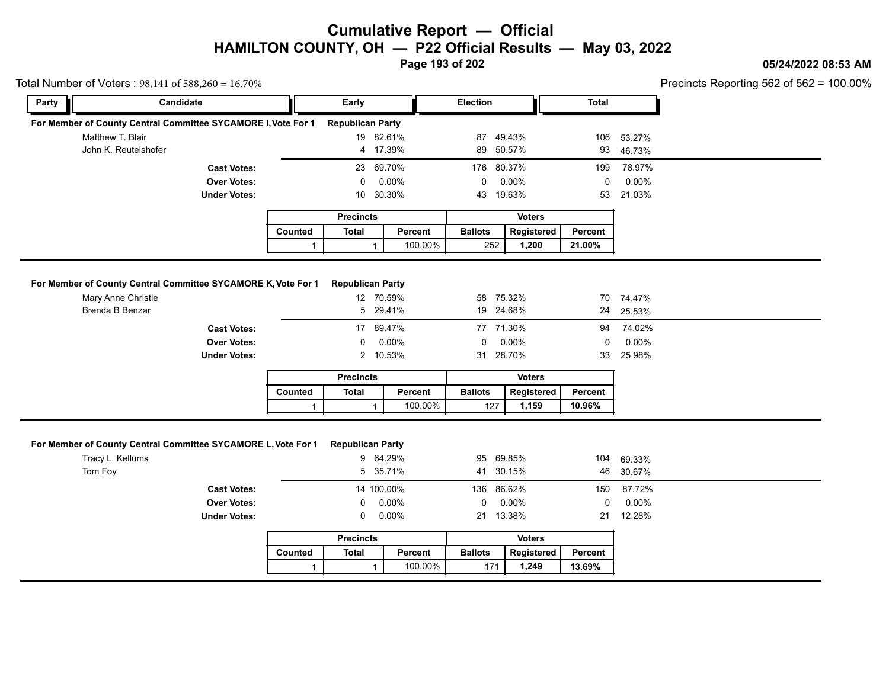# Cumulative Report — Official
## HAMILTON COUNTY, OH — P22 Official Results — May 03, 2022

05/24/2022 08:53 AM

Total Number of Voters : 98,141 of 588,260 = 16.70%

Precincts Reporting 562 of 562 = 100.00%

### For Member of County Central Committee SYCAMORE I, Vote For 1 — Republican Party

| Candidate | Early | | Election | | Total | |
|---|---|---|---|---|---|---|
| Matthew T. Blair | 19 | 82.61% | 87 | 49.43% | 106 | 53.27% |
| John K. Reutelshofer | 4 | 17.39% | 89 | 50.57% | 93 | 46.73% |
| **Cast Votes:** | 23 | 69.70% | 176 | 80.37% | 199 | 78.97% |
| **Over Votes:** | 0 | 0.00% | 0 | 0.00% | 0 | 0.00% |
| **Under Votes:** | 10 | 30.30% | 43 | 19.63% | 53 | 21.03% |

| Precincts | | | Voters | | |
|---|---|---|---|---|---|
| Counted | Total | Percent | Ballots | Registered | Percent |
| 1 | 1 | 100.00% | 252 | 1,200 | 21.00% |

### For Member of County Central Committee SYCAMORE K, Vote For 1 — Republican Party

| Candidate | Early | | Election | | Total | |
|---|---|---|---|---|---|---|
| Mary Anne Christie | 12 | 70.59% | 58 | 75.32% | 70 | 74.47% |
| Brenda B Benzar | 5 | 29.41% | 19 | 24.68% | 24 | 25.53% |
| **Cast Votes:** | 17 | 89.47% | 77 | 71.30% | 94 | 74.02% |
| **Over Votes:** | 0 | 0.00% | 0 | 0.00% | 0 | 0.00% |
| **Under Votes:** | 2 | 10.53% | 31 | 28.70% | 33 | 25.98% |

| Precincts | | | Voters | | |
|---|---|---|---|---|---|
| Counted | Total | Percent | Ballots | Registered | Percent |
| 1 | 1 | 100.00% | 127 | 1,159 | 10.96% |

### For Member of County Central Committee SYCAMORE L, Vote For 1 — Republican Party

| Candidate | Early | | Election | | Total | |
|---|---|---|---|---|---|---|
| Tracy L. Kellums | 9 | 64.29% | 95 | 69.85% | 104 | 69.33% |
| Tom Foy | 5 | 35.71% | 41 | 30.15% | 46 | 30.67% |
| **Cast Votes:** | 14 | 100.00% | 136 | 86.62% | 150 | 87.72% |
| **Over Votes:** | 0 | 0.00% | 0 | 0.00% | 0 | 0.00% |
| **Under Votes:** | 0 | 0.00% | 21 | 13.38% | 21 | 12.28% |

| Precincts | | | Voters | | |
|---|---|---|---|---|---|
| Counted | Total | Percent | Ballots | Registered | Percent |
| 1 | 1 | 100.00% | 171 | 1,249 | 13.69% |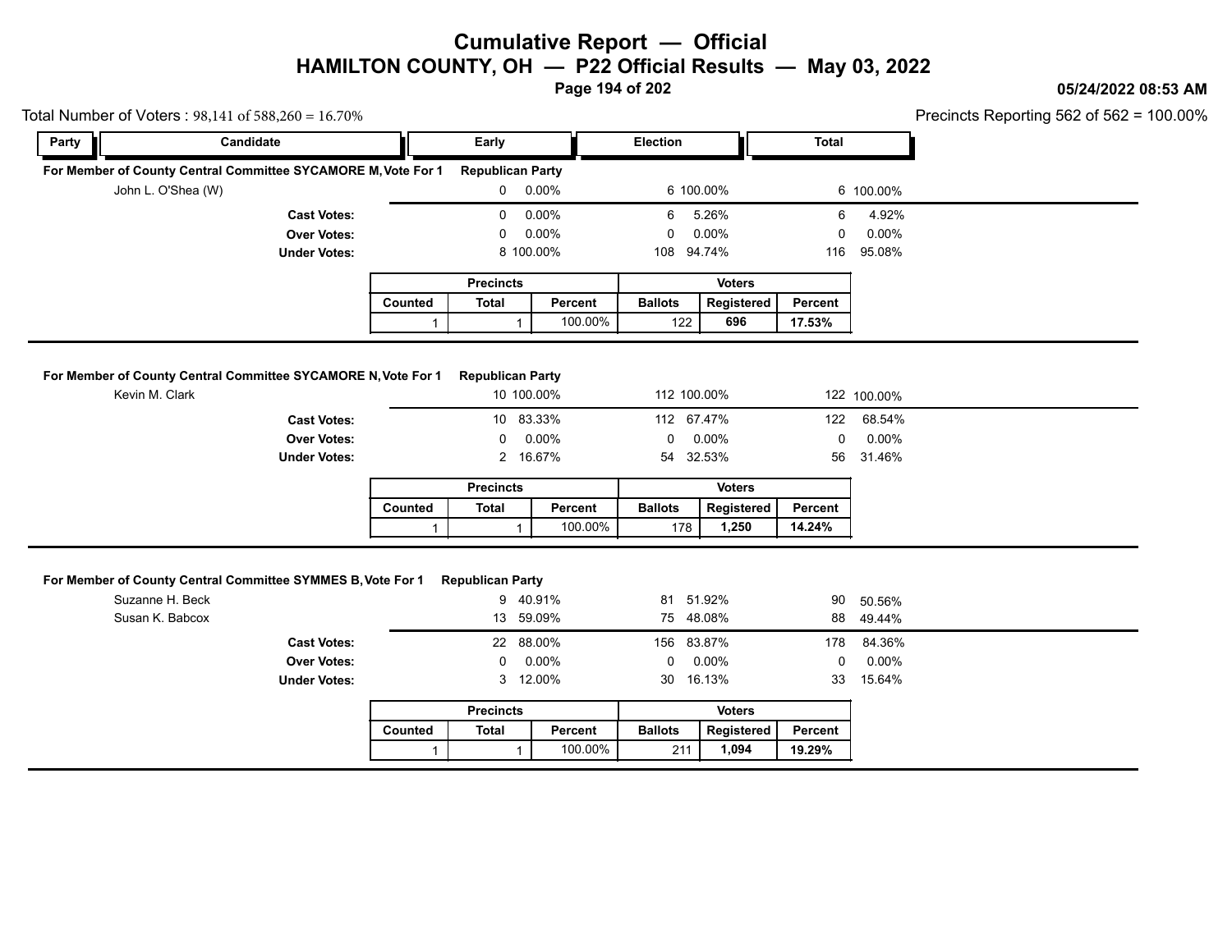# Cumulative Report — Official

## HAMILTON COUNTY, OH — P22 Official Results — May 03, 2022

05/24/2022 08:53 AM

Total Number of Voters : 98,141 of 588,260 = 16.70%

Precincts Reporting 562 of 562 = 100.00%

### For Member of County Central Committee SYCAMORE M, Vote For 1

| Party | Candidate | Early | | Election | | Total | |
|---|---|---|---|---|---|---|---|
| Republican Party | | | | | | | |
| | John L. O'Shea (W) | 0 | 0.00% | 6 | 100.00% | 6 | 100.00% |
| | **Cast Votes:** | 0 | 0.00% | 6 | 5.26% | 6 | 4.92% |
| | **Over Votes:** | 0 | 0.00% | 0 | 0.00% | 0 | 0.00% |
| | **Under Votes:** | 8 | 100.00% | 108 | 94.74% | 116 | 95.08% |

| Precincts | | | Voters | | |
|---|---|---|---|---|---|
| Counted | Total | Percent | Ballots | Registered | Percent |
| 1 | 1 | 100.00% | 122 | 696 | 17.53% |

### For Member of County Central Committee SYCAMORE N, Vote For 1

| Party | Candidate | Early | | Election | | Total | |
|---|---|---|---|---|---|---|---|
| Republican Party | | | | | | | |
| | Kevin M. Clark | 10 | 100.00% | 112 | 100.00% | 122 | 100.00% |
| | **Cast Votes:** | 10 | 83.33% | 112 | 67.47% | 122 | 68.54% |
| | **Over Votes:** | 0 | 0.00% | 0 | 0.00% | 0 | 0.00% |
| | **Under Votes:** | 2 | 16.67% | 54 | 32.53% | 56 | 31.46% |

| Precincts | | | Voters | | |
|---|---|---|---|---|---|
| Counted | Total | Percent | Ballots | Registered | Percent |
| 1 | 1 | 100.00% | 178 | 1,250 | 14.24% |

### For Member of County Central Committee SYMMES B, Vote For 1

| Party | Candidate | Early | | Election | | Total | |
|---|---|---|---|---|---|---|---|
| Republican Party | | | | | | | |
| | Suzanne H. Beck | 9 | 40.91% | 81 | 51.92% | 90 | 50.56% |
| | Susan K. Babcox | 13 | 59.09% | 75 | 48.08% | 88 | 49.44% |
| | **Cast Votes:** | 22 | 88.00% | 156 | 83.87% | 178 | 84.36% |
| | **Over Votes:** | 0 | 0.00% | 0 | 0.00% | 0 | 0.00% |
| | **Under Votes:** | 3 | 12.00% | 30 | 16.13% | 33 | 15.64% |

| Precincts | | | Voters | | |
|---|---|---|---|---|---|
| Counted | Total | Percent | Ballots | Registered | Percent |
| 1 | 1 | 100.00% | 211 | 1,094 | 19.29% |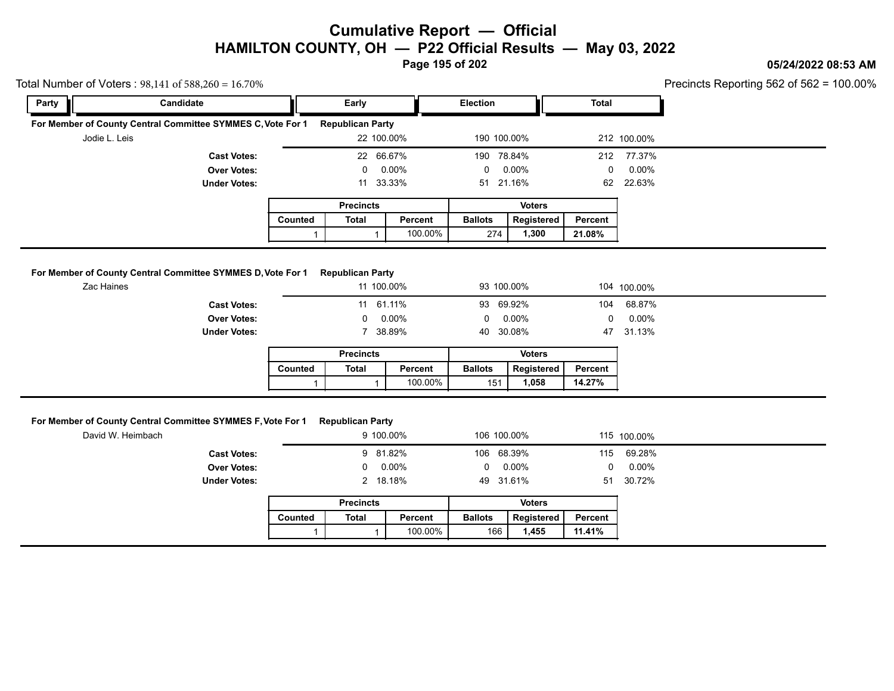# Cumulative Report — Official
## HAMILTON COUNTY, OH — P22 Official Results — May 03, 2022

05/24/2022 08:53 AM

Total Number of Voters : 98,141 of 588,260 = 16.70%

Precincts Reporting 562 of 562 = 100.00%

### For Member of County Central Committee SYMMES C, Vote For 1 — Republican Party

| Party | Candidate | Early | | Election | | Total | |
|---|---|---|---|---|---|---|---|
| | Jodie L. Leis | 22 | 100.00% | 190 | 100.00% | 212 | 100.00% |
| | **Cast Votes:** | 22 | 66.67% | 190 | 78.84% | 212 | 77.37% |
| | **Over Votes:** | 0 | 0.00% | 0 | 0.00% | 0 | 0.00% |
| | **Under Votes:** | 11 | 33.33% | 51 | 21.16% | 62 | 22.63% |

| Precincts | | | Voters | | |
|---|---|---|---|---|---|
| Counted | Total | Percent | Ballots | Registered | Percent |
| 1 | 1 | 100.00% | 274 | **1,300** | **21.08%** |

### For Member of County Central Committee SYMMES D, Vote For 1 — Republican Party

| Party | Candidate | Early | | Election | | Total | |
|---|---|---|---|---|---|---|---|
| | Zac Haines | 11 | 100.00% | 93 | 100.00% | 104 | 100.00% |
| | **Cast Votes:** | 11 | 61.11% | 93 | 69.92% | 104 | 68.87% |
| | **Over Votes:** | 0 | 0.00% | 0 | 0.00% | 0 | 0.00% |
| | **Under Votes:** | 7 | 38.89% | 40 | 30.08% | 47 | 31.13% |

| Precincts | | | Voters | | |
|---|---|---|---|---|---|
| Counted | Total | Percent | Ballots | Registered | Percent |
| 1 | 1 | 100.00% | 151 | **1,058** | **14.27%** |

### For Member of County Central Committee SYMMES F, Vote For 1 — Republican Party

| Party | Candidate | Early | | Election | | Total | |
|---|---|---|---|---|---|---|---|
| | David W. Heimbach | 9 | 100.00% | 106 | 100.00% | 115 | 100.00% |
| | **Cast Votes:** | 9 | 81.82% | 106 | 68.39% | 115 | 69.28% |
| | **Over Votes:** | 0 | 0.00% | 0 | 0.00% | 0 | 0.00% |
| | **Under Votes:** | 2 | 18.18% | 49 | 31.61% | 51 | 30.72% |

| Precincts | | | Voters | | |
|---|---|---|---|---|---|
| Counted | Total | Percent | Ballots | Registered | Percent |
| 1 | 1 | 100.00% | 166 | **1,455** | **11.41%** |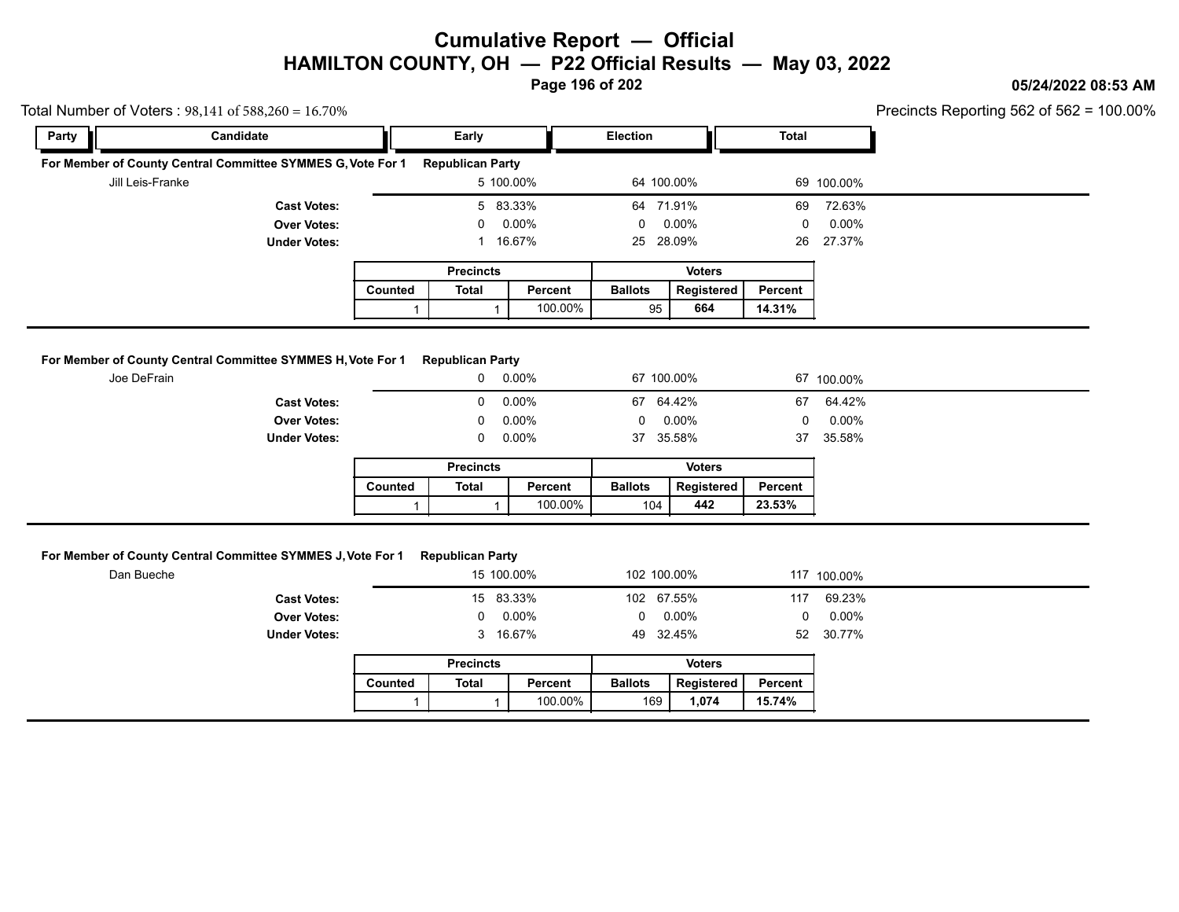# Cumulative Report — Official
## HAMILTON COUNTY, OH — P22 Official Results — May 03, 2022

05/24/2022 08:53 AM

Total Number of Voters : 98,141 of 588,260 = 16.70%

Precincts Reporting 562 of 562 = 100.00%

| Party | Candidate | Early | | Election | | Total | |
|---|---|---|---|---|---|---|---|
| **For Member of County Central Committee SYMMES G, Vote For 1** | | **Republican Party** | | | | | |
| | Jill Leis-Franke | 5 | 100.00% | 64 | 100.00% | 69 | 100.00% |
| | **Cast Votes:** | 5 | 83.33% | 64 | 71.91% | 69 | 72.63% |
| | **Over Votes:** | 0 | 0.00% | 0 | 0.00% | 0 | 0.00% |
| | **Under Votes:** | 1 | 16.67% | 25 | 28.09% | 26 | 27.37% |

| Precincts | | | Voters | | |
|---|---|---|---|---|---|
| Counted | Total | Percent | Ballots | Registered | Percent |
| 1 | 1 | 100.00% | 95 | **664** | **14.31%** |

| Party | Candidate | Early | | Election | | Total | |
|---|---|---|---|---|---|---|---|
| **For Member of County Central Committee SYMMES H, Vote For 1** | | **Republican Party** | | | | | |
| | Joe DeFrain | 0 | 0.00% | 67 | 100.00% | 67 | 100.00% |
| | **Cast Votes:** | 0 | 0.00% | 67 | 64.42% | 67 | 64.42% |
| | **Over Votes:** | 0 | 0.00% | 0 | 0.00% | 0 | 0.00% |
| | **Under Votes:** | 0 | 0.00% | 37 | 35.58% | 37 | 35.58% |

| Precincts | | | Voters | | |
|---|---|---|---|---|---|
| Counted | Total | Percent | Ballots | Registered | Percent |
| 1 | 1 | 100.00% | 104 | **442** | **23.53%** |

| Party | Candidate | Early | | Election | | Total | |
|---|---|---|---|---|---|---|---|
| **For Member of County Central Committee SYMMES J, Vote For 1** | | **Republican Party** | | | | | |
| | Dan Bueche | 15 | 100.00% | 102 | 100.00% | 117 | 100.00% |
| | **Cast Votes:** | 15 | 83.33% | 102 | 67.55% | 117 | 69.23% |
| | **Over Votes:** | 0 | 0.00% | 0 | 0.00% | 0 | 0.00% |
| | **Under Votes:** | 3 | 16.67% | 49 | 32.45% | 52 | 30.77% |

| Precincts | | | Voters | | |
|---|---|---|---|---|---|
| Counted | Total | Percent | Ballots | Registered | Percent |
| 1 | 1 | 100.00% | 169 | **1,074** | **15.74%** |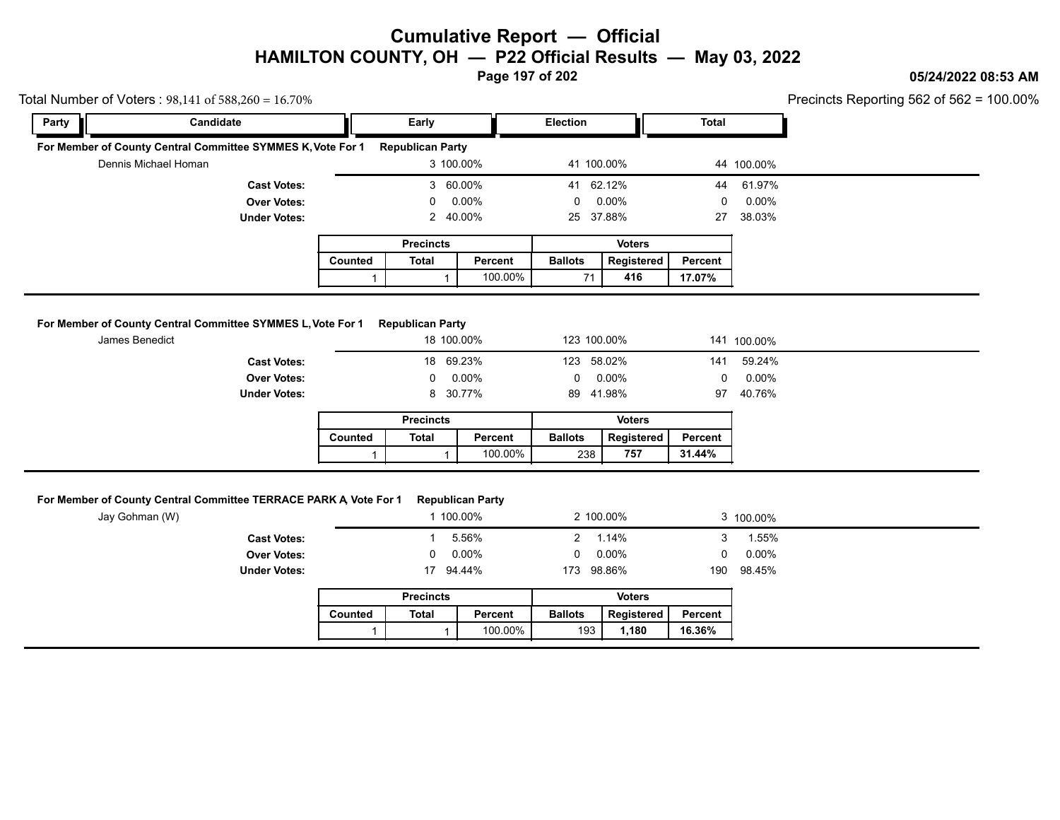# Cumulative Report — Official
## HAMILTON COUNTY, OH — P22 Official Results — May 03, 2022

05/24/2022 08:53 AM

Total Number of Voters : 98,141 of 588,260 = 16.70%

Precincts Reporting 562 of 562 = 100.00%

| Party | Candidate | Early | | Election | | Total | |
|---|---|---|---|---|---|---|---|

### For Member of County Central Committee SYMMES K, Vote For 1 — Republican Party

| Candidate | Early | | Election | | Total | |
|---|---|---|---|---|---|---|
| Dennis Michael Homan | 3 | 100.00% | 41 | 100.00% | 44 | 100.00% |
| **Cast Votes:** | 3 | 60.00% | 41 | 62.12% | 44 | 61.97% |
| **Over Votes:** | 0 | 0.00% | 0 | 0.00% | 0 | 0.00% |
| **Under Votes:** | 2 | 40.00% | 25 | 37.88% | 27 | 38.03% |

| Precincts | | | Voters | | |
|---|---|---|---|---|---|
| Counted | Total | Percent | Ballots | Registered | Percent |
| 1 | 1 | 100.00% | 71 | **416** | **17.07%** |

### For Member of County Central Committee SYMMES L, Vote For 1 — Republican Party

| Candidate | Early | | Election | | Total | |
|---|---|---|---|---|---|---|
| James Benedict | 18 | 100.00% | 123 | 100.00% | 141 | 100.00% |
| **Cast Votes:** | 18 | 69.23% | 123 | 58.02% | 141 | 59.24% |
| **Over Votes:** | 0 | 0.00% | 0 | 0.00% | 0 | 0.00% |
| **Under Votes:** | 8 | 30.77% | 89 | 41.98% | 97 | 40.76% |

| Precincts | | | Voters | | |
|---|---|---|---|---|---|
| Counted | Total | Percent | Ballots | Registered | Percent |
| 1 | 1 | 100.00% | 238 | **757** | **31.44%** |

### For Member of County Central Committee TERRACE PARK A, Vote For 1 — Republican Party

| Candidate | Early | | Election | | Total | |
|---|---|---|---|---|---|---|
| Jay Gohman (W) | 1 | 100.00% | 2 | 100.00% | 3 | 100.00% |
| **Cast Votes:** | 1 | 5.56% | 2 | 1.14% | 3 | 1.55% |
| **Over Votes:** | 0 | 0.00% | 0 | 0.00% | 0 | 0.00% |
| **Under Votes:** | 17 | 94.44% | 173 | 98.86% | 190 | 98.45% |

| Precincts | | | Voters | | |
|---|---|---|---|---|---|
| Counted | Total | Percent | Ballots | Registered | Percent |
| 1 | 1 | 100.00% | 193 | **1,180** | **16.36%** |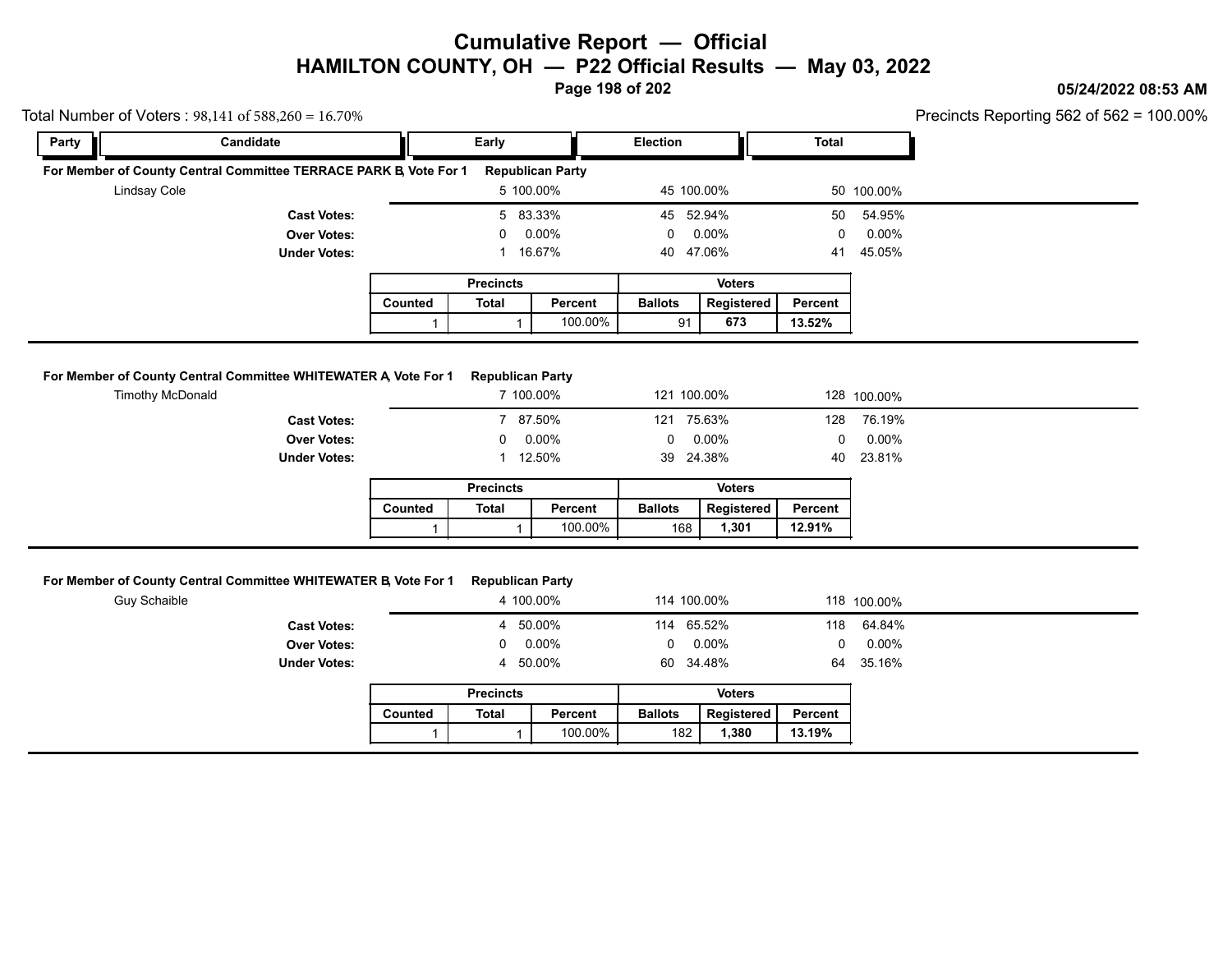# Cumulative Report — Official
## HAMILTON COUNTY, OH — P22 Official Results — May 03, 2022

05/24/2022 08:53 AM

Total Number of Voters : 98,141 of 588,260 = 16.70%

Precincts Reporting 562 of 562 = 100.00%

| Party | Candidate | Early | | Election | | Total | |
|---|---|---|---|---|---|---|---|

### For Member of County Central Committee TERRACE PARK B, Vote For 1 — Republican Party

| Candidate | Early | | Election | | Total | |
|---|---|---|---|---|---|---|
| Lindsay Cole | 5 | 100.00% | 45 | 100.00% | 50 | 100.00% |
| **Cast Votes:** | 5 | 83.33% | 45 | 52.94% | 50 | 54.95% |
| **Over Votes:** | 0 | 0.00% | 0 | 0.00% | 0 | 0.00% |
| **Under Votes:** | 1 | 16.67% | 40 | 47.06% | 41 | 45.05% |

| Precincts | | | Voters | | |
|---|---|---|---|---|---|
| Counted | Total | Percent | Ballots | Registered | Percent |
| 1 | 1 | 100.00% | 91 | 673 | 13.52% |

### For Member of County Central Committee WHITEWATER A, Vote For 1 — Republican Party

| Candidate | Early | | Election | | Total | |
|---|---|---|---|---|---|---|
| Timothy McDonald | 7 | 100.00% | 121 | 100.00% | 128 | 100.00% |
| **Cast Votes:** | 7 | 87.50% | 121 | 75.63% | 128 | 76.19% |
| **Over Votes:** | 0 | 0.00% | 0 | 0.00% | 0 | 0.00% |
| **Under Votes:** | 1 | 12.50% | 39 | 24.38% | 40 | 23.81% |

| Precincts | | | Voters | | |
|---|---|---|---|---|---|
| Counted | Total | Percent | Ballots | Registered | Percent |
| 1 | 1 | 100.00% | 168 | 1,301 | 12.91% |

### For Member of County Central Committee WHITEWATER B, Vote For 1 — Republican Party

| Candidate | Early | | Election | | Total | |
|---|---|---|---|---|---|---|
| Guy Schaible | 4 | 100.00% | 114 | 100.00% | 118 | 100.00% |
| **Cast Votes:** | 4 | 50.00% | 114 | 65.52% | 118 | 64.84% |
| **Over Votes:** | 0 | 0.00% | 0 | 0.00% | 0 | 0.00% |
| **Under Votes:** | 4 | 50.00% | 60 | 34.48% | 64 | 35.16% |

| Precincts | | | Voters | | |
|---|---|---|---|---|---|
| Counted | Total | Percent | Ballots | Registered | Percent |
| 1 | 1 | 100.00% | 182 | 1,380 | 13.19% |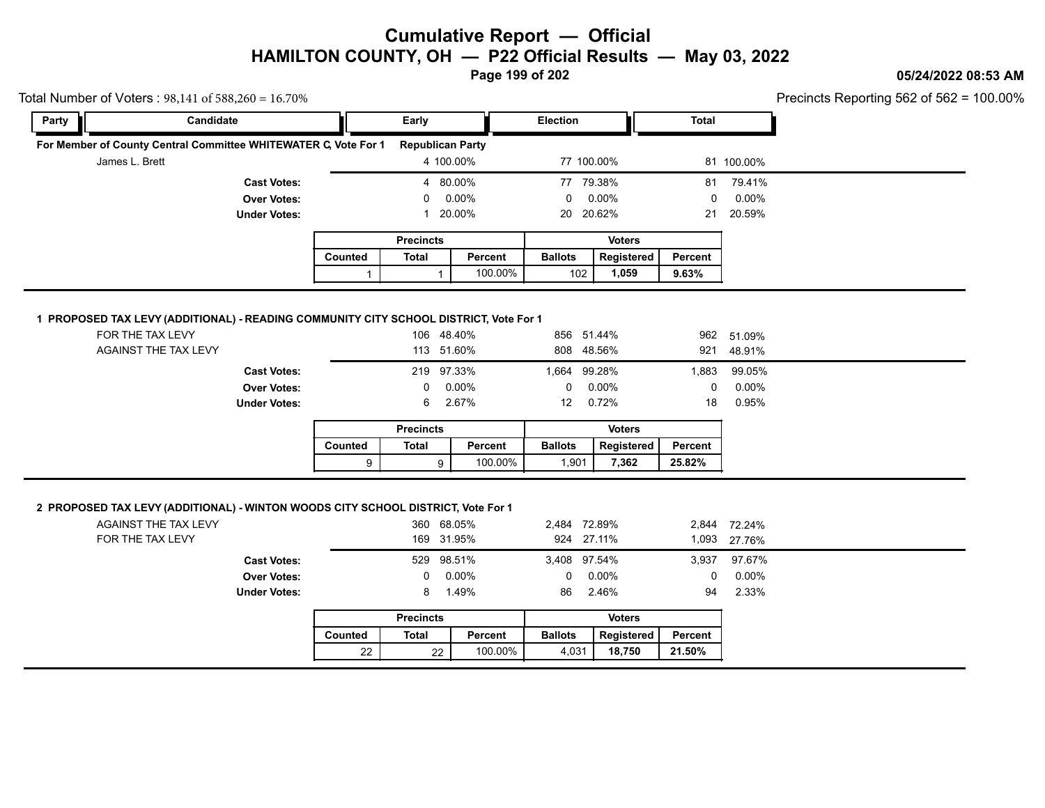# Cumulative Report — Official
## HAMILTON COUNTY, OH — P22 Official Results — May 03, 2022

05/24/2022 08:53 AM

Total Number of Voters : 98,141 of 588,260 = 16.70%

Precincts Reporting 562 of 562 = 100.00%

| Party | Candidate | Early | | Election | | Total | |
|---|---|---|---|---|---|---|---|

### For Member of County Central Committee WHITEWATER C, Vote For 1 — Republican Party

| Candidate | Early | | Election | | Total | |
|---|---|---|---|---|---|---|
| James L. Brett | 4 | 100.00% | 77 | 100.00% | 81 | 100.00% |
| **Cast Votes:** | 4 | 80.00% | 77 | 79.38% | 81 | 79.41% |
| **Over Votes:** | 0 | 0.00% | 0 | 0.00% | 0 | 0.00% |
| **Under Votes:** | 1 | 20.00% | 20 | 20.62% | 21 | 20.59% |

| Precincts | | | Voters | | |
|---|---|---|---|---|---|
| Counted | Total | Percent | Ballots | Registered | Percent |
| 1 | 1 | 100.00% | 102 | **1,059** | **9.63%** |

### 1 PROPOSED TAX LEVY (ADDITIONAL) - READING COMMUNITY CITY SCHOOL DISTRICT, Vote For 1

| Candidate | Early | | Election | | Total | |
|---|---|---|---|---|---|---|
| FOR THE TAX LEVY | 106 | 48.40% | 856 | 51.44% | 962 | 51.09% |
| AGAINST THE TAX LEVY | 113 | 51.60% | 808 | 48.56% | 921 | 48.91% |
| **Cast Votes:** | 219 | 97.33% | 1,664 | 99.28% | 1,883 | 99.05% |
| **Over Votes:** | 0 | 0.00% | 0 | 0.00% | 0 | 0.00% |
| **Under Votes:** | 6 | 2.67% | 12 | 0.72% | 18 | 0.95% |

| Precincts | | | Voters | | |
|---|---|---|---|---|---|
| Counted | Total | Percent | Ballots | Registered | Percent |
| 9 | 9 | 100.00% | 1,901 | **7,362** | **25.82%** |

### 2 PROPOSED TAX LEVY (ADDITIONAL) - WINTON WOODS CITY SCHOOL DISTRICT, Vote For 1

| Candidate | Early | | Election | | Total | |
|---|---|---|---|---|---|---|
| AGAINST THE TAX LEVY | 360 | 68.05% | 2,484 | 72.89% | 2,844 | 72.24% |
| FOR THE TAX LEVY | 169 | 31.95% | 924 | 27.11% | 1,093 | 27.76% |
| **Cast Votes:** | 529 | 98.51% | 3,408 | 97.54% | 3,937 | 97.67% |
| **Over Votes:** | 0 | 0.00% | 0 | 0.00% | 0 | 0.00% |
| **Under Votes:** | 8 | 1.49% | 86 | 2.46% | 94 | 2.33% |

| Precincts | | | Voters | | |
|---|---|---|---|---|---|
| Counted | Total | Percent | Ballots | Registered | Percent |
| 22 | 22 | 100.00% | 4,031 | **18,750** | **21.50%** |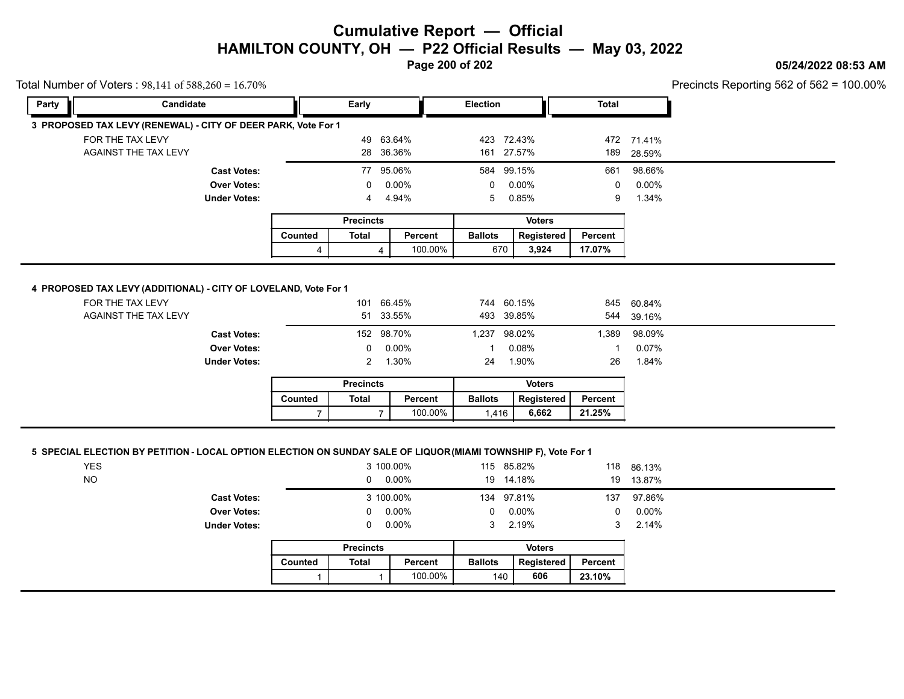# Cumulative Report — Official

## HAMILTON COUNTY, OH — P22 Official Results — May 03, 2022

05/24/2022 08:53 AM

Total Number of Voters : 98,141 of 588,260 = 16.70%

Precincts Reporting 562 of 562 = 100.00%

### 3 PROPOSED TAX LEVY (RENEWAL) - CITY OF DEER PARK, Vote For 1

| Party | Candidate | Early | | Election | | Total | |
|---|---|---|---|---|---|---|---|
| | FOR THE TAX LEVY | 49 | 63.64% | 423 | 72.43% | 472 | 71.41% |
| | AGAINST THE TAX LEVY | 28 | 36.36% | 161 | 27.57% | 189 | 28.59% |
| | **Cast Votes:** | 77 | 95.06% | 584 | 99.15% | 661 | 98.66% |
| | **Over Votes:** | 0 | 0.00% | 0 | 0.00% | 0 | 0.00% |
| | **Under Votes:** | 4 | 4.94% | 5 | 0.85% | 9 | 1.34% |

| Precincts | | | Voters | | |
|---|---|---|---|---|---|
| Counted | Total | Percent | Ballots | Registered | Percent |
| 4 | 4 | 100.00% | 670 | **3,924** | **17.07%** |

### 4 PROPOSED TAX LEVY (ADDITIONAL) - CITY OF LOVELAND, Vote For 1

| Party | Candidate | Early | | Election | | Total | |
|---|---|---|---|---|---|---|---|
| | FOR THE TAX LEVY | 101 | 66.45% | 744 | 60.15% | 845 | 60.84% |
| | AGAINST THE TAX LEVY | 51 | 33.55% | 493 | 39.85% | 544 | 39.16% |
| | **Cast Votes:** | 152 | 98.70% | 1,237 | 98.02% | 1,389 | 98.09% |
| | **Over Votes:** | 0 | 0.00% | 1 | 0.08% | 1 | 0.07% |
| | **Under Votes:** | 2 | 1.30% | 24 | 1.90% | 26 | 1.84% |

| Precincts | | | Voters | | |
|---|---|---|---|---|---|
| Counted | Total | Percent | Ballots | Registered | Percent |
| 7 | 7 | 100.00% | 1,416 | **6,662** | **21.25%** |

### 5 SPECIAL ELECTION BY PETITION - LOCAL OPTION ELECTION ON SUNDAY SALE OF LIQUOR(MIAMI TOWNSHIP F), Vote For 1

| Party | Candidate | Early | | Election | | Total | |
|---|---|---|---|---|---|---|---|
| | YES | 3 | 100.00% | 115 | 85.82% | 118 | 86.13% |
| | NO | 0 | 0.00% | 19 | 14.18% | 19 | 13.87% |
| | **Cast Votes:** | 3 | 100.00% | 134 | 97.81% | 137 | 97.86% |
| | **Over Votes:** | 0 | 0.00% | 0 | 0.00% | 0 | 0.00% |
| | **Under Votes:** | 0 | 0.00% | 3 | 2.19% | 3 | 2.14% |

| Precincts | | | Voters | | |
|---|---|---|---|---|---|
| Counted | Total | Percent | Ballots | Registered | Percent |
| 1 | 1 | 100.00% | 140 | **606** | **23.10%** |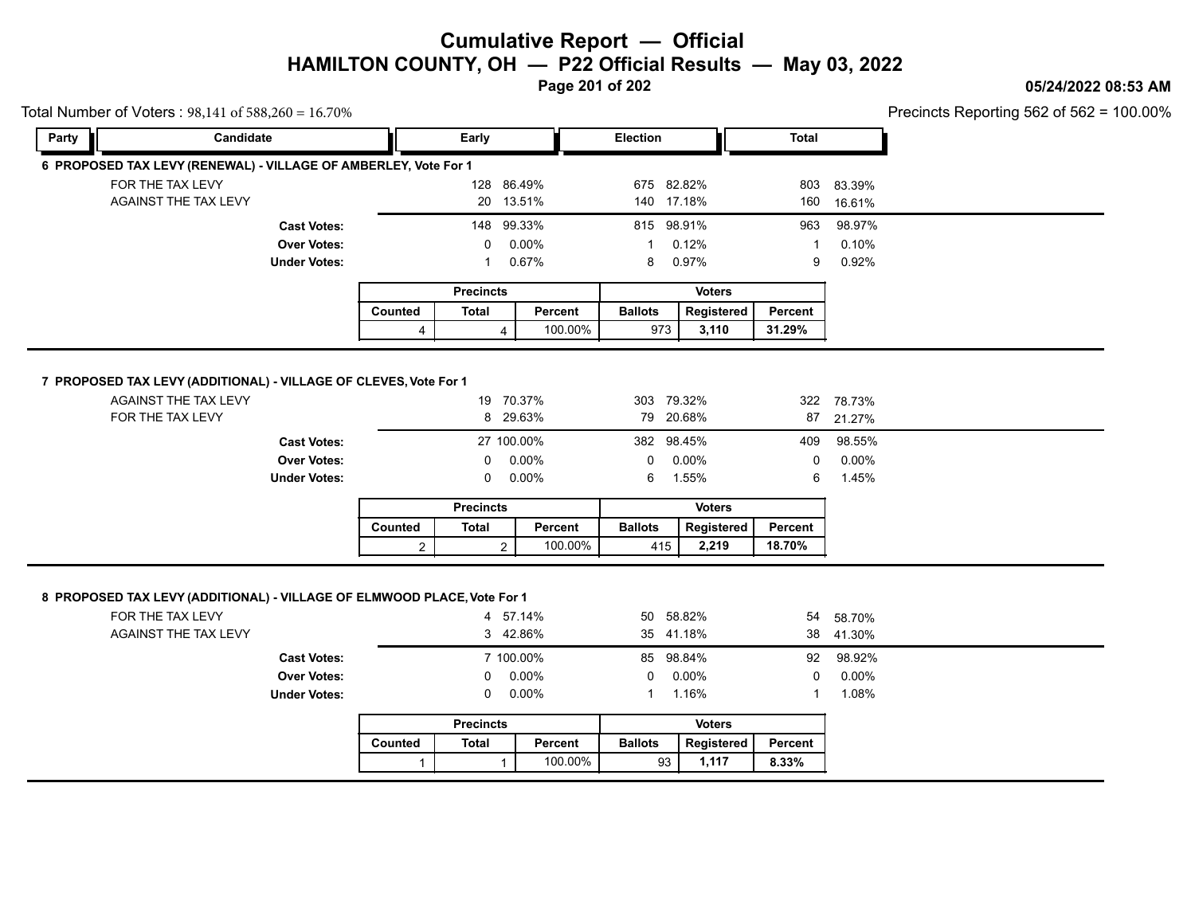# Cumulative Report — Official

## HAMILTON COUNTY, OH — P22 Official Results — May 03, 2022

05/24/2022 08:53 AM

Total Number of Voters : 98,141 of 588,260 = 16.70%

Precincts Reporting 562 of 562 = 100.00%

### 6 PROPOSED TAX LEVY (RENEWAL) - VILLAGE OF AMBERLEY, Vote For 1

| Party | Candidate | Early | | Election | | Total | |
|---|---|---|---|---|---|---|---|
| | FOR THE TAX LEVY | 128 | 86.49% | 675 | 82.82% | 803 | 83.39% |
| | AGAINST THE TAX LEVY | 20 | 13.51% | 140 | 17.18% | 160 | 16.61% |
| | **Cast Votes:** | 148 | 99.33% | 815 | 98.91% | 963 | 98.97% |
| | **Over Votes:** | 0 | 0.00% | 1 | 0.12% | 1 | 0.10% |
| | **Under Votes:** | 1 | 0.67% | 8 | 0.97% | 9 | 0.92% |

| Precincts | | | Voters | | |
|---|---|---|---|---|---|
| Counted | Total | Percent | Ballots | Registered | Percent |
| 4 | 4 | 100.00% | 973 | **3,110** | **31.29%** |

### 7 PROPOSED TAX LEVY (ADDITIONAL) - VILLAGE OF CLEVES, Vote For 1

| Party | Candidate | Early | | Election | | Total | |
|---|---|---|---|---|---|---|---|
| | AGAINST THE TAX LEVY | 19 | 70.37% | 303 | 79.32% | 322 | 78.73% |
| | FOR THE TAX LEVY | 8 | 29.63% | 79 | 20.68% | 87 | 21.27% |
| | **Cast Votes:** | 27 | 100.00% | 382 | 98.45% | 409 | 98.55% |
| | **Over Votes:** | 0 | 0.00% | 0 | 0.00% | 0 | 0.00% |
| | **Under Votes:** | 0 | 0.00% | 6 | 1.55% | 6 | 1.45% |

| Precincts | | | Voters | | |
|---|---|---|---|---|---|
| Counted | Total | Percent | Ballots | Registered | Percent |
| 2 | 2 | 100.00% | 415 | **2,219** | **18.70%** |

### 8 PROPOSED TAX LEVY (ADDITIONAL) - VILLAGE OF ELMWOOD PLACE, Vote For 1

| Party | Candidate | Early | | Election | | Total | |
|---|---|---|---|---|---|---|---|
| | FOR THE TAX LEVY | 4 | 57.14% | 50 | 58.82% | 54 | 58.70% |
| | AGAINST THE TAX LEVY | 3 | 42.86% | 35 | 41.18% | 38 | 41.30% |
| | **Cast Votes:** | 7 | 100.00% | 85 | 98.84% | 92 | 98.92% |
| | **Over Votes:** | 0 | 0.00% | 0 | 0.00% | 0 | 0.00% |
| | **Under Votes:** | 0 | 0.00% | 1 | 1.16% | 1 | 1.08% |

| Precincts | | | Voters | | |
|---|---|---|---|---|---|
| Counted | Total | Percent | Ballots | Registered | Percent |
| 1 | 1 | 100.00% | 93 | **1,117** | **8.33%** |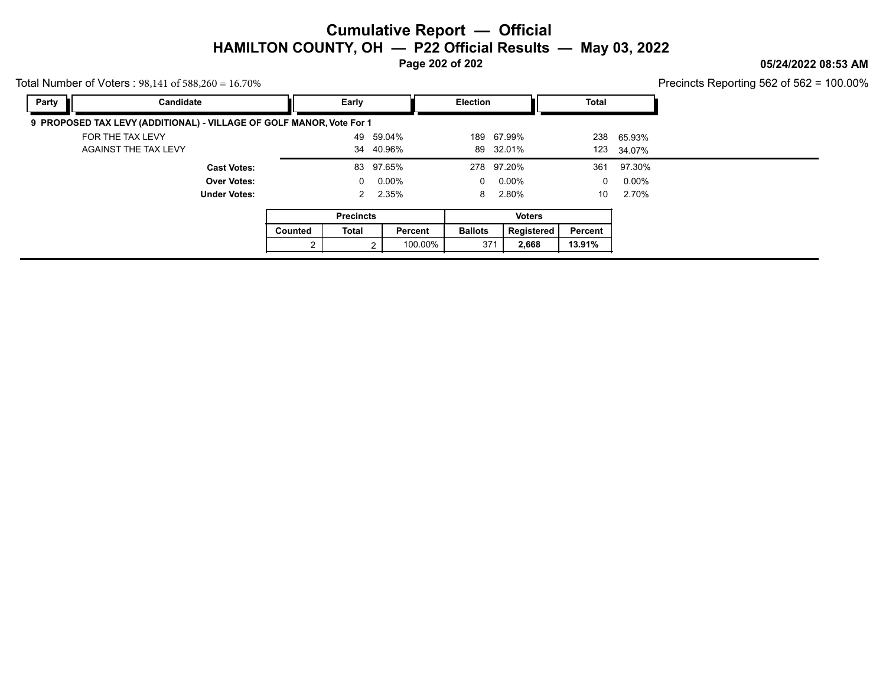# Cumulative Report — Official
## HAMILTON COUNTY, OH — P22 Official Results — May 03, 2022

05/24/2022 08:53 AM

Total Number of Voters : 98,141 of 588,260 = 16.70%

Precincts Reporting 562 of 562 = 100.00%

| Party | Candidate | Early | | Election | | Total | |
|---|---|---|---|---|---|---|---|
| **9 PROPOSED TAX LEVY (ADDITIONAL) - VILLAGE OF GOLF MANOR, Vote For 1** | | | | | | | |
| | FOR THE TAX LEVY | 49 | 59.04% | 189 | 67.99% | 238 | 65.93% |
| | AGAINST THE TAX LEVY | 34 | 40.96% | 89 | 32.01% | 123 | 34.07% |
| | **Cast Votes:** | 83 | 97.65% | 278 | 97.20% | 361 | 97.30% |
| | **Over Votes:** | 0 | 0.00% | 0 | 0.00% | 0 | 0.00% |
| | **Under Votes:** | 2 | 2.35% | 8 | 2.80% | 10 | 2.70% |

| Precincts | | | Voters | | |
|---|---|---|---|---|---|
| Counted | Total | Percent | Ballots | Registered | Percent |
| 2 | 2 | 100.00% | 371 | **2,668** | **13.91%** |